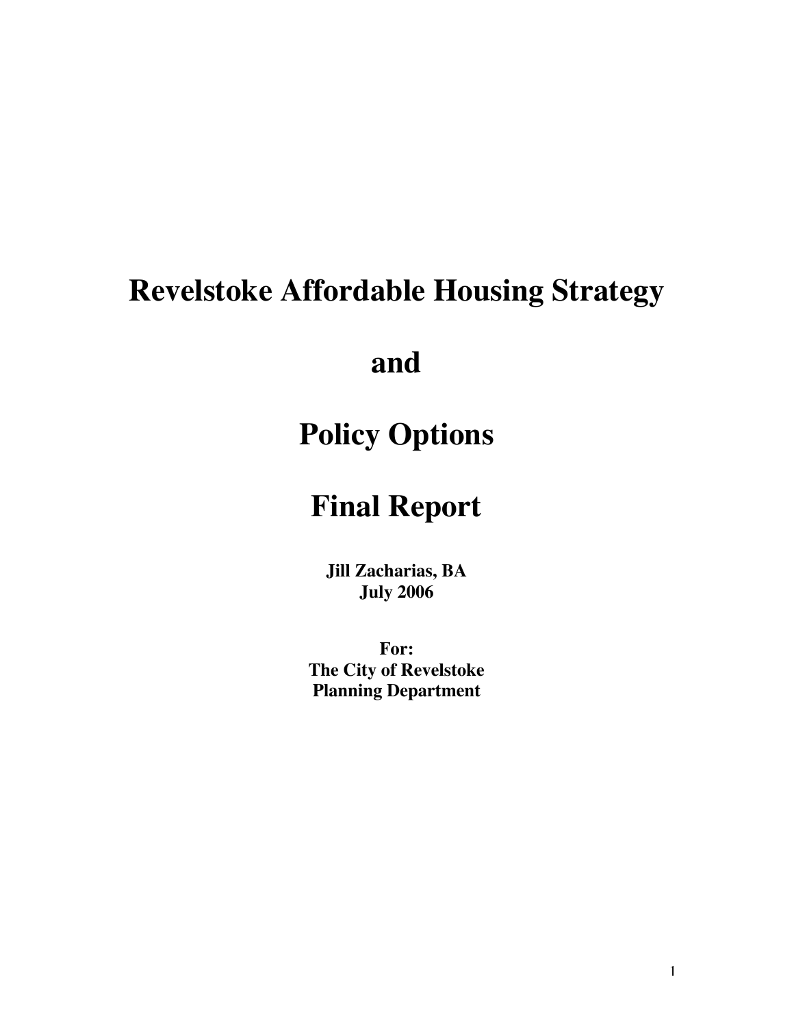# Revelstoke Affordable Housing Strategy

# and

# Policy Options

# Final Report

**Jill Zacharias, BA**
**July 2006**

**For:**
**The City of Revelstoke**
**Planning Department**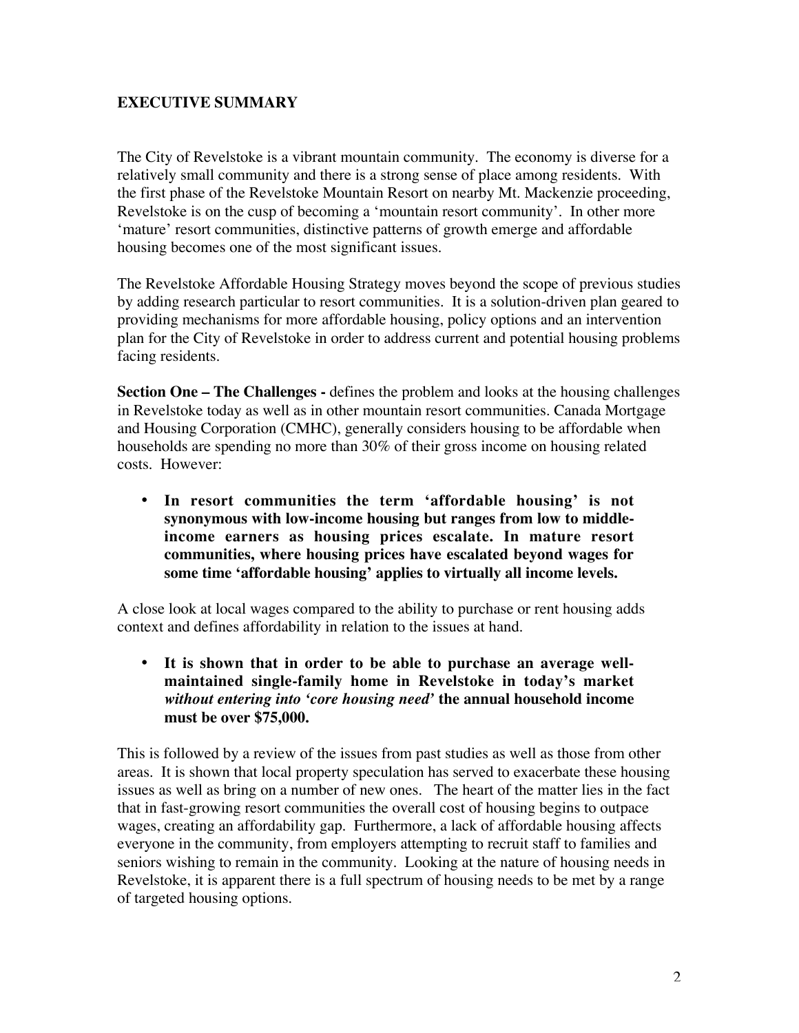## EXECUTIVE SUMMARY

The City of Revelstoke is a vibrant mountain community. The economy is diverse for a relatively small community and there is a strong sense of place among residents. With the first phase of the Revelstoke Mountain Resort on nearby Mt. Mackenzie proceeding, Revelstoke is on the cusp of becoming a 'mountain resort community'. In other more 'mature' resort communities, distinctive patterns of growth emerge and affordable housing becomes one of the most significant issues.

The Revelstoke Affordable Housing Strategy moves beyond the scope of previous studies by adding research particular to resort communities. It is a solution-driven plan geared to providing mechanisms for more affordable housing, policy options and an intervention plan for the City of Revelstoke in order to address current and potential housing problems facing residents.

**Section One – The Challenges -** defines the problem and looks at the housing challenges in Revelstoke today as well as in other mountain resort communities. Canada Mortgage and Housing Corporation (CMHC), generally considers housing to be affordable when households are spending no more than 30% of their gross income on housing related costs. However:

- **In resort communities the term 'affordable housing' is not synonymous with low-income housing but ranges from low to middle-income earners as housing prices escalate. In mature resort communities, where housing prices have escalated beyond wages for some time 'affordable housing' applies to virtually all income levels.**

A close look at local wages compared to the ability to purchase or rent housing adds context and defines affordability in relation to the issues at hand.

- **It is shown that in order to be able to purchase an average well-maintained single-family home in Revelstoke in today's market *without entering into 'core housing need'* the annual household income must be over $75,000.**

This is followed by a review of the issues from past studies as well as those from other areas. It is shown that local property speculation has served to exacerbate these housing issues as well as bring on a number of new ones. The heart of the matter lies in the fact that in fast-growing resort communities the overall cost of housing begins to outpace wages, creating an affordability gap. Furthermore, a lack of affordable housing affects everyone in the community, from employers attempting to recruit staff to families and seniors wishing to remain in the community. Looking at the nature of housing needs in Revelstoke, it is apparent there is a full spectrum of housing needs to be met by a range of targeted housing options.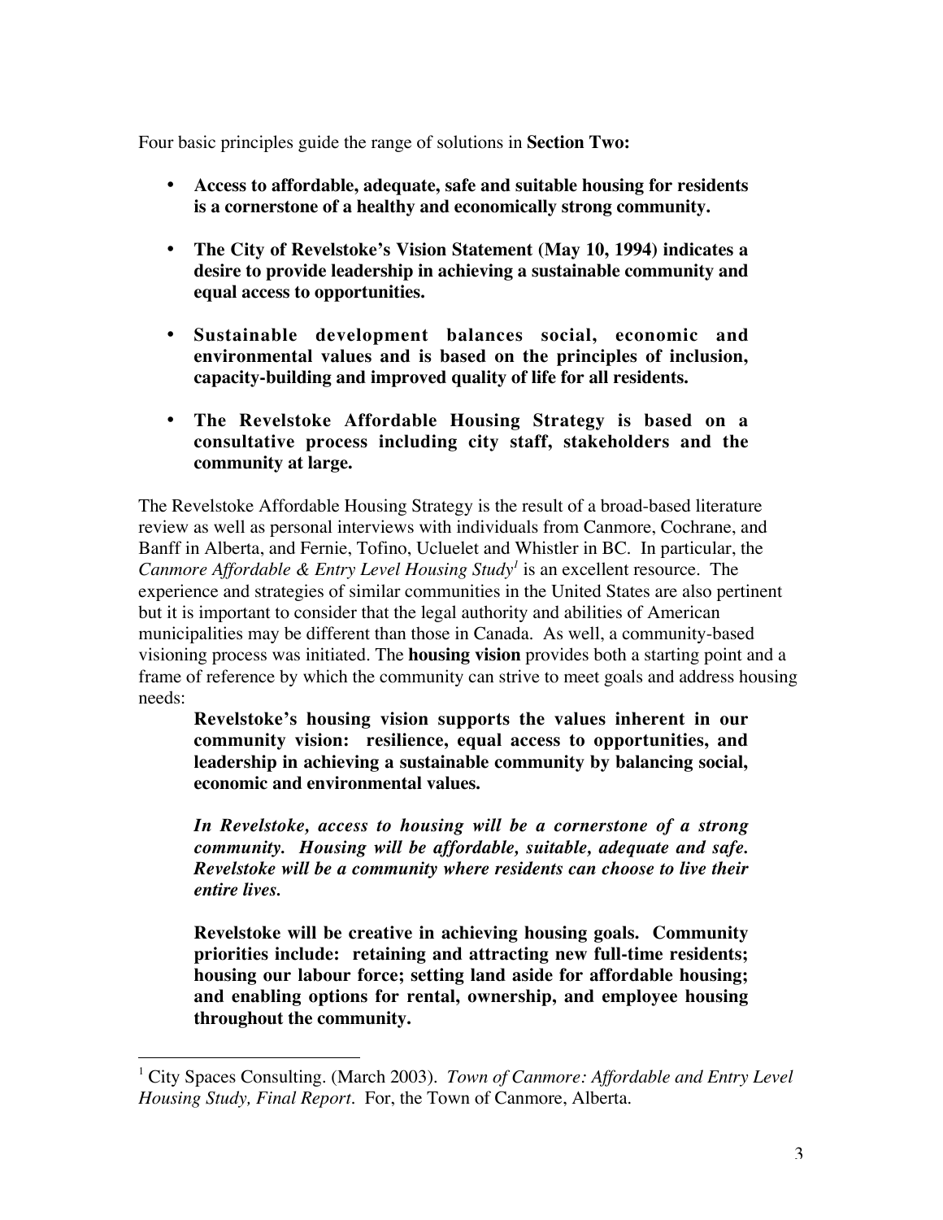Four basic principles guide the range of solutions in **Section Two:**

- **Access to affordable, adequate, safe and suitable housing for residents is a cornerstone of a healthy and economically strong community.**
- **The City of Revelstoke's Vision Statement (May 10, 1994) indicates a desire to provide leadership in achieving a sustainable community and equal access to opportunities.**
- **Sustainable development balances social, economic and environmental values and is based on the principles of inclusion, capacity-building and improved quality of life for all residents.**
- **The Revelstoke Affordable Housing Strategy is based on a consultative process including city staff, stakeholders and the community at large.**

The Revelstoke Affordable Housing Strategy is the result of a broad-based literature review as well as personal interviews with individuals from Canmore, Cochrane, and Banff in Alberta, and Fernie, Tofino, Ucluelet and Whistler in BC. In particular, the *Canmore Affordable & Entry Level Housing Study*[1] is an excellent resource. The experience and strategies of similar communities in the United States are also pertinent but it is important to consider that the legal authority and abilities of American municipalities may be different than those in Canada. As well, a community-based visioning process was initiated. The **housing vision** provides both a starting point and a frame of reference by which the community can strive to meet goals and address housing needs:

> **Revelstoke's housing vision supports the values inherent in our community vision: resilience, equal access to opportunities, and leadership in achieving a sustainable community by balancing social, economic and environmental values.**
>
> ***In Revelstoke, access to housing will be a cornerstone of a strong community. Housing will be affordable, suitable, adequate and safe. Revelstoke will be a community where residents can choose to live their entire lives.***
>
> **Revelstoke will be creative in achieving housing goals. Community priorities include: retaining and attracting new full-time residents; housing our labour force; setting land aside for affordable housing; and enabling options for rental, ownership, and employee housing throughout the community.**

---

[1] City Spaces Consulting. (March 2003). *Town of Canmore: Affordable and Entry Level Housing Study, Final Report*. For, the Town of Canmore, Alberta.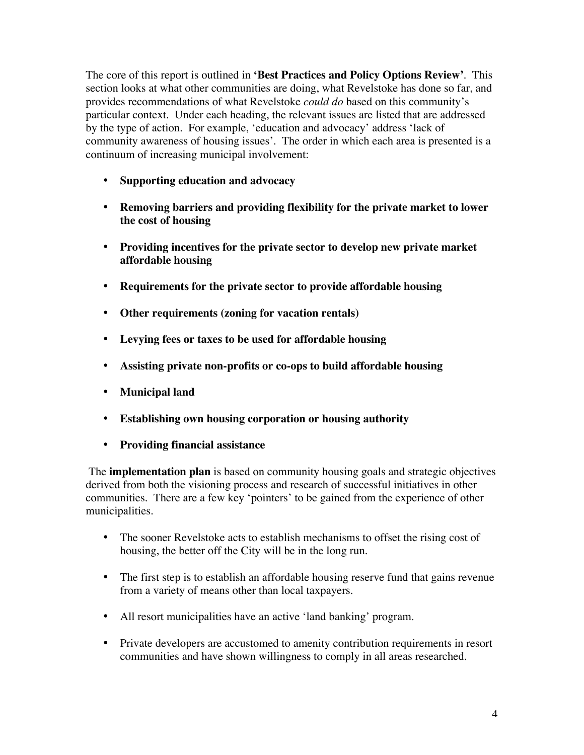The core of this report is outlined in **'Best Practices and Policy Options Review'**. This section looks at what other communities are doing, what Revelstoke has done so far, and provides recommendations of what Revelstoke *could do* based on this community's particular context. Under each heading, the relevant issues are listed that are addressed by the type of action. For example, 'education and advocacy' address 'lack of community awareness of housing issues'. The order in which each area is presented is a continuum of increasing municipal involvement:

- **Supporting education and advocacy**
- **Removing barriers and providing flexibility for the private market to lower the cost of housing**
- **Providing incentives for the private sector to develop new private market affordable housing**
- **Requirements for the private sector to provide affordable housing**
- **Other requirements (zoning for vacation rentals)**
- **Levying fees or taxes to be used for affordable housing**
- **Assisting private non-profits or co-ops to build affordable housing**
- **Municipal land**
- **Establishing own housing corporation or housing authority**
- **Providing financial assistance**

The **implementation plan** is based on community housing goals and strategic objectives derived from both the visioning process and research of successful initiatives in other communities. There are a few key 'pointers' to be gained from the experience of other municipalities.

- The sooner Revelstoke acts to establish mechanisms to offset the rising cost of housing, the better off the City will be in the long run.
- The first step is to establish an affordable housing reserve fund that gains revenue from a variety of means other than local taxpayers.
- All resort municipalities have an active 'land banking' program.
- Private developers are accustomed to amenity contribution requirements in resort communities and have shown willingness to comply in all areas researched.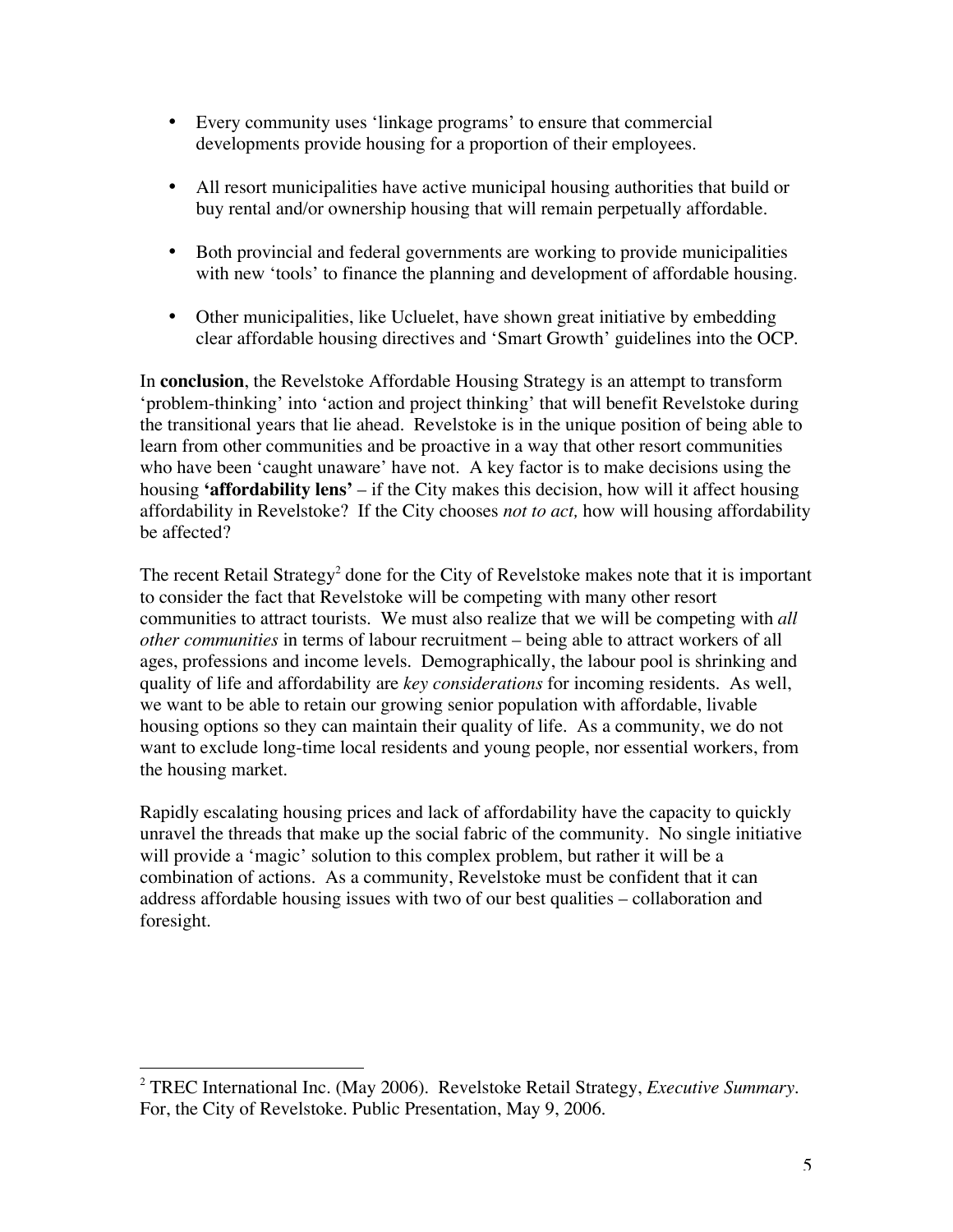- Every community uses 'linkage programs' to ensure that commercial developments provide housing for a proportion of their employees.

- All resort municipalities have active municipal housing authorities that build or buy rental and/or ownership housing that will remain perpetually affordable.

- Both provincial and federal governments are working to provide municipalities with new 'tools' to finance the planning and development of affordable housing.

- Other municipalities, like Ucluelet, have shown great initiative by embedding clear affordable housing directives and 'Smart Growth' guidelines into the OCP.

In **conclusion**, the Revelstoke Affordable Housing Strategy is an attempt to transform 'problem-thinking' into 'action and project thinking' that will benefit Revelstoke during the transitional years that lie ahead. Revelstoke is in the unique position of being able to learn from other communities and be proactive in a way that other resort communities who have been 'caught unaware' have not. A key factor is to make decisions using the housing **'affordability lens'** – if the City makes this decision, how will it affect housing affordability in Revelstoke? If the City chooses *not to act,* how will housing affordability be affected?

The recent Retail Strategy[2] done for the City of Revelstoke makes note that it is important to consider the fact that Revelstoke will be competing with many other resort communities to attract tourists. We must also realize that we will be competing with *all other communities* in terms of labour recruitment – being able to attract workers of all ages, professions and income levels. Demographically, the labour pool is shrinking and quality of life and affordability are *key considerations* for incoming residents. As well, we want to be able to retain our growing senior population with affordable, livable housing options so they can maintain their quality of life. As a community, we do not want to exclude long-time local residents and young people, nor essential workers, from the housing market.

Rapidly escalating housing prices and lack of affordability have the capacity to quickly unravel the threads that make up the social fabric of the community. No single initiative will provide a 'magic' solution to this complex problem, but rather it will be a combination of actions. As a community, Revelstoke must be confident that it can address affordable housing issues with two of our best qualities – collaboration and foresight.

---

[2] TREC International Inc. (May 2006). Revelstoke Retail Strategy, *Executive Summary*. For, the City of Revelstoke. Public Presentation, May 9, 2006.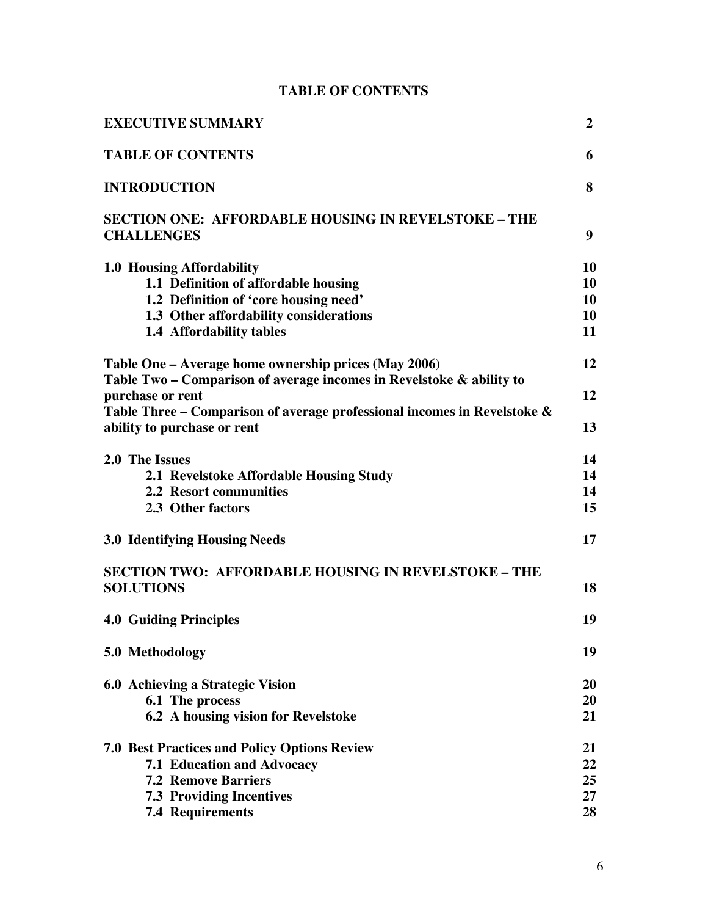# TABLE OF CONTENTS

| | |
|---|---|
| **EXECUTIVE SUMMARY** | **2** |
| **TABLE OF CONTENTS** | **6** |
| **INTRODUCTION** | **8** |
| **SECTION ONE: AFFORDABLE HOUSING IN REVELSTOKE – THE CHALLENGES** | **9** |
| **1.0 Housing Affordability** | **10** |
| **1.1 Definition of affordable housing** | **10** |
| **1.2 Definition of 'core housing need'** | **10** |
| **1.3 Other affordability considerations** | **10** |
| **1.4 Affordability tables** | **11** |
| **Table One – Average home ownership prices (May 2006)** | **12** |
| **Table Two – Comparison of average incomes in Revelstoke & ability to purchase or rent** | **12** |
| **Table Three – Comparison of average professional incomes in Revelstoke & ability to purchase or rent** | **13** |
| **2.0 The Issues** | **14** |
| **2.1 Revelstoke Affordable Housing Study** | **14** |
| **2.2 Resort communities** | **14** |
| **2.3 Other factors** | **15** |
| **3.0 Identifying Housing Needs** | **17** |
| **SECTION TWO: AFFORDABLE HOUSING IN REVELSTOKE – THE SOLUTIONS** | **18** |
| **4.0 Guiding Principles** | **19** |
| **5.0 Methodology** | **19** |
| **6.0 Achieving a Strategic Vision** | **20** |
| **6.1 The process** | **20** |
| **6.2 A housing vision for Revelstoke** | **21** |
| **7.0 Best Practices and Policy Options Review** | **21** |
| **7.1 Education and Advocacy** | **22** |
| **7.2 Remove Barriers** | **25** |
| **7.3 Providing Incentives** | **27** |
| **7.4 Requirements** | **28** |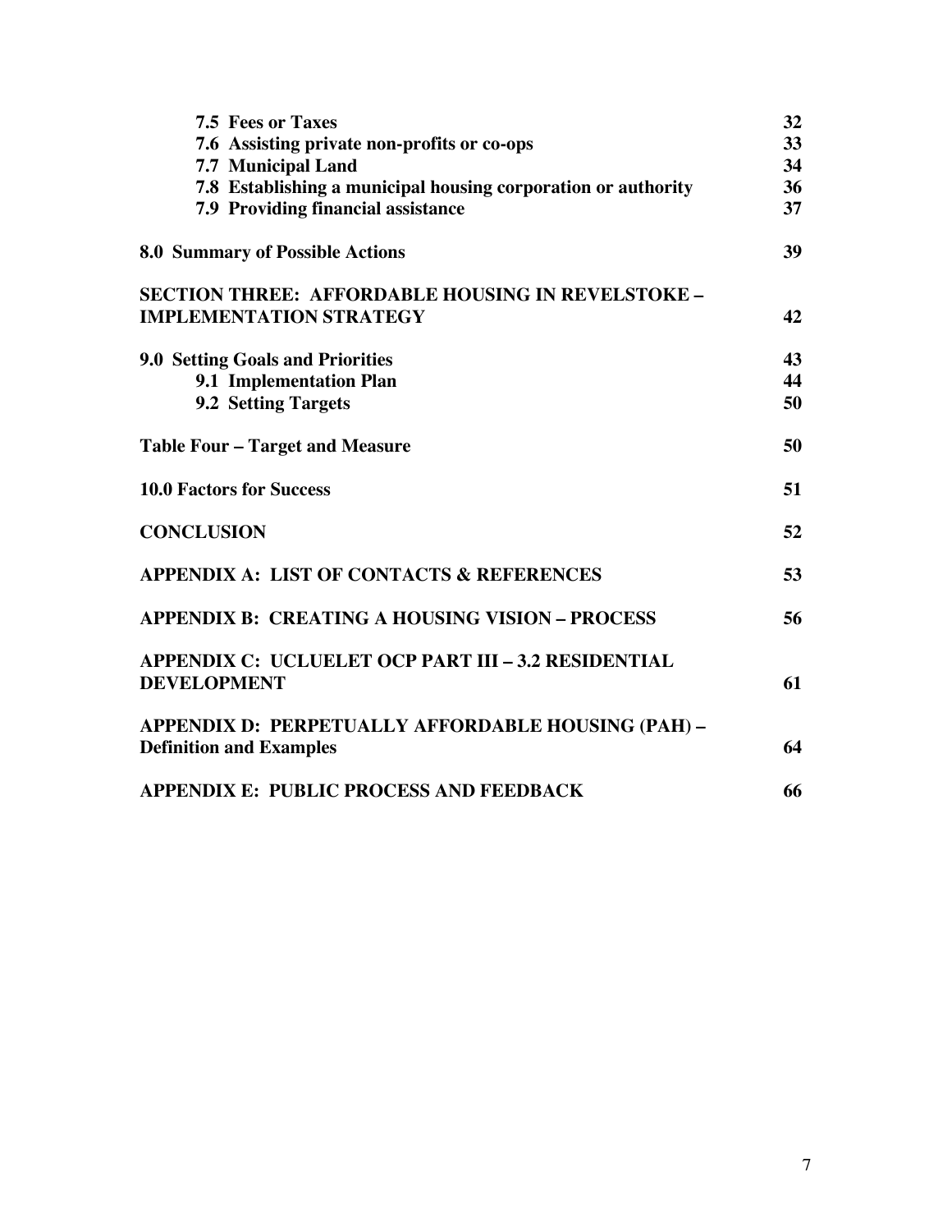| | |
|---|---|
| **7.5 Fees or Taxes** | **32** |
| **7.6 Assisting private non-profits or co-ops** | **33** |
| **7.7 Municipal Land** | **34** |
| **7.8 Establishing a municipal housing corporation or authority** | **36** |
| **7.9 Providing financial assistance** | **37** |
| **8.0 Summary of Possible Actions** | **39** |
| **SECTION THREE: AFFORDABLE HOUSING IN REVELSTOKE – IMPLEMENTATION STRATEGY** | **42** |
| **9.0 Setting Goals and Priorities** | **43** |
| **9.1 Implementation Plan** | **44** |
| **9.2 Setting Targets** | **50** |
| **Table Four – Target and Measure** | **50** |
| **10.0 Factors for Success** | **51** |
| **CONCLUSION** | **52** |
| **APPENDIX A: LIST OF CONTACTS & REFERENCES** | **53** |
| **APPENDIX B: CREATING A HOUSING VISION – PROCESS** | **56** |
| **APPENDIX C: UCLUELET OCP PART III – 3.2 RESIDENTIAL DEVELOPMENT** | **61** |
| **APPENDIX D: PERPETUALLY AFFORDABLE HOUSING (PAH) – Definition and Examples** | **64** |
| **APPENDIX E: PUBLIC PROCESS AND FEEDBACK** | **66** |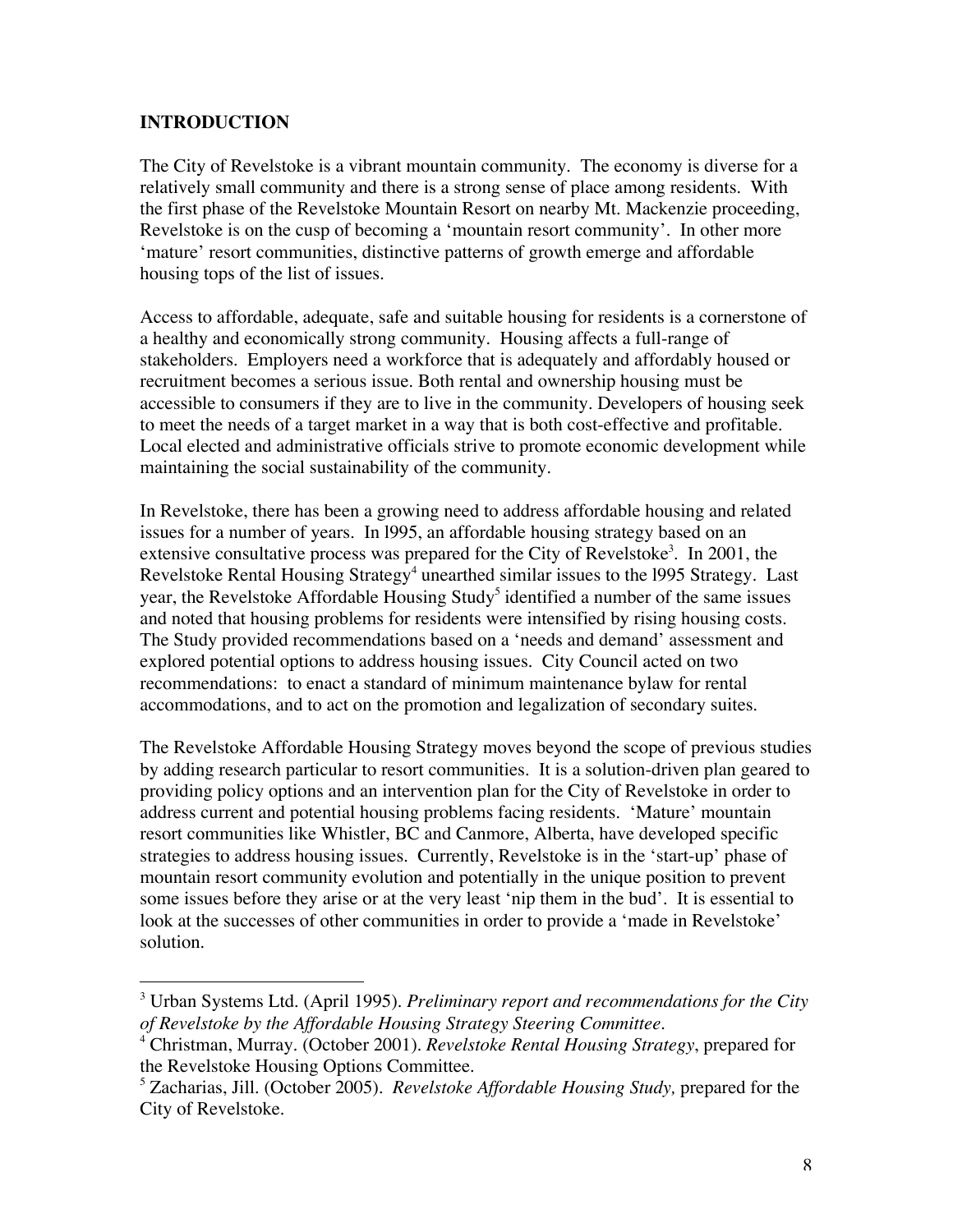## INTRODUCTION

The City of Revelstoke is a vibrant mountain community. The economy is diverse for a relatively small community and there is a strong sense of place among residents. With the first phase of the Revelstoke Mountain Resort on nearby Mt. Mackenzie proceeding, Revelstoke is on the cusp of becoming a 'mountain resort community'. In other more 'mature' resort communities, distinctive patterns of growth emerge and affordable housing tops of the list of issues.

Access to affordable, adequate, safe and suitable housing for residents is a cornerstone of a healthy and economically strong community. Housing affects a full-range of stakeholders. Employers need a workforce that is adequately and affordably housed or recruitment becomes a serious issue. Both rental and ownership housing must be accessible to consumers if they are to live in the community. Developers of housing seek to meet the needs of a target market in a way that is both cost-effective and profitable. Local elected and administrative officials strive to promote economic development while maintaining the social sustainability of the community.

In Revelstoke, there has been a growing need to address affordable housing and related issues for a number of years. In l995, an affordable housing strategy based on an extensive consultative process was prepared for the City of Revelstoke[3]. In 2001, the Revelstoke Rental Housing Strategy[4] unearthed similar issues to the l995 Strategy. Last year, the Revelstoke Affordable Housing Study[5] identified a number of the same issues and noted that housing problems for residents were intensified by rising housing costs. The Study provided recommendations based on a 'needs and demand' assessment and explored potential options to address housing issues. City Council acted on two recommendations: to enact a standard of minimum maintenance bylaw for rental accommodations, and to act on the promotion and legalization of secondary suites.

The Revelstoke Affordable Housing Strategy moves beyond the scope of previous studies by adding research particular to resort communities. It is a solution-driven plan geared to providing policy options and an intervention plan for the City of Revelstoke in order to address current and potential housing problems facing residents. 'Mature' mountain resort communities like Whistler, BC and Canmore, Alberta, have developed specific strategies to address housing issues. Currently, Revelstoke is in the 'start-up' phase of mountain resort community evolution and potentially in the unique position to prevent some issues before they arise or at the very least 'nip them in the bud'. It is essential to look at the successes of other communities in order to provide a 'made in Revelstoke' solution.

---

[3] Urban Systems Ltd. (April 1995). *Preliminary report and recommendations for the City of Revelstoke by the Affordable Housing Strategy Steering Committee.*

[4] Christman, Murray. (October 2001). *Revelstoke Rental Housing Strategy*, prepared for the Revelstoke Housing Options Committee.

[5] Zacharias, Jill. (October 2005). *Revelstoke Affordable Housing Study,* prepared for the City of Revelstoke.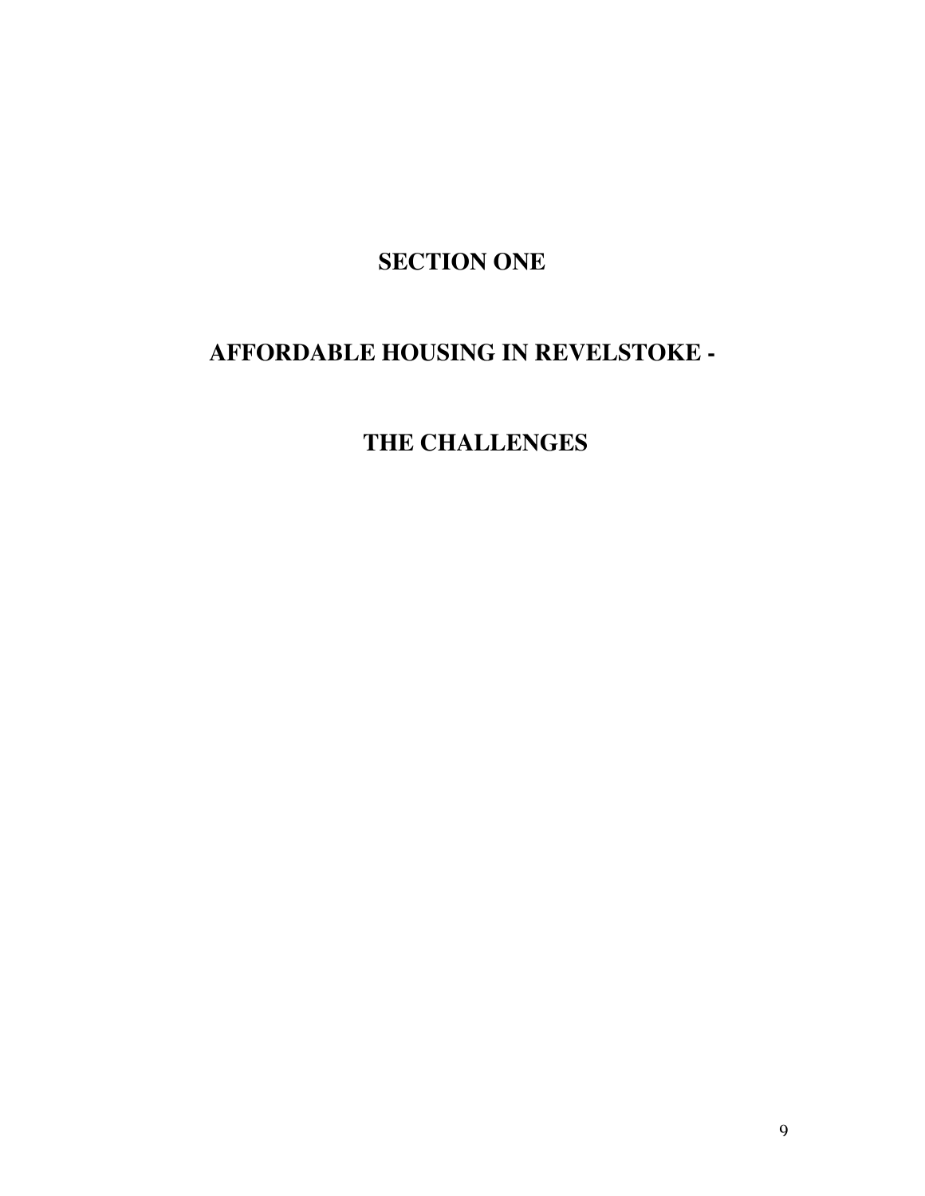# SECTION ONE

# AFFORDABLE HOUSING IN REVELSTOKE -

# THE CHALLENGES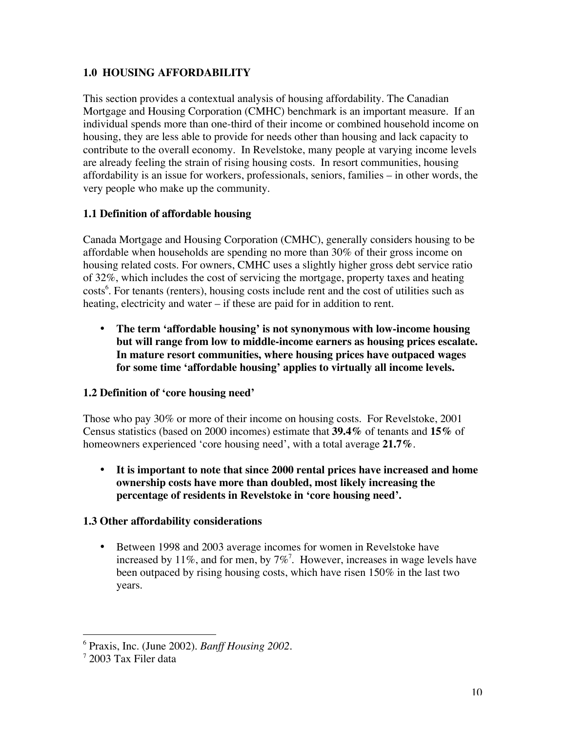## 1.0 HOUSING AFFORDABILITY

This section provides a contextual analysis of housing affordability. The Canadian Mortgage and Housing Corporation (CMHC) benchmark is an important measure. If an individual spends more than one-third of their income or combined household income on housing, they are less able to provide for needs other than housing and lack capacity to contribute to the overall economy. In Revelstoke, many people at varying income levels are already feeling the strain of rising housing costs. In resort communities, housing affordability is an issue for workers, professionals, seniors, families – in other words, the very people who make up the community.

### 1.1 Definition of affordable housing

Canada Mortgage and Housing Corporation (CMHC), generally considers housing to be affordable when households are spending no more than 30% of their gross income on housing related costs. For owners, CMHC uses a slightly higher gross debt service ratio of 32%, which includes the cost of servicing the mortgage, property taxes and heating costs[6]. For tenants (renters), housing costs include rent and the cost of utilities such as heating, electricity and water – if these are paid for in addition to rent.

- **The term 'affordable housing' is not synonymous with low-income housing but will range from low to middle-income earners as housing prices escalate. In mature resort communities, where housing prices have outpaced wages for some time 'affordable housing' applies to virtually all income levels.**

### 1.2 Definition of 'core housing need'

Those who pay 30% or more of their income on housing costs. For Revelstoke, 2001 Census statistics (based on 2000 incomes) estimate that **39.4%** of tenants and **15%** of homeowners experienced 'core housing need', with a total average **21.7%**.

- **It is important to note that since 2000 rental prices have increased and home ownership costs have more than doubled, most likely increasing the percentage of residents in Revelstoke in 'core housing need'.**

### 1.3 Other affordability considerations

- Between 1998 and 2003 average incomes for women in Revelstoke have increased by 11%, and for men, by 7%[7]. However, increases in wage levels have been outpaced by rising housing costs, which have risen 150% in the last two years.

---

[6] Praxis, Inc. (June 2002). *Banff Housing 2002*.

[7] 2003 Tax Filer data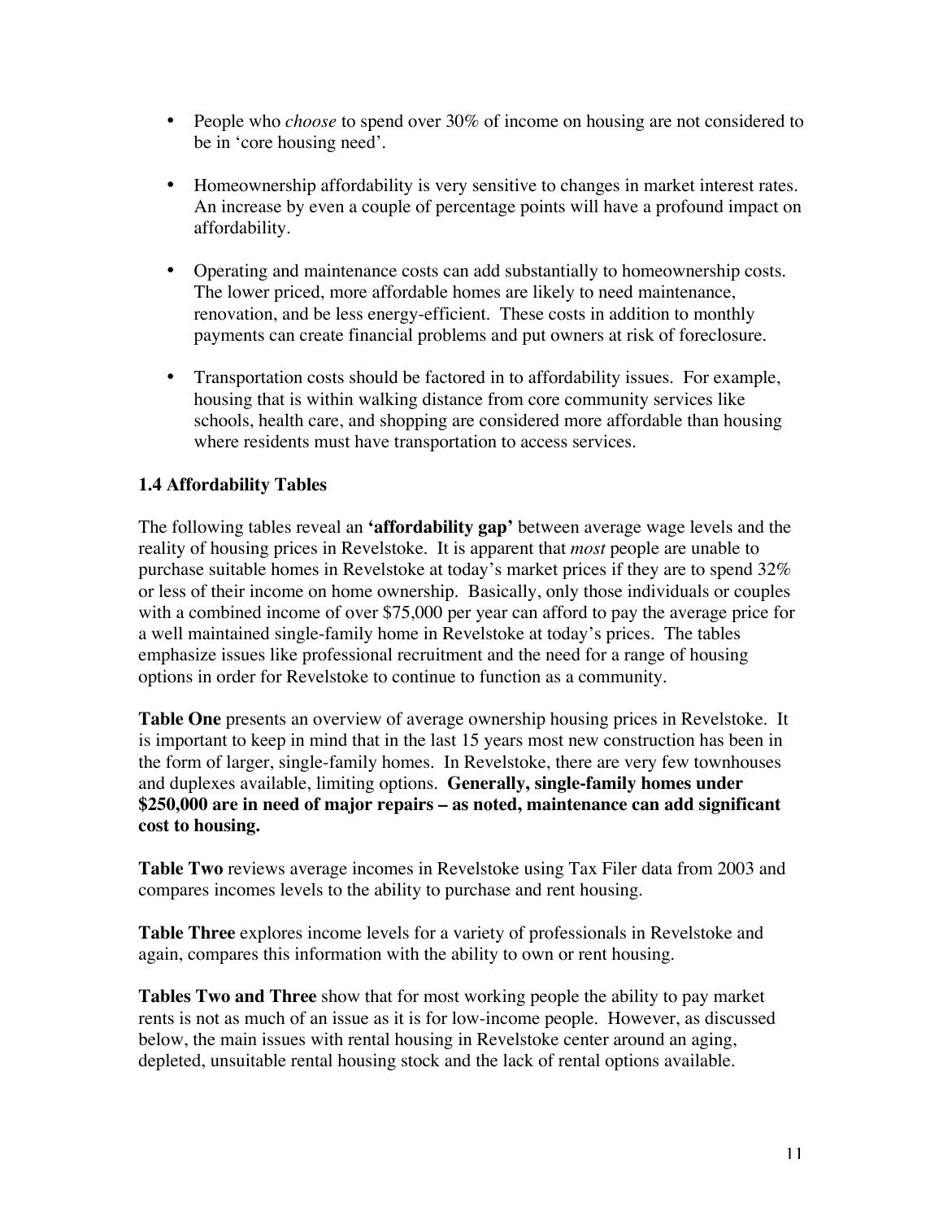- People who *choose* to spend over 30% of income on housing are not considered to be in 'core housing need'.

- Homeownership affordability is very sensitive to changes in market interest rates. An increase by even a couple of percentage points will have a profound impact on affordability.

- Operating and maintenance costs can add substantially to homeownership costs. The lower priced, more affordable homes are likely to need maintenance, renovation, and be less energy-efficient. These costs in addition to monthly payments can create financial problems and put owners at risk of foreclosure.

- Transportation costs should be factored in to affordability issues. For example, housing that is within walking distance from core community services like schools, health care, and shopping are considered more affordable than housing where residents must have transportation to access services.

### 1.4 Affordability Tables

The following tables reveal an **'affordability gap'** between average wage levels and the reality of housing prices in Revelstoke. It is apparent that *most* people are unable to purchase suitable homes in Revelstoke at today's market prices if they are to spend 32% or less of their income on home ownership. Basically, only those individuals or couples with a combined income of over $75,000 per year can afford to pay the average price for a well maintained single-family home in Revelstoke at today's prices. The tables emphasize issues like professional recruitment and the need for a range of housing options in order for Revelstoke to continue to function as a community.

**Table One** presents an overview of average ownership housing prices in Revelstoke. It is important to keep in mind that in the last 15 years most new construction has been in the form of larger, single-family homes. In Revelstoke, there are very few townhouses and duplexes available, limiting options. **Generally, single-family homes under $250,000 are in need of major repairs – as noted, maintenance can add significant cost to housing.**

**Table Two** reviews average incomes in Revelstoke using Tax Filer data from 2003 and compares incomes levels to the ability to purchase and rent housing.

**Table Three** explores income levels for a variety of professionals in Revelstoke and again, compares this information with the ability to own or rent housing.

**Tables Two and Three** show that for most working people the ability to pay market rents is not as much of an issue as it is for low-income people. However, as discussed below, the main issues with rental housing in Revelstoke center around an aging, depleted, unsuitable rental housing stock and the lack of rental options available.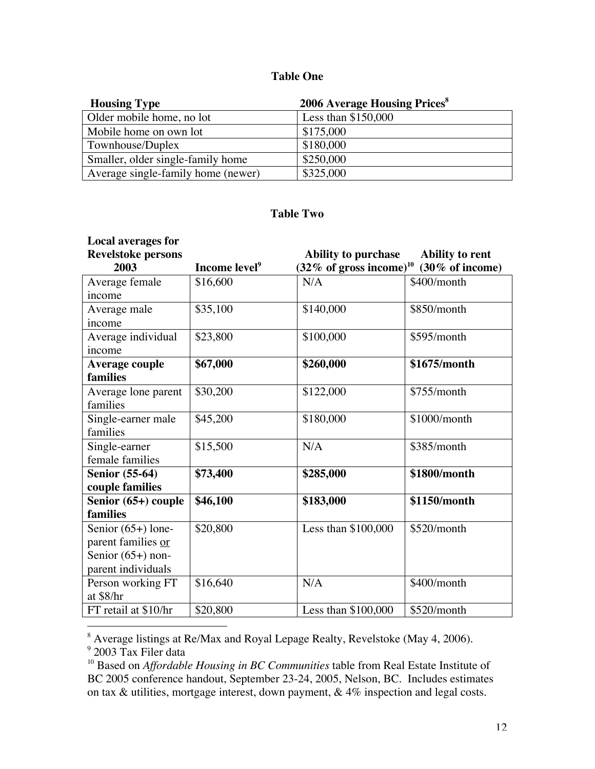**Table One**

| Housing Type | 2006 Average Housing Prices[8] |
|---|---|
| Older mobile home, no lot | Less than $150,000 |
| Mobile home on own lot | $175,000 |
| Townhouse/Duplex | $180,000 |
| Smaller, older single-family home | $250,000 |
| Average single-family home (newer) | $325,000 |

**Table Two**

| Local averages for Revelstoke persons 2003 | Income level[9] | Ability to purchase (32% of gross income)[10] | Ability to rent (30% of income) |
|---|---|---|---|
| Average female income | $16,600 | N/A | $400/month |
| Average male income | $35,100 | $140,000 | $850/month |
| Average individual income | $23,800 | $100,000 | $595/month |
| **Average couple families** | **$67,000** | **$260,000** | **$1675/month** |
| Average lone parent families | $30,200 | $122,000 | $755/month |
| Single-earner male families | $45,200 | $180,000 | $1000/month |
| Single-earner female families | $15,500 | N/A | $385/month |
| **Senior (55-64) couple families** | **$73,400** | **$285,000** | **$1800/month** |
| **Senior (65+) couple families** | **$46,100** | **$183,000** | **$1150/month** |
| Senior (65+) lone-parent families or Senior (65+) non-parent individuals | $20,800 | Less than $100,000 | $520/month |
| Person working FT at $8/hr | $16,640 | N/A | $400/month |
| FT retail at $10/hr | $20,800 | Less than $100,000 | $520/month |

[8] Average listings at Re/Max and Royal Lepage Realty, Revelstoke (May 4, 2006).
[9] 2003 Tax Filer data
[10] Based on *Affordable Housing in BC Communities* table from Real Estate Institute of BC 2005 conference handout, September 23-24, 2005, Nelson, BC. Includes estimates on tax & utilities, mortgage interest, down payment, & 4% inspection and legal costs.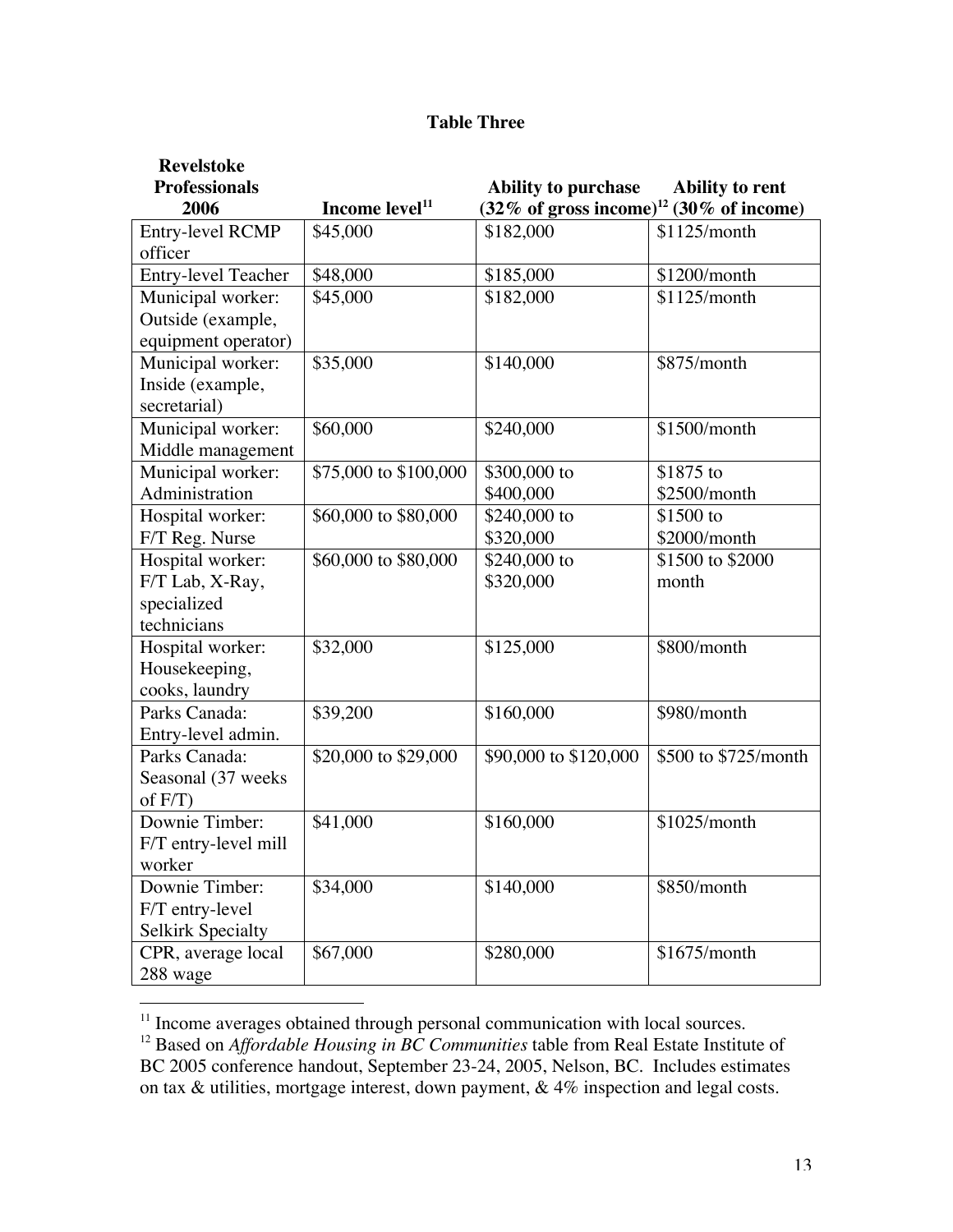**Table Three**

| Revelstoke Professionals 2006 | Income level[11] | Ability to purchase (32% of gross income)[12] | Ability to rent (30% of income) |
|---|---|---|---|
| Entry-level RCMP officer | $45,000 | $182,000 | $1125/month |
| Entry-level Teacher | $48,000 | $185,000 | $1200/month |
| Municipal worker: Outside (example, equipment operator) | $45,000 | $182,000 | $1125/month |
| Municipal worker: Inside (example, secretarial) | $35,000 | $140,000 | $875/month |
| Municipal worker: Middle management | $60,000 | $240,000 | $1500/month |
| Municipal worker: Administration | $75,000 to $100,000 | $300,000 to $400,000 | $1875 to $2500/month |
| Hospital worker: F/T Reg. Nurse | $60,000 to $80,000 | $240,000 to $320,000 | $1500 to $2000/month |
| Hospital worker: F/T Lab, X-Ray, specialized technicians | $60,000 to $80,000 | $240,000 to $320,000 | $1500 to $2000 month |
| Hospital worker: Housekeeping, cooks, laundry | $32,000 | $125,000 | $800/month |
| Parks Canada: Entry-level admin. | $39,200 | $160,000 | $980/month |
| Parks Canada: Seasonal (37 weeks of F/T) | $20,000 to $29,000 | $90,000 to $120,000 | $500 to $725/month |
| Downie Timber: F/T entry-level mill worker | $41,000 | $160,000 | $1025/month |
| Downie Timber: F/T entry-level Selkirk Specialty | $34,000 | $140,000 | $850/month |
| CPR, average local 288 wage | $67,000 | $280,000 | $1675/month |

[11] Income averages obtained through personal communication with local sources.

[12] Based on *Affordable Housing in BC Communities* table from Real Estate Institute of BC 2005 conference handout, September 23-24, 2005, Nelson, BC. Includes estimates on tax & utilities, mortgage interest, down payment, & 4% inspection and legal costs.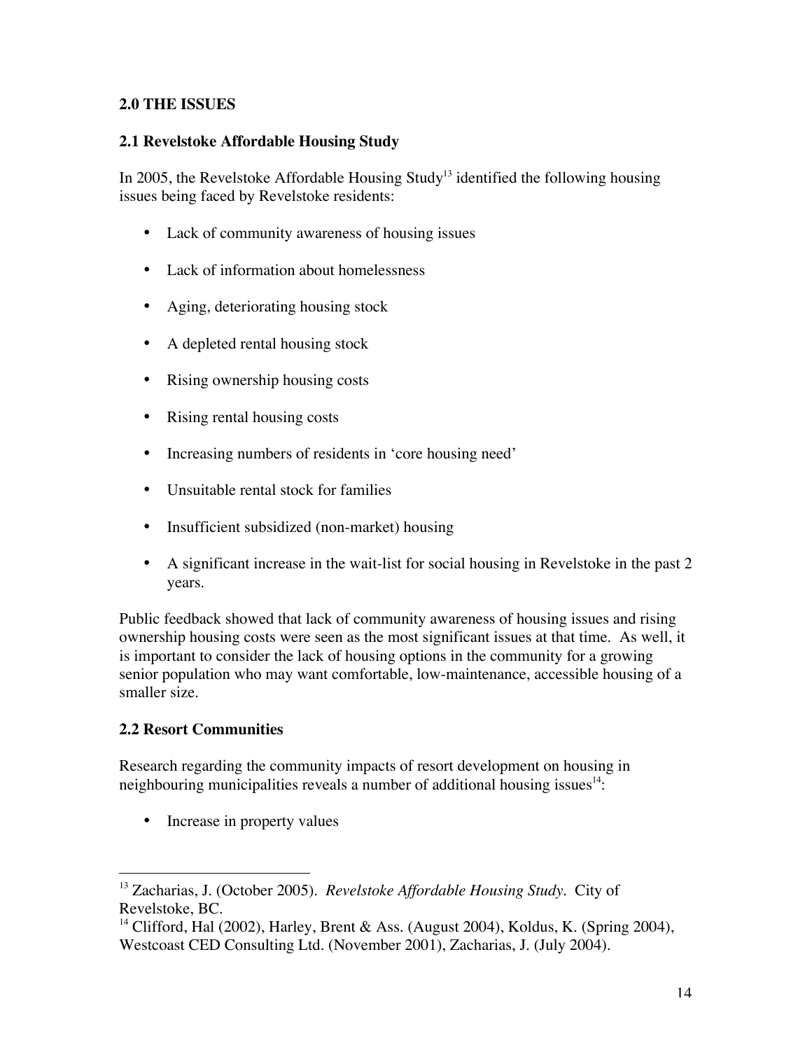## 2.0 THE ISSUES

### 2.1 Revelstoke Affordable Housing Study

In 2005, the Revelstoke Affordable Housing Study[13] identified the following housing issues being faced by Revelstoke residents:

- Lack of community awareness of housing issues
- Lack of information about homelessness
- Aging, deteriorating housing stock
- A depleted rental housing stock
- Rising ownership housing costs
- Rising rental housing costs
- Increasing numbers of residents in 'core housing need'
- Unsuitable rental stock for families
- Insufficient subsidized (non-market) housing
- A significant increase in the wait-list for social housing in Revelstoke in the past 2 years.

Public feedback showed that lack of community awareness of housing issues and rising ownership housing costs were seen as the most significant issues at that time. As well, it is important to consider the lack of housing options in the community for a growing senior population who may want comfortable, low-maintenance, accessible housing of a smaller size.

### 2.2 Resort Communities

Research regarding the community impacts of resort development on housing in neighbouring municipalities reveals a number of additional housing issues[14]:

- Increase in property values

---

[13] Zacharias, J. (October 2005). *Revelstoke Affordable Housing Study*. City of Revelstoke, BC.

[14] Clifford, Hal (2002), Harley, Brent & Ass. (August 2004), Koldus, K. (Spring 2004), Westcoast CED Consulting Ltd. (November 2001), Zacharias, J. (July 2004).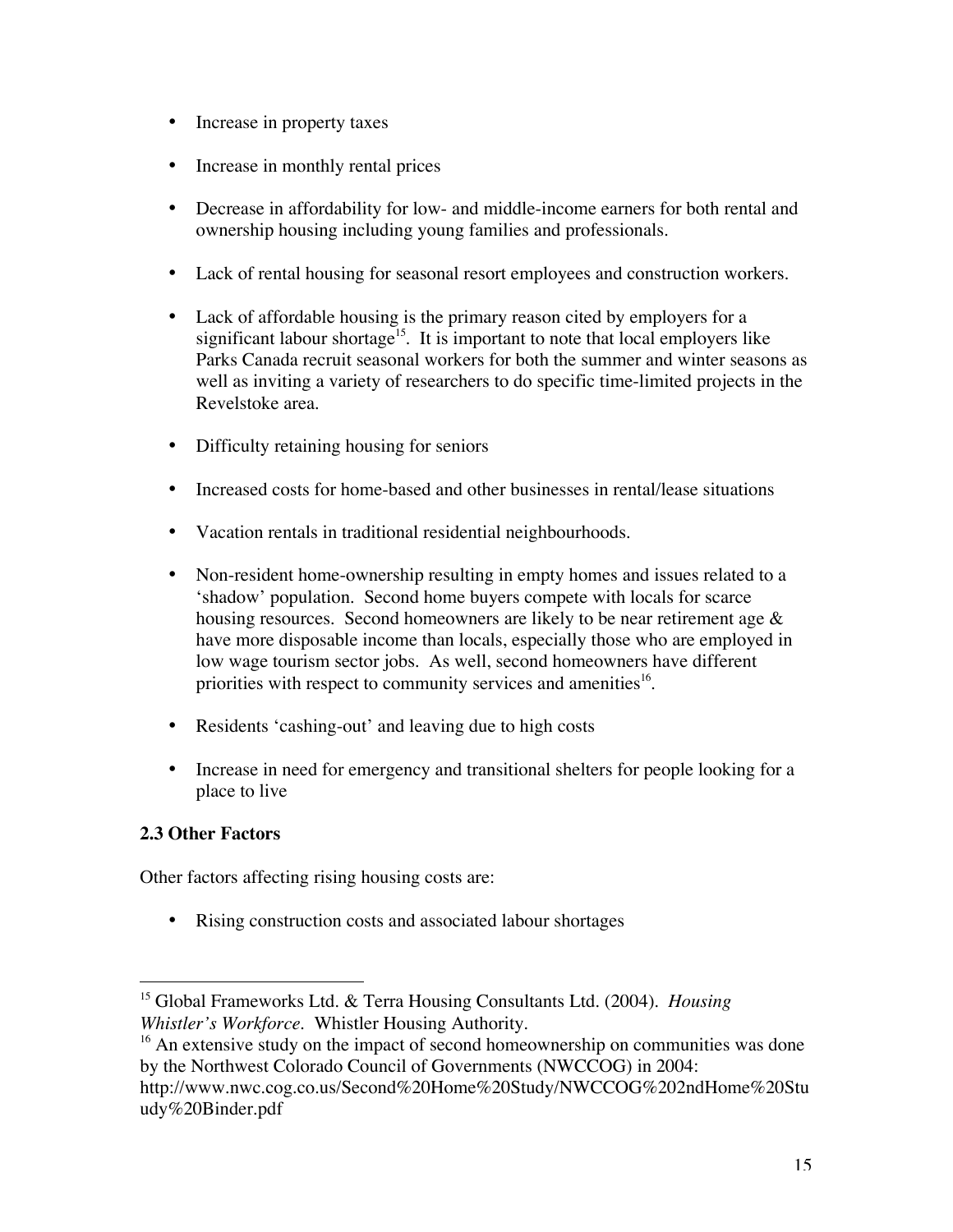- Increase in property taxes
- Increase in monthly rental prices
- Decrease in affordability for low- and middle-income earners for both rental and ownership housing including young families and professionals.
- Lack of rental housing for seasonal resort employees and construction workers.
- Lack of affordable housing is the primary reason cited by employers for a significant labour shortage[15]. It is important to note that local employers like Parks Canada recruit seasonal workers for both the summer and winter seasons as well as inviting a variety of researchers to do specific time-limited projects in the Revelstoke area.
- Difficulty retaining housing for seniors
- Increased costs for home-based and other businesses in rental/lease situations
- Vacation rentals in traditional residential neighbourhoods.
- Non-resident home-ownership resulting in empty homes and issues related to a 'shadow' population. Second home buyers compete with locals for scarce housing resources. Second homeowners are likely to be near retirement age & have more disposable income than locals, especially those who are employed in low wage tourism sector jobs. As well, second homeowners have different priorities with respect to community services and amenities[16].
- Residents 'cashing-out' and leaving due to high costs
- Increase in need for emergency and transitional shelters for people looking for a place to live

### 2.3 Other Factors

Other factors affecting rising housing costs are:

- Rising construction costs and associated labour shortages

---

[15] Global Frameworks Ltd. & Terra Housing Consultants Ltd. (2004). *Housing Whistler's Workforce*. Whistler Housing Authority.

[16] An extensive study on the impact of second homeownership on communities was done by the Northwest Colorado Council of Governments (NWCCOG) in 2004: http://www.nwc.cog.co.us/Second%20Home%20Study/NWCCOG%202ndHome%20Study%20Binder.pdf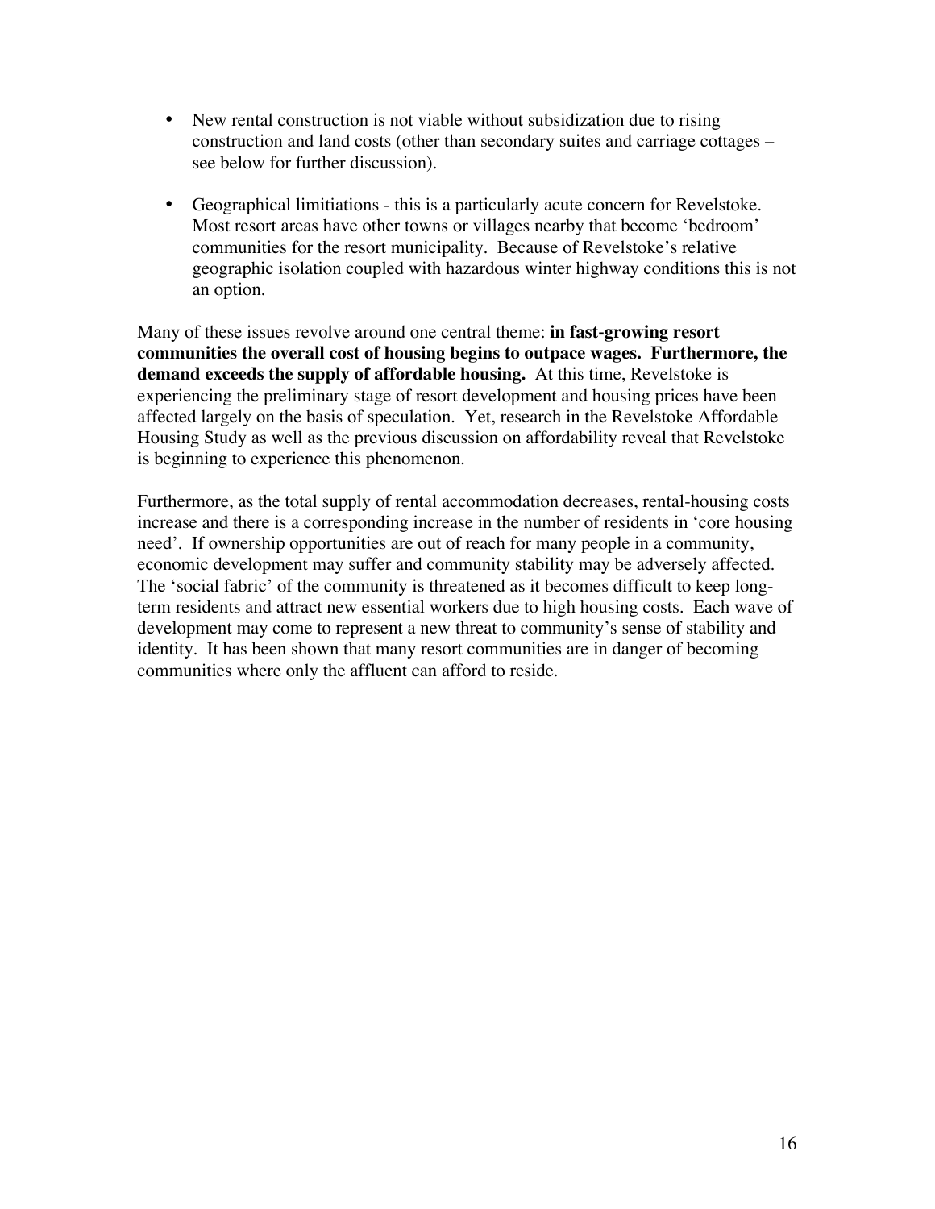- New rental construction is not viable without subsidization due to rising construction and land costs (other than secondary suites and carriage cottages – see below for further discussion).

- Geographical limitiations - this is a particularly acute concern for Revelstoke. Most resort areas have other towns or villages nearby that become 'bedroom' communities for the resort municipality. Because of Revelstoke's relative geographic isolation coupled with hazardous winter highway conditions this is not an option.

Many of these issues revolve around one central theme: **in fast-growing resort communities the overall cost of housing begins to outpace wages. Furthermore, the demand exceeds the supply of affordable housing.** At this time, Revelstoke is experiencing the preliminary stage of resort development and housing prices have been affected largely on the basis of speculation. Yet, research in the Revelstoke Affordable Housing Study as well as the previous discussion on affordability reveal that Revelstoke is beginning to experience this phenomenon.

Furthermore, as the total supply of rental accommodation decreases, rental-housing costs increase and there is a corresponding increase in the number of residents in 'core housing need'. If ownership opportunities are out of reach for many people in a community, economic development may suffer and community stability may be adversely affected. The 'social fabric' of the community is threatened as it becomes difficult to keep long-term residents and attract new essential workers due to high housing costs. Each wave of development may come to represent a new threat to community's sense of stability and identity. It has been shown that many resort communities are in danger of becoming communities where only the affluent can afford to reside.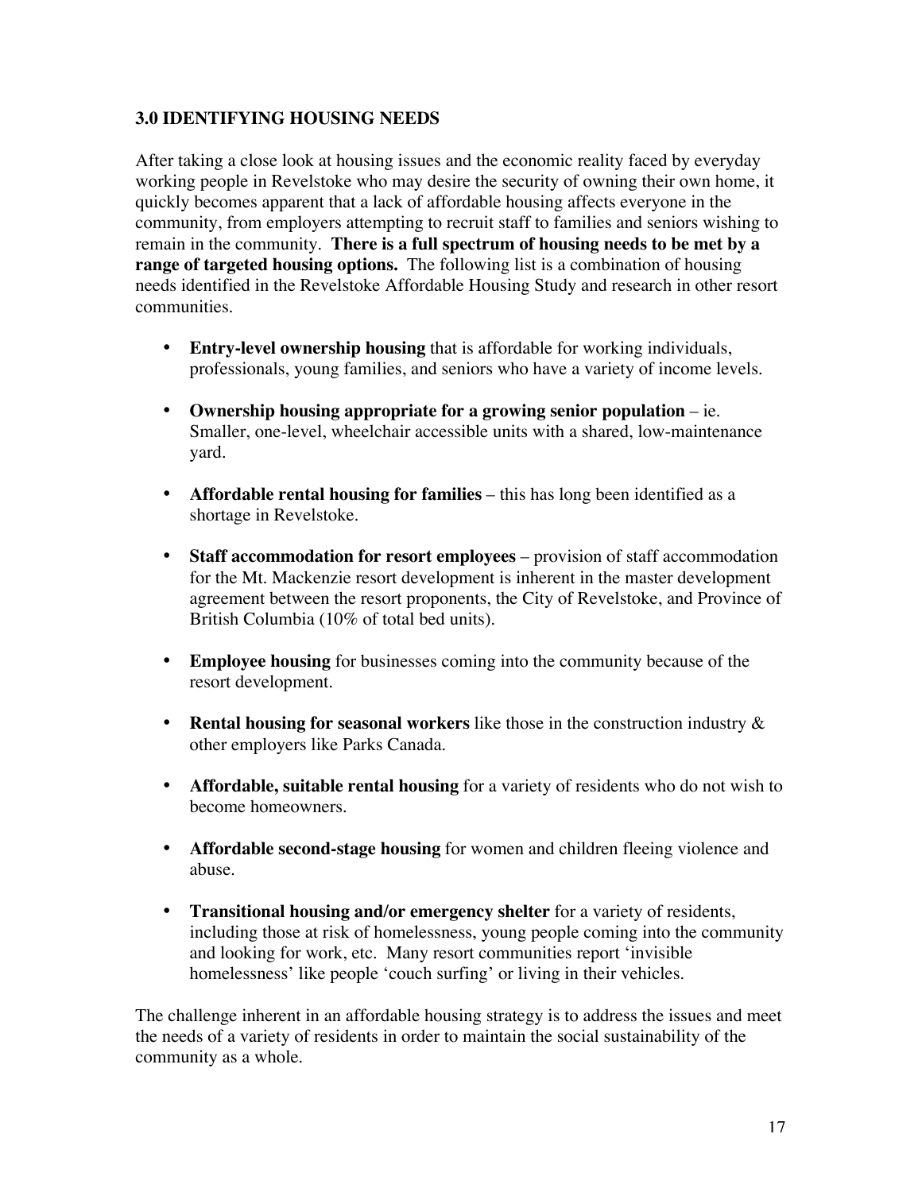## 3.0 IDENTIFYING HOUSING NEEDS

After taking a close look at housing issues and the economic reality faced by everyday working people in Revelstoke who may desire the security of owning their own home, it quickly becomes apparent that a lack of affordable housing affects everyone in the community, from employers attempting to recruit staff to families and seniors wishing to remain in the community. **There is a full spectrum of housing needs to be met by a range of targeted housing options.** The following list is a combination of housing needs identified in the Revelstoke Affordable Housing Study and research in other resort communities.

- **Entry-level ownership housing** that is affordable for working individuals, professionals, young families, and seniors who have a variety of income levels.
- **Ownership housing appropriate for a growing senior population** – ie. Smaller, one-level, wheelchair accessible units with a shared, low-maintenance yard.
- **Affordable rental housing for families** – this has long been identified as a shortage in Revelstoke.
- **Staff accommodation for resort employees** – provision of staff accommodation for the Mt. Mackenzie resort development is inherent in the master development agreement between the resort proponents, the City of Revelstoke, and Province of British Columbia (10% of total bed units).
- **Employee housing** for businesses coming into the community because of the resort development.
- **Rental housing for seasonal workers** like those in the construction industry & other employers like Parks Canada.
- **Affordable, suitable rental housing** for a variety of residents who do not wish to become homeowners.
- **Affordable second-stage housing** for women and children fleeing violence and abuse.
- **Transitional housing and/or emergency shelter** for a variety of residents, including those at risk of homelessness, young people coming into the community and looking for work, etc. Many resort communities report 'invisible homelessness' like people 'couch surfing' or living in their vehicles.

The challenge inherent in an affordable housing strategy is to address the issues and meet the needs of a variety of residents in order to maintain the social sustainability of the community as a whole.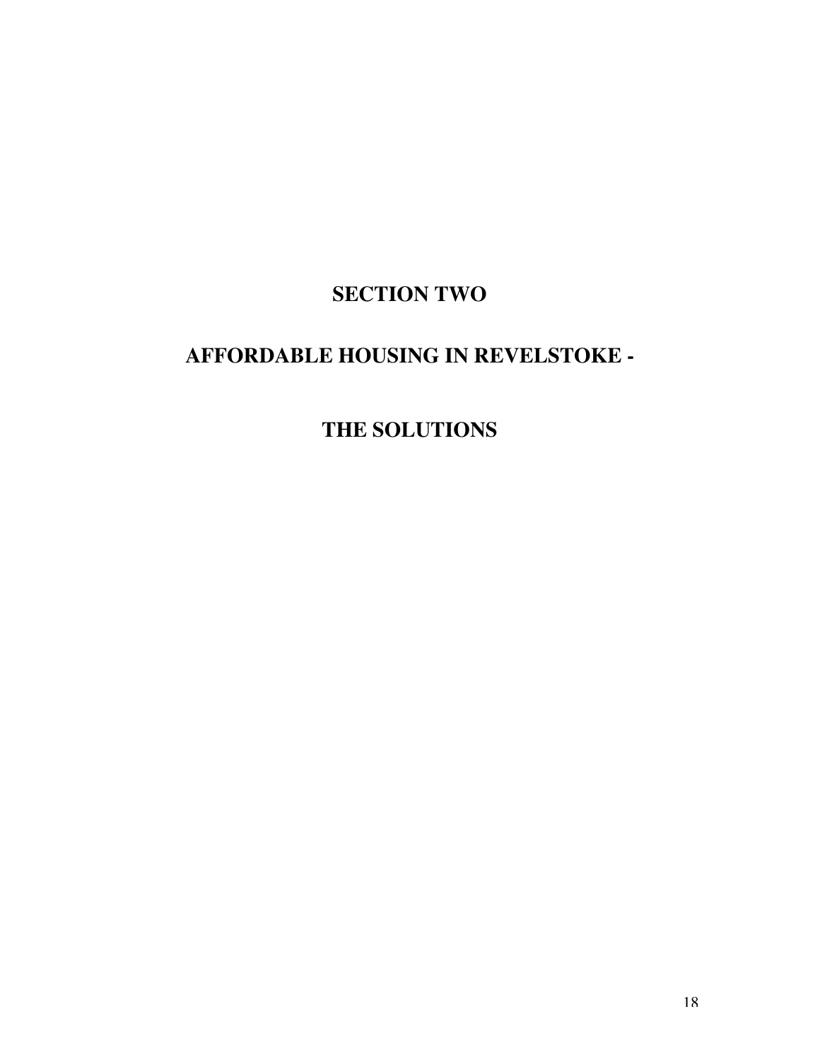# SECTION TWO

# AFFORDABLE HOUSING IN REVELSTOKE -

# THE SOLUTIONS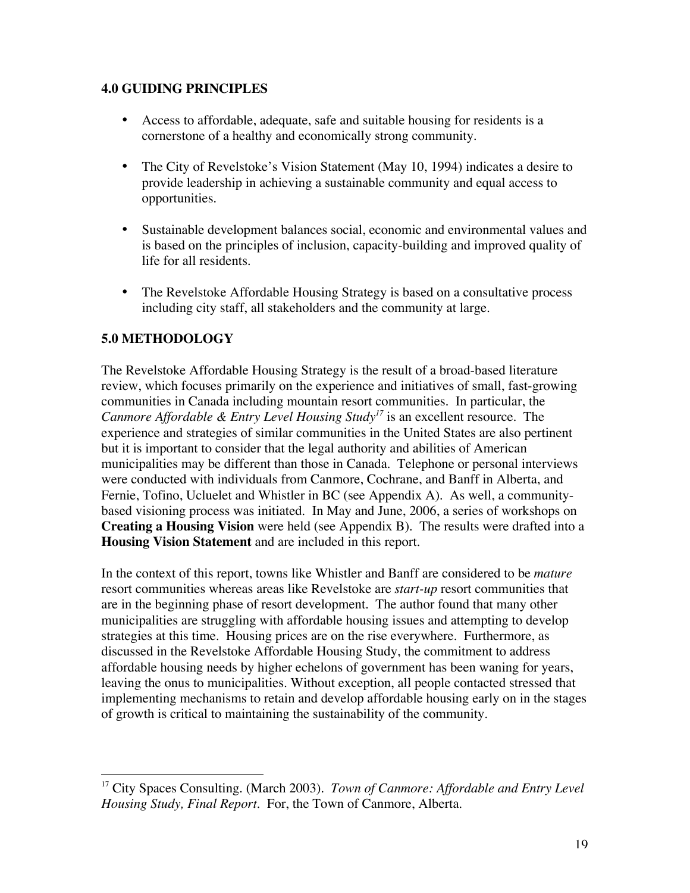## 4.0 GUIDING PRINCIPLES

- Access to affordable, adequate, safe and suitable housing for residents is a cornerstone of a healthy and economically strong community.
- The City of Revelstoke's Vision Statement (May 10, 1994) indicates a desire to provide leadership in achieving a sustainable community and equal access to opportunities.
- Sustainable development balances social, economic and environmental values and is based on the principles of inclusion, capacity-building and improved quality of life for all residents.
- The Revelstoke Affordable Housing Strategy is based on a consultative process including city staff, all stakeholders and the community at large.

## 5.0 METHODOLOGY

The Revelstoke Affordable Housing Strategy is the result of a broad-based literature review, which focuses primarily on the experience and initiatives of small, fast-growing communities in Canada including mountain resort communities. In particular, the *Canmore Affordable & Entry Level Housing Study*[17] is an excellent resource. The experience and strategies of similar communities in the United States are also pertinent but it is important to consider that the legal authority and abilities of American municipalities may be different than those in Canada. Telephone or personal interviews were conducted with individuals from Canmore, Cochrane, and Banff in Alberta, and Fernie, Tofino, Ucluelet and Whistler in BC (see Appendix A). As well, a community-based visioning process was initiated. In May and June, 2006, a series of workshops on **Creating a Housing Vision** were held (see Appendix B). The results were drafted into a **Housing Vision Statement** and are included in this report.

In the context of this report, towns like Whistler and Banff are considered to be *mature* resort communities whereas areas like Revelstoke are *start-up* resort communities that are in the beginning phase of resort development. The author found that many other municipalities are struggling with affordable housing issues and attempting to develop strategies at this time. Housing prices are on the rise everywhere. Furthermore, as discussed in the Revelstoke Affordable Housing Study, the commitment to address affordable housing needs by higher echelons of government has been waning for years, leaving the onus to municipalities. Without exception, all people contacted stressed that implementing mechanisms to retain and develop affordable housing early on in the stages of growth is critical to maintaining the sustainability of the community.

---

[17] City Spaces Consulting. (March 2003). *Town of Canmore: Affordable and Entry Level Housing Study, Final Report*. For, the Town of Canmore, Alberta.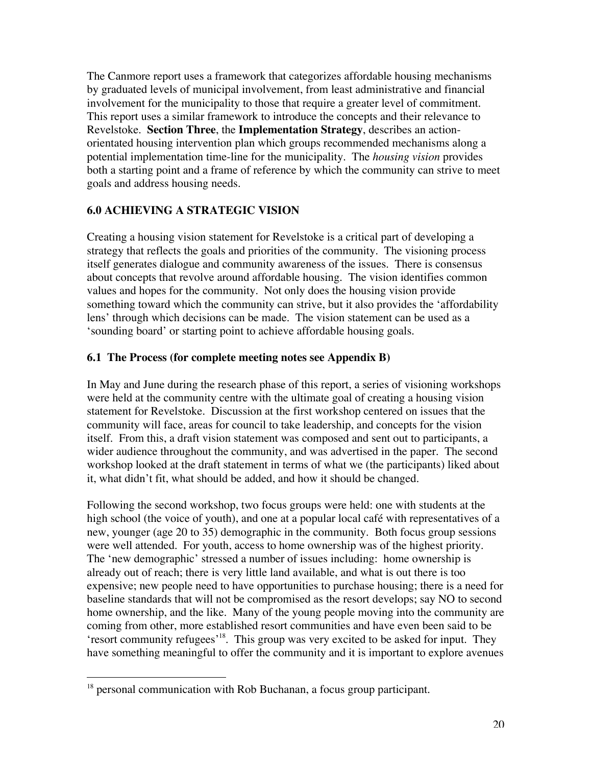The Canmore report uses a framework that categorizes affordable housing mechanisms by graduated levels of municipal involvement, from least administrative and financial involvement for the municipality to those that require a greater level of commitment. This report uses a similar framework to introduce the concepts and their relevance to Revelstoke. **Section Three**, the **Implementation Strategy**, describes an action-orientated housing intervention plan which groups recommended mechanisms along a potential implementation time-line for the municipality. The *housing vision* provides both a starting point and a frame of reference by which the community can strive to meet goals and address housing needs.

## 6.0 ACHIEVING A STRATEGIC VISION

Creating a housing vision statement for Revelstoke is a critical part of developing a strategy that reflects the goals and priorities of the community. The visioning process itself generates dialogue and community awareness of the issues. There is consensus about concepts that revolve around affordable housing. The vision identifies common values and hopes for the community. Not only does the housing vision provide something toward which the community can strive, but it also provides the 'affordability lens' through which decisions can be made. The vision statement can be used as a 'sounding board' or starting point to achieve affordable housing goals.

### 6.1 The Process (for complete meeting notes see Appendix B)

In May and June during the research phase of this report, a series of visioning workshops were held at the community centre with the ultimate goal of creating a housing vision statement for Revelstoke. Discussion at the first workshop centered on issues that the community will face, areas for council to take leadership, and concepts for the vision itself. From this, a draft vision statement was composed and sent out to participants, a wider audience throughout the community, and was advertised in the paper. The second workshop looked at the draft statement in terms of what we (the participants) liked about it, what didn't fit, what should be added, and how it should be changed.

Following the second workshop, two focus groups were held: one with students at the high school (the voice of youth), and one at a popular local café with representatives of a new, younger (age 20 to 35) demographic in the community. Both focus group sessions were well attended. For youth, access to home ownership was of the highest priority. The 'new demographic' stressed a number of issues including: home ownership is already out of reach; there is very little land available, and what is out there is too expensive; new people need to have opportunities to purchase housing; there is a need for baseline standards that will not be compromised as the resort develops; say NO to second home ownership, and the like. Many of the young people moving into the community are coming from other, more established resort communities and have even been said to be 'resort community refugees'[18]. This group was very excited to be asked for input. They have something meaningful to offer the community and it is important to explore avenues

[18] personal communication with Rob Buchanan, a focus group participant.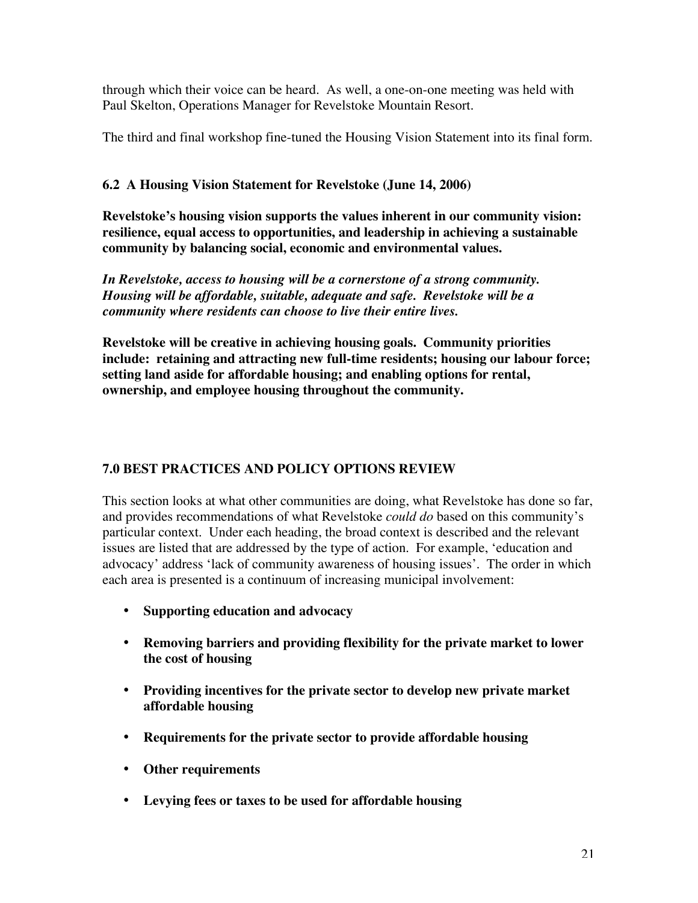through which their voice can be heard. As well, a one-on-one meeting was held with Paul Skelton, Operations Manager for Revelstoke Mountain Resort.

The third and final workshop fine-tuned the Housing Vision Statement into its final form.

### 6.2 A Housing Vision Statement for Revelstoke (June 14, 2006)

**Revelstoke's housing vision supports the values inherent in our community vision: resilience, equal access to opportunities, and leadership in achieving a sustainable community by balancing social, economic and environmental values.**

***In Revelstoke, access to housing will be a cornerstone of a strong community. Housing will be affordable, suitable, adequate and safe. Revelstoke will be a community where residents can choose to live their entire lives.***

**Revelstoke will be creative in achieving housing goals. Community priorities include: retaining and attracting new full-time residents; housing our labour force; setting land aside for affordable housing; and enabling options for rental, ownership, and employee housing throughout the community.**

## 7.0 BEST PRACTICES AND POLICY OPTIONS REVIEW

This section looks at what other communities are doing, what Revelstoke has done so far, and provides recommendations of what Revelstoke *could do* based on this community's particular context. Under each heading, the broad context is described and the relevant issues are listed that are addressed by the type of action. For example, 'education and advocacy' address 'lack of community awareness of housing issues'. The order in which each area is presented is a continuum of increasing municipal involvement:

- **Supporting education and advocacy**
- **Removing barriers and providing flexibility for the private market to lower the cost of housing**
- **Providing incentives for the private sector to develop new private market affordable housing**
- **Requirements for the private sector to provide affordable housing**
- **Other requirements**
- **Levying fees or taxes to be used for affordable housing**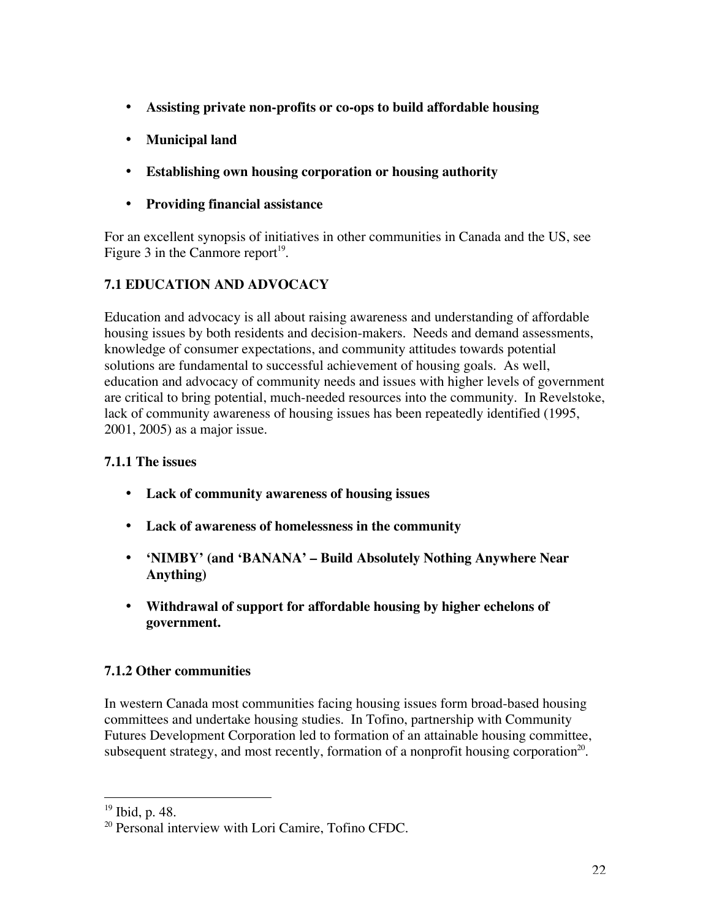- **Assisting private non-profits or co-ops to build affordable housing**
- **Municipal land**
- **Establishing own housing corporation or housing authority**
- **Providing financial assistance**

For an excellent synopsis of initiatives in other communities in Canada and the US, see Figure 3 in the Canmore report[19].

## 7.1 EDUCATION AND ADVOCACY

Education and advocacy is all about raising awareness and understanding of affordable housing issues by both residents and decision-makers. Needs and demand assessments, knowledge of consumer expectations, and community attitudes towards potential solutions are fundamental to successful achievement of housing goals. As well, education and advocacy of community needs and issues with higher levels of government are critical to bring potential, much-needed resources into the community. In Revelstoke, lack of community awareness of housing issues has been repeatedly identified (1995, 2001, 2005) as a major issue.

### 7.1.1 The issues

- **Lack of community awareness of housing issues**
- **Lack of awareness of homelessness in the community**
- **'NIMBY' (and 'BANANA' – Build Absolutely Nothing Anywhere Near Anything)**
- **Withdrawal of support for affordable housing by higher echelons of government.**

### 7.1.2 Other communities

In western Canada most communities facing housing issues form broad-based housing committees and undertake housing studies. In Tofino, partnership with Community Futures Development Corporation led to formation of an attainable housing committee, subsequent strategy, and most recently, formation of a nonprofit housing corporation[20].

---

[19] Ibid, p. 48.

[20] Personal interview with Lori Camire, Tofino CFDC.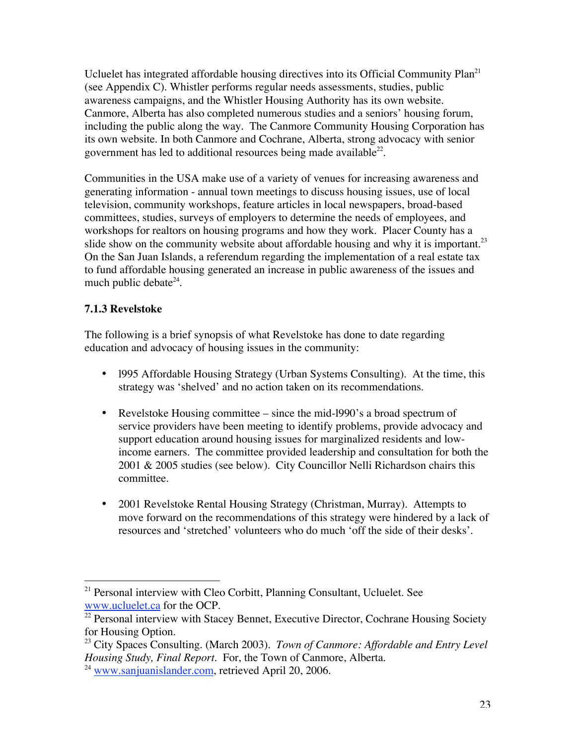Ucluelet has integrated affordable housing directives into its Official Community Plan[21] (see Appendix C). Whistler performs regular needs assessments, studies, public awareness campaigns, and the Whistler Housing Authority has its own website. Canmore, Alberta has also completed numerous studies and a seniors' housing forum, including the public along the way. The Canmore Community Housing Corporation has its own website. In both Canmore and Cochrane, Alberta, strong advocacy with senior government has led to additional resources being made available[22].

Communities in the USA make use of a variety of venues for increasing awareness and generating information - annual town meetings to discuss housing issues, use of local television, community workshops, feature articles in local newspapers, broad-based committees, studies, surveys of employers to determine the needs of employees, and workshops for realtors on housing programs and how they work. Placer County has a slide show on the community website about affordable housing and why it is important.[23] On the San Juan Islands, a referendum regarding the implementation of a real estate tax to fund affordable housing generated an increase in public awareness of the issues and much public debate[24].

### 7.1.3 Revelstoke

The following is a brief synopsis of what Revelstoke has done to date regarding education and advocacy of housing issues in the community:

- 1995 Affordable Housing Strategy (Urban Systems Consulting). At the time, this strategy was 'shelved' and no action taken on its recommendations.

- Revelstoke Housing committee – since the mid-1990's a broad spectrum of service providers have been meeting to identify problems, provide advocacy and support education around housing issues for marginalized residents and low-income earners. The committee provided leadership and consultation for both the 2001 & 2005 studies (see below). City Councillor Nelli Richardson chairs this committee.

- 2001 Revelstoke Rental Housing Strategy (Christman, Murray). Attempts to move forward on the recommendations of this strategy were hindered by a lack of resources and 'stretched' volunteers who do much 'off the side of their desks'.

---

[21] Personal interview with Cleo Corbitt, Planning Consultant, Ucluelet. See www.ucluelet.ca for the OCP.

[22] Personal interview with Stacey Bennet, Executive Director, Cochrane Housing Society for Housing Option.

[23] City Spaces Consulting. (March 2003). *Town of Canmore: Affordable and Entry Level Housing Study, Final Report*. For, the Town of Canmore, Alberta.

[24] www.sanjuanislander.com, retrieved April 20, 2006.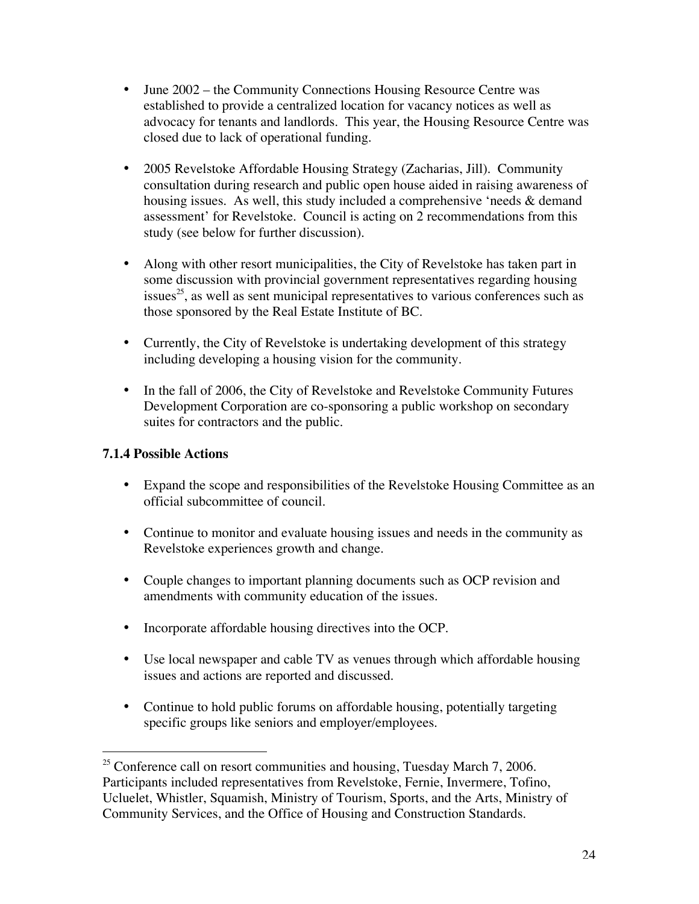- June 2002 – the Community Connections Housing Resource Centre was established to provide a centralized location for vacancy notices as well as advocacy for tenants and landlords. This year, the Housing Resource Centre was closed due to lack of operational funding.

- 2005 Revelstoke Affordable Housing Strategy (Zacharias, Jill). Community consultation during research and public open house aided in raising awareness of housing issues. As well, this study included a comprehensive 'needs & demand assessment' for Revelstoke. Council is acting on 2 recommendations from this study (see below for further discussion).

- Along with other resort municipalities, the City of Revelstoke has taken part in some discussion with provincial government representatives regarding housing issues[25], as well as sent municipal representatives to various conferences such as those sponsored by the Real Estate Institute of BC.

- Currently, the City of Revelstoke is undertaking development of this strategy including developing a housing vision for the community.

- In the fall of 2006, the City of Revelstoke and Revelstoke Community Futures Development Corporation are co-sponsoring a public workshop on secondary suites for contractors and the public.

#### 7.1.4 Possible Actions

- Expand the scope and responsibilities of the Revelstoke Housing Committee as an official subcommittee of council.

- Continue to monitor and evaluate housing issues and needs in the community as Revelstoke experiences growth and change.

- Couple changes to important planning documents such as OCP revision and amendments with community education of the issues.

- Incorporate affordable housing directives into the OCP.

- Use local newspaper and cable TV as venues through which affordable housing issues and actions are reported and discussed.

- Continue to hold public forums on affordable housing, potentially targeting specific groups like seniors and employer/employees.

---

[25] Conference call on resort communities and housing, Tuesday March 7, 2006. Participants included representatives from Revelstoke, Fernie, Invermere, Tofino, Ucluelet, Whistler, Squamish, Ministry of Tourism, Sports, and the Arts, Ministry of Community Services, and the Office of Housing and Construction Standards.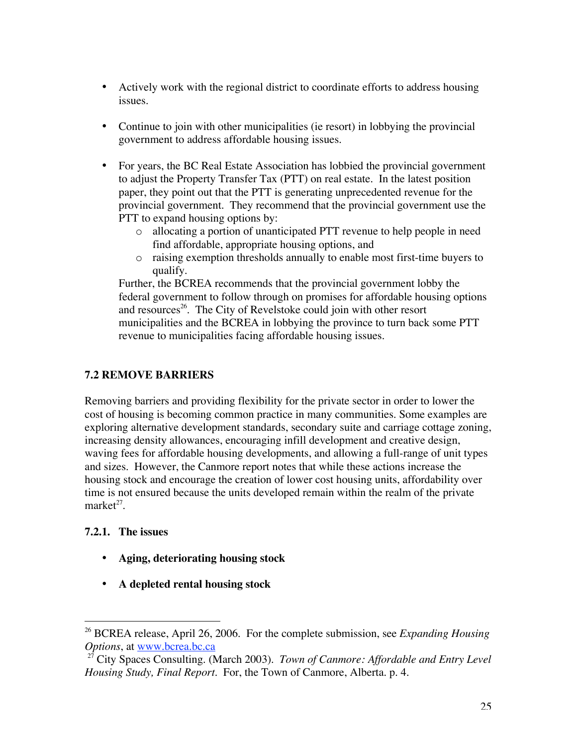- Actively work with the regional district to coordinate efforts to address housing issues.

- Continue to join with other municipalities (ie resort) in lobbying the provincial government to address affordable housing issues.

- For years, the BC Real Estate Association has lobbied the provincial government to adjust the Property Transfer Tax (PTT) on real estate. In the latest position paper, they point out that the PTT is generating unprecedented revenue for the provincial government. They recommend that the provincial government use the PTT to expand housing options by:
    - allocating a portion of unanticipated PTT revenue to help people in need find affordable, appropriate housing options, and
    - raising exemption thresholds annually to enable most first-time buyers to qualify.

  Further, the BCREA recommends that the provincial government lobby the federal government to follow through on promises for affordable housing options and resources[26]. The City of Revelstoke could join with other resort municipalities and the BCREA in lobbying the province to turn back some PTT revenue to municipalities facing affordable housing issues.

## 7.2 REMOVE BARRIERS

Removing barriers and providing flexibility for the private sector in order to lower the cost of housing is becoming common practice in many communities. Some examples are exploring alternative development standards, secondary suite and carriage cottage zoning, increasing density allowances, encouraging infill development and creative design, waving fees for affordable housing developments, and allowing a full-range of unit types and sizes. However, the Canmore report notes that while these actions increase the housing stock and encourage the creation of lower cost housing units, affordability over time is not ensured because the units developed remain within the realm of the private market[27].

### 7.2.1. The issues

- **Aging, deteriorating housing stock**

- **A depleted rental housing stock**

---

[26] BCREA release, April 26, 2006. For the complete submission, see *Expanding Housing Options*, at www.bcrea.bc.ca

[27] City Spaces Consulting. (March 2003). *Town of Canmore: Affordable and Entry Level Housing Study, Final Report*. For, the Town of Canmore, Alberta. p. 4.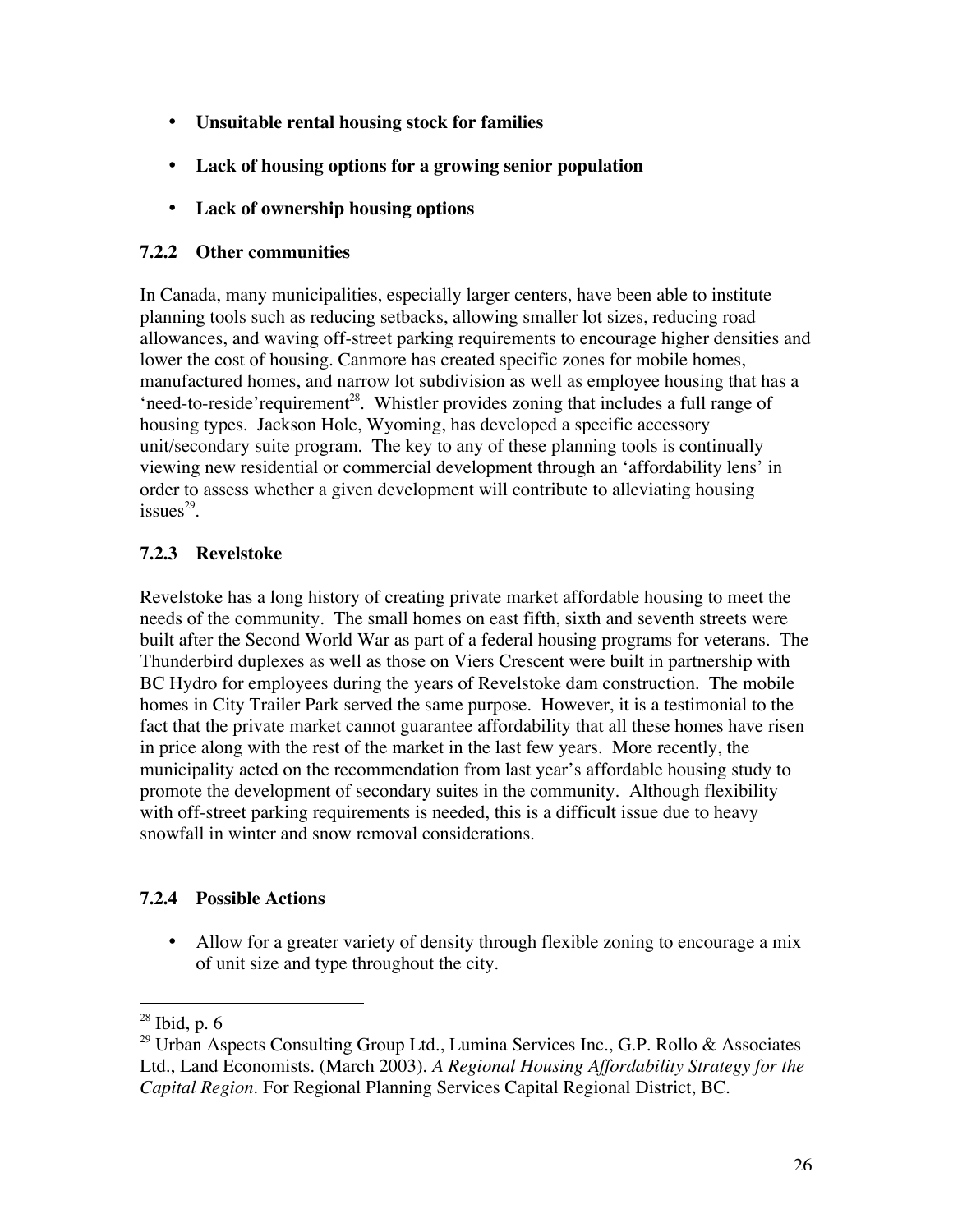- **Unsuitable rental housing stock for families**
- **Lack of housing options for a growing senior population**
- **Lack of ownership housing options**

### 7.2.2 Other communities

In Canada, many municipalities, especially larger centers, have been able to institute planning tools such as reducing setbacks, allowing smaller lot sizes, reducing road allowances, and waving off-street parking requirements to encourage higher densities and lower the cost of housing. Canmore has created specific zones for mobile homes, manufactured homes, and narrow lot subdivision as well as employee housing that has a 'need-to-reside'requirement[28]. Whistler provides zoning that includes a full range of housing types. Jackson Hole, Wyoming, has developed a specific accessory unit/secondary suite program. The key to any of these planning tools is continually viewing new residential or commercial development through an 'affordability lens' in order to assess whether a given development will contribute to alleviating housing issues[29].

### 7.2.3 Revelstoke

Revelstoke has a long history of creating private market affordable housing to meet the needs of the community. The small homes on east fifth, sixth and seventh streets were built after the Second World War as part of a federal housing programs for veterans. The Thunderbird duplexes as well as those on Viers Crescent were built in partnership with BC Hydro for employees during the years of Revelstoke dam construction. The mobile homes in City Trailer Park served the same purpose. However, it is a testimonial to the fact that the private market cannot guarantee affordability that all these homes have risen in price along with the rest of the market in the last few years. More recently, the municipality acted on the recommendation from last year's affordable housing study to promote the development of secondary suites in the community. Although flexibility with off-street parking requirements is needed, this is a difficult issue due to heavy snowfall in winter and snow removal considerations.

### 7.2.4 Possible Actions

- Allow for a greater variety of density through flexible zoning to encourage a mix of unit size and type throughout the city.

---

[28] Ibid, p. 6

[29] Urban Aspects Consulting Group Ltd., Lumina Services Inc., G.P. Rollo & Associates Ltd., Land Economists. (March 2003). *A Regional Housing Affordability Strategy for the Capital Region*. For Regional Planning Services Capital Regional District, BC.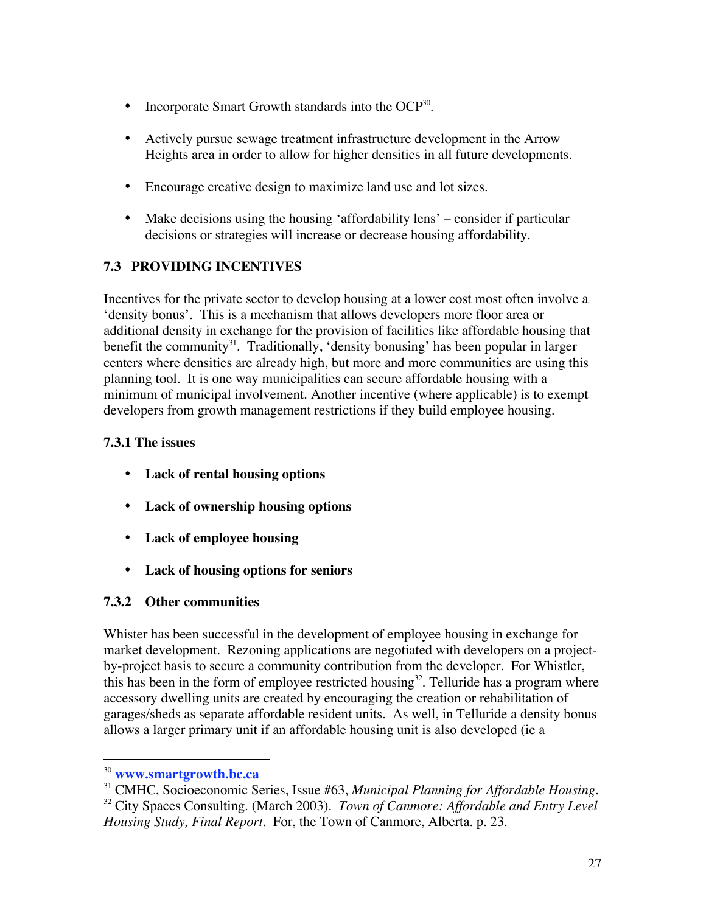- Incorporate Smart Growth standards into the OCP[30].
- Actively pursue sewage treatment infrastructure development in the Arrow Heights area in order to allow for higher densities in all future developments.
- Encourage creative design to maximize land use and lot sizes.
- Make decisions using the housing 'affordability lens' – consider if particular decisions or strategies will increase or decrease housing affordability.

## 7.3 PROVIDING INCENTIVES

Incentives for the private sector to develop housing at a lower cost most often involve a 'density bonus'. This is a mechanism that allows developers more floor area or additional density in exchange for the provision of facilities like affordable housing that benefit the community[31]. Traditionally, 'density bonusing' has been popular in larger centers where densities are already high, but more and more communities are using this planning tool. It is one way municipalities can secure affordable housing with a minimum of municipal involvement. Another incentive (where applicable) is to exempt developers from growth management restrictions if they build employee housing.

### 7.3.1 The issues

- **Lack of rental housing options**
- **Lack of ownership housing options**
- **Lack of employee housing**
- **Lack of housing options for seniors**

### 7.3.2 Other communities

Whister has been successful in the development of employee housing in exchange for market development. Rezoning applications are negotiated with developers on a project-by-project basis to secure a community contribution from the developer. For Whistler, this has been in the form of employee restricted housing[32]. Telluride has a program where accessory dwelling units are created by encouraging the creation or rehabilitation of garages/sheds as separate affordable resident units. As well, in Telluride a density bonus allows a larger primary unit if an affordable housing unit is also developed (ie a

---

[30] **www.smartgrowth.bc.ca**

[31] CMHC, Socioeconomic Series, Issue #63, *Municipal Planning for Affordable Housing*.

[32] City Spaces Consulting. (March 2003). *Town of Canmore: Affordable and Entry Level Housing Study, Final Report*. For, the Town of Canmore, Alberta. p. 23.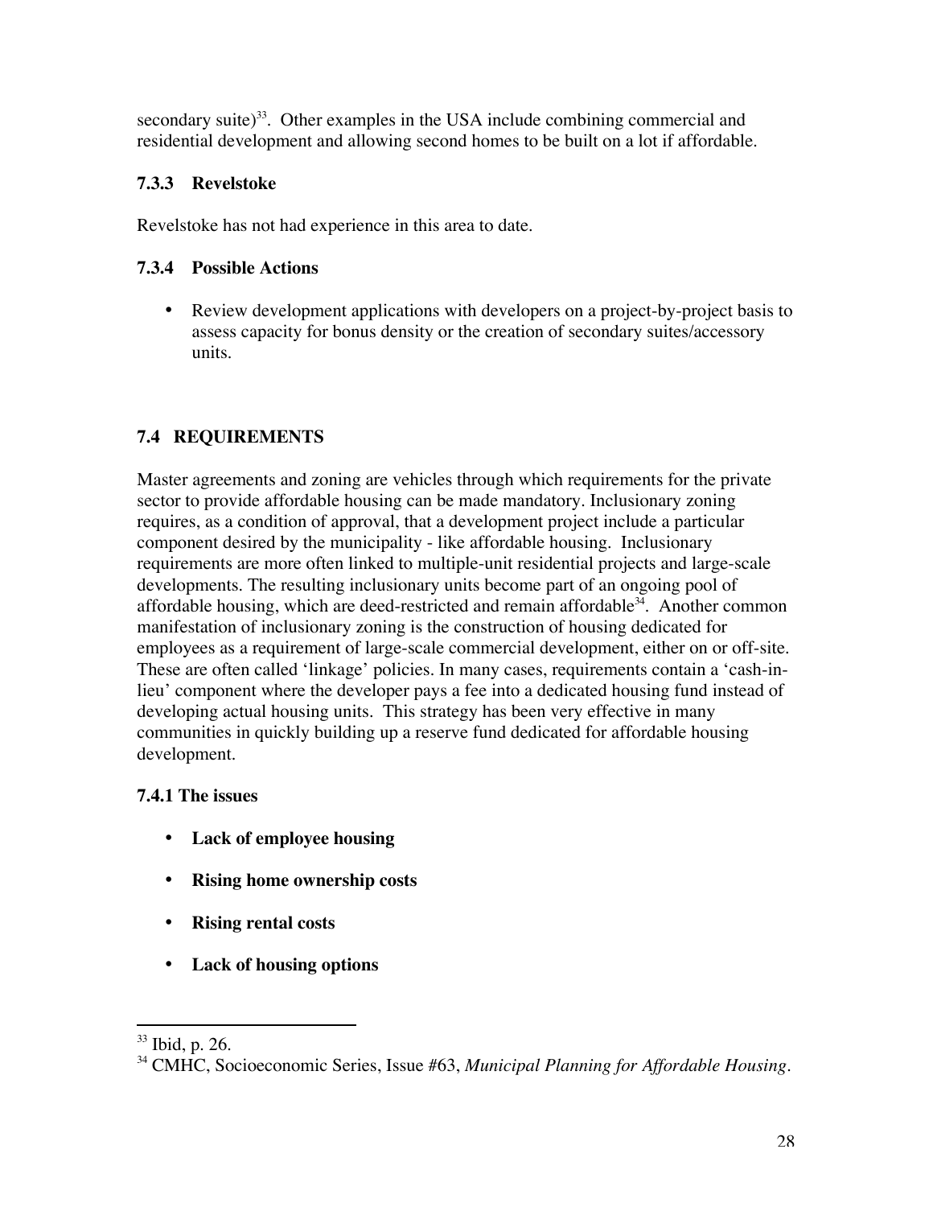secondary suite)[33]. Other examples in the USA include combining commercial and residential development and allowing second homes to be built on a lot if affordable.

### 7.3.3 Revelstoke

Revelstoke has not had experience in this area to date.

### 7.3.4 Possible Actions

- Review development applications with developers on a project-by-project basis to assess capacity for bonus density or the creation of secondary suites/accessory units.

## 7.4 REQUIREMENTS

Master agreements and zoning are vehicles through which requirements for the private sector to provide affordable housing can be made mandatory. Inclusionary zoning requires, as a condition of approval, that a development project include a particular component desired by the municipality - like affordable housing. Inclusionary requirements are more often linked to multiple-unit residential projects and large-scale developments. The resulting inclusionary units become part of an ongoing pool of affordable housing, which are deed-restricted and remain affordable[34]. Another common manifestation of inclusionary zoning is the construction of housing dedicated for employees as a requirement of large-scale commercial development, either on or off-site. These are often called 'linkage' policies. In many cases, requirements contain a 'cash-in-lieu' component where the developer pays a fee into a dedicated housing fund instead of developing actual housing units. This strategy has been very effective in many communities in quickly building up a reserve fund dedicated for affordable housing development.

### 7.4.1 The issues

- **Lack of employee housing**
- **Rising home ownership costs**
- **Rising rental costs**
- **Lack of housing options**

---

[33] Ibid, p. 26.

[34] CMHC, Socioeconomic Series, Issue #63, *Municipal Planning for Affordable Housing*.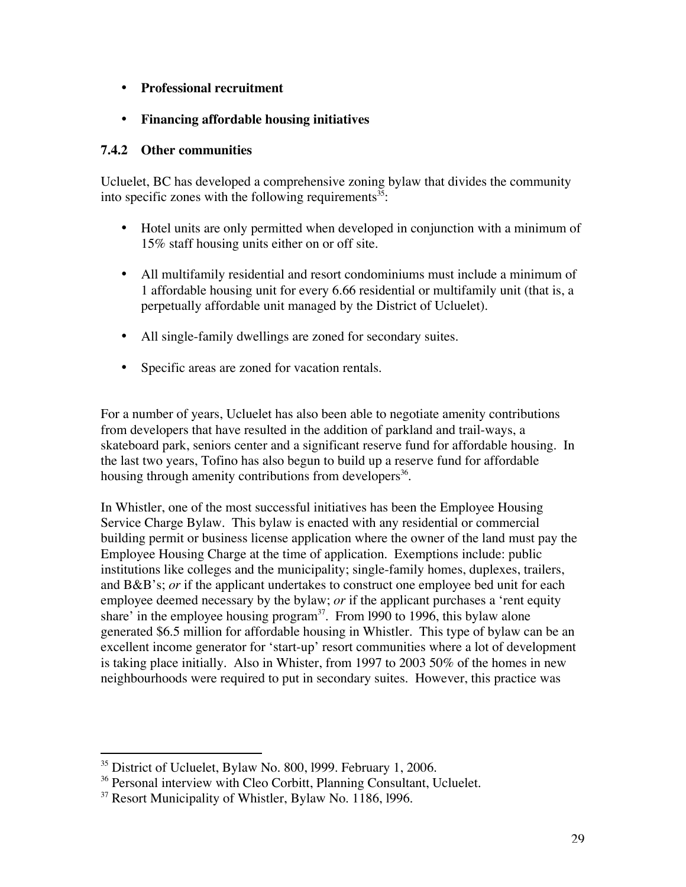- **Professional recruitment**
- **Financing affordable housing initiatives**

### 7.4.2 Other communities

Ucluelet, BC has developed a comprehensive zoning bylaw that divides the community into specific zones with the following requirements[35]:

- Hotel units are only permitted when developed in conjunction with a minimum of 15% staff housing units either on or off site.
- All multifamily residential and resort condominiums must include a minimum of 1 affordable housing unit for every 6.66 residential or multifamily unit (that is, a perpetually affordable unit managed by the District of Ucluelet).
- All single-family dwellings are zoned for secondary suites.
- Specific areas are zoned for vacation rentals.

For a number of years, Ucluelet has also been able to negotiate amenity contributions from developers that have resulted in the addition of parkland and trail-ways, a skateboard park, seniors center and a significant reserve fund for affordable housing. In the last two years, Tofino has also begun to build up a reserve fund for affordable housing through amenity contributions from developers[36].

In Whistler, one of the most successful initiatives has been the Employee Housing Service Charge Bylaw. This bylaw is enacted with any residential or commercial building permit or business license application where the owner of the land must pay the Employee Housing Charge at the time of application. Exemptions include: public institutions like colleges and the municipality; single-family homes, duplexes, trailers, and B&B's; *or* if the applicant undertakes to construct one employee bed unit for each employee deemed necessary by the bylaw; *or* if the applicant purchases a 'rent equity share' in the employee housing program[37]. From l990 to 1996, this bylaw alone generated $6.5 million for affordable housing in Whistler. This type of bylaw can be an excellent income generator for 'start-up' resort communities where a lot of development is taking place initially. Also in Whister, from 1997 to 2003 50% of the homes in new neighbourhoods were required to put in secondary suites. However, this practice was

---

[35] District of Ucluelet, Bylaw No. 800, l999. February 1, 2006.

[36] Personal interview with Cleo Corbitt, Planning Consultant, Ucluelet.

[37] Resort Municipality of Whistler, Bylaw No. 1186, l996.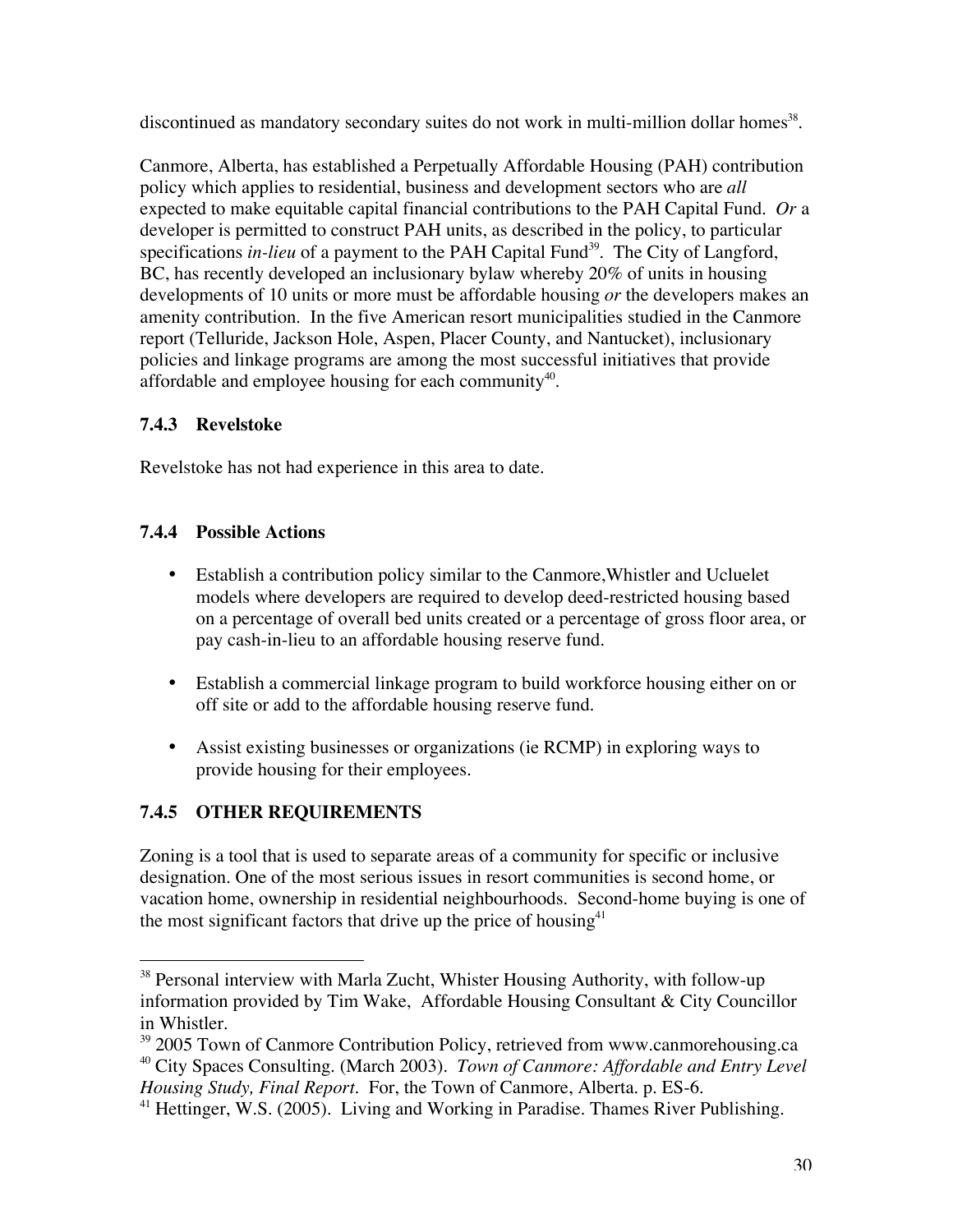discontinued as mandatory secondary suites do not work in multi-million dollar homes[38].

Canmore, Alberta, has established a Perpetually Affordable Housing (PAH) contribution policy which applies to residential, business and development sectors who are *all* expected to make equitable capital financial contributions to the PAH Capital Fund. *Or* a developer is permitted to construct PAH units, as described in the policy, to particular specifications *in-lieu* of a payment to the PAH Capital Fund[39]. The City of Langford, BC, has recently developed an inclusionary bylaw whereby 20% of units in housing developments of 10 units or more must be affordable housing *or* the developers makes an amenity contribution. In the five American resort municipalities studied in the Canmore report (Telluride, Jackson Hole, Aspen, Placer County, and Nantucket), inclusionary policies and linkage programs are among the most successful initiatives that provide affordable and employee housing for each community[40].

### 7.4.3 Revelstoke

Revelstoke has not had experience in this area to date.

### 7.4.4 Possible Actions

- Establish a contribution policy similar to the Canmore,Whistler and Ucluelet models where developers are required to develop deed-restricted housing based on a percentage of overall bed units created or a percentage of gross floor area, or pay cash-in-lieu to an affordable housing reserve fund.
- Establish a commercial linkage program to build workforce housing either on or off site or add to the affordable housing reserve fund.
- Assist existing businesses or organizations (ie RCMP) in exploring ways to provide housing for their employees.

### 7.4.5 OTHER REQUIREMENTS

Zoning is a tool that is used to separate areas of a community for specific or inclusive designation. One of the most serious issues in resort communities is second home, or vacation home, ownership in residential neighbourhoods. Second-home buying is one of the most significant factors that drive up the price of housing[41]

---

[38] Personal interview with Marla Zucht, Whister Housing Authority, with follow-up information provided by Tim Wake, Affordable Housing Consultant & City Councillor in Whistler.

[39] 2005 Town of Canmore Contribution Policy, retrieved from www.canmorehousing.ca

[40] City Spaces Consulting. (March 2003). *Town of Canmore: Affordable and Entry Level Housing Study, Final Report*. For, the Town of Canmore, Alberta. p. ES-6.

[41] Hettinger, W.S. (2005). Living and Working in Paradise. Thames River Publishing.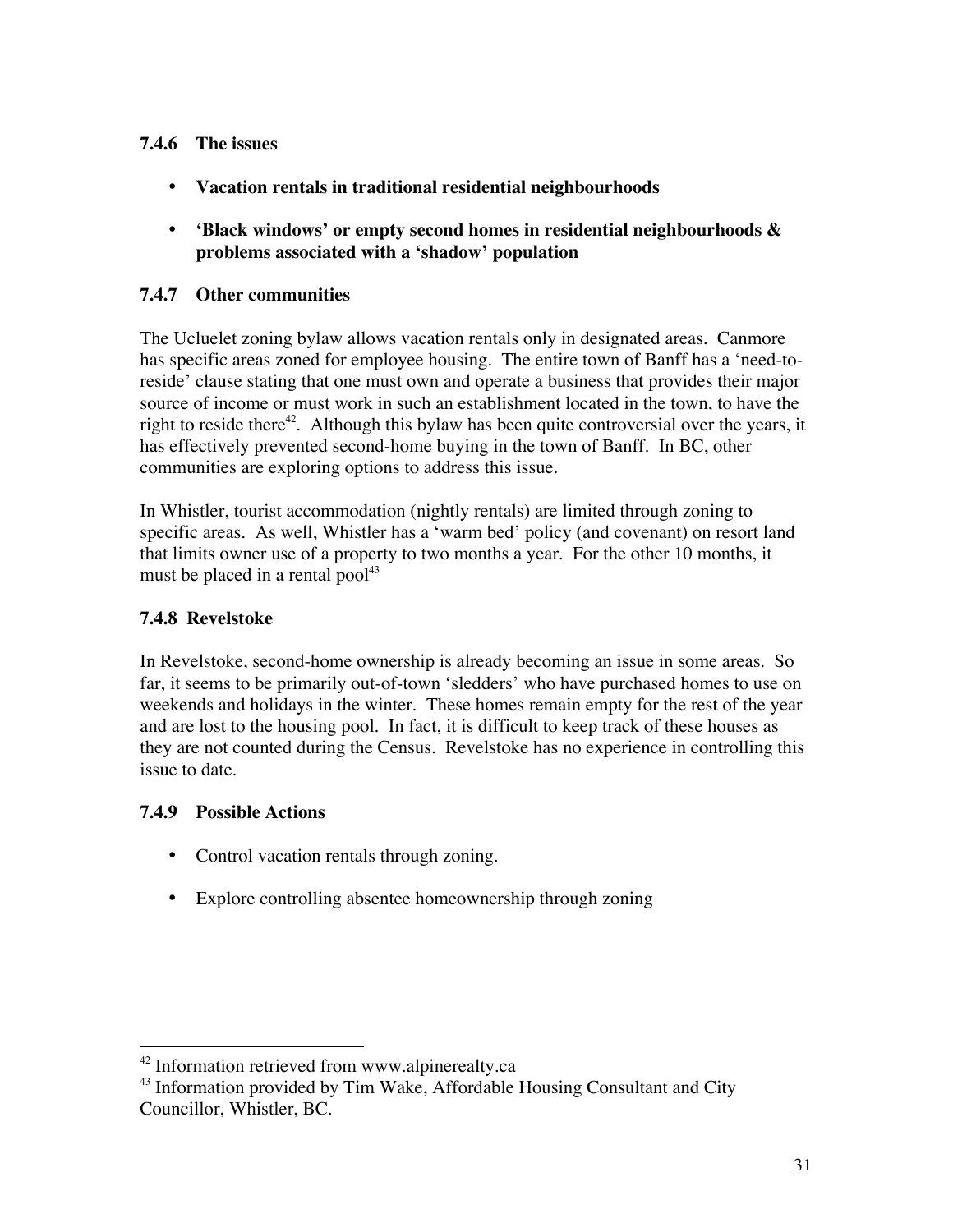### 7.4.6 The issues

- **Vacation rentals in traditional residential neighbourhoods**
- **'Black windows' or empty second homes in residential neighbourhoods & problems associated with a 'shadow' population**

### 7.4.7 Other communities

The Ucluelet zoning bylaw allows vacation rentals only in designated areas. Canmore has specific areas zoned for employee housing. The entire town of Banff has a 'need-to-reside' clause stating that one must own and operate a business that provides their major source of income or must work in such an establishment located in the town, to have the right to reside there[42]. Although this bylaw has been quite controversial over the years, it has effectively prevented second-home buying in the town of Banff. In BC, other communities are exploring options to address this issue.

In Whistler, tourist accommodation (nightly rentals) are limited through zoning to specific areas. As well, Whistler has a 'warm bed' policy (and covenant) on resort land that limits owner use of a property to two months a year. For the other 10 months, it must be placed in a rental pool[43]

### 7.4.8 Revelstoke

In Revelstoke, second-home ownership is already becoming an issue in some areas. So far, it seems to be primarily out-of-town 'sledders' who have purchased homes to use on weekends and holidays in the winter. These homes remain empty for the rest of the year and are lost to the housing pool. In fact, it is difficult to keep track of these houses as they are not counted during the Census. Revelstoke has no experience in controlling this issue to date.

### 7.4.9 Possible Actions

- Control vacation rentals through zoning.
- Explore controlling absentee homeownership through zoning

---

[42] Information retrieved from www.alpinerealty.ca

[43] Information provided by Tim Wake, Affordable Housing Consultant and City Councillor, Whistler, BC.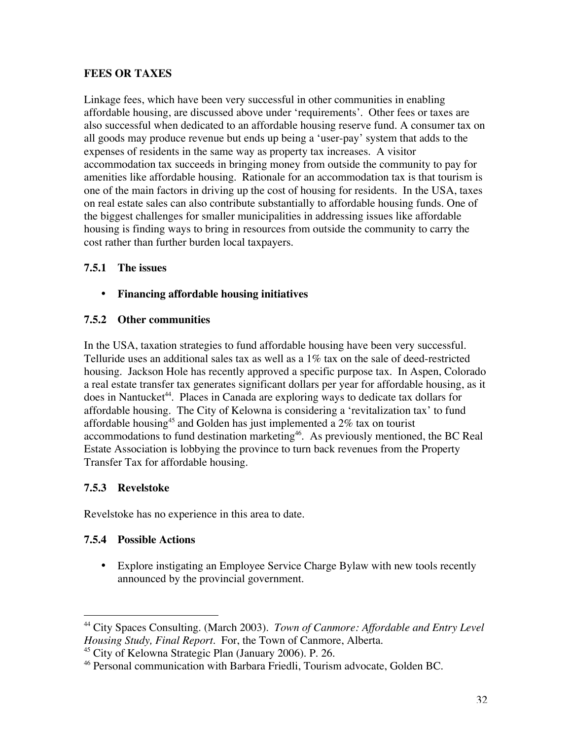## FEES OR TAXES

Linkage fees, which have been very successful in other communities in enabling affordable housing, are discussed above under 'requirements'. Other fees or taxes are also successful when dedicated to an affordable housing reserve fund. A consumer tax on all goods may produce revenue but ends up being a 'user-pay' system that adds to the expenses of residents in the same way as property tax increases. A visitor accommodation tax succeeds in bringing money from outside the community to pay for amenities like affordable housing. Rationale for an accommodation tax is that tourism is one of the main factors in driving up the cost of housing for residents. In the USA, taxes on real estate sales can also contribute substantially to affordable housing funds. One of the biggest challenges for smaller municipalities in addressing issues like affordable housing is finding ways to bring in resources from outside the community to carry the cost rather than further burden local taxpayers.

### 7.5.1 The issues

- **Financing affordable housing initiatives**

### 7.5.2 Other communities

In the USA, taxation strategies to fund affordable housing have been very successful. Telluride uses an additional sales tax as well as a 1% tax on the sale of deed-restricted housing. Jackson Hole has recently approved a specific purpose tax. In Aspen, Colorado a real estate transfer tax generates significant dollars per year for affordable housing, as it does in Nantucket[44]. Places in Canada are exploring ways to dedicate tax dollars for affordable housing. The City of Kelowna is considering a 'revitalization tax' to fund affordable housing[45] and Golden has just implemented a 2% tax on tourist accommodations to fund destination marketing[46]. As previously mentioned, the BC Real Estate Association is lobbying the province to turn back revenues from the Property Transfer Tax for affordable housing.

### 7.5.3 Revelstoke

Revelstoke has no experience in this area to date.

### 7.5.4 Possible Actions

- Explore instigating an Employee Service Charge Bylaw with new tools recently announced by the provincial government.

---

[44] City Spaces Consulting. (March 2003). *Town of Canmore: Affordable and Entry Level Housing Study, Final Report*. For, the Town of Canmore, Alberta.

[45] City of Kelowna Strategic Plan (January 2006). P. 26.

[46] Personal communication with Barbara Friedli, Tourism advocate, Golden BC.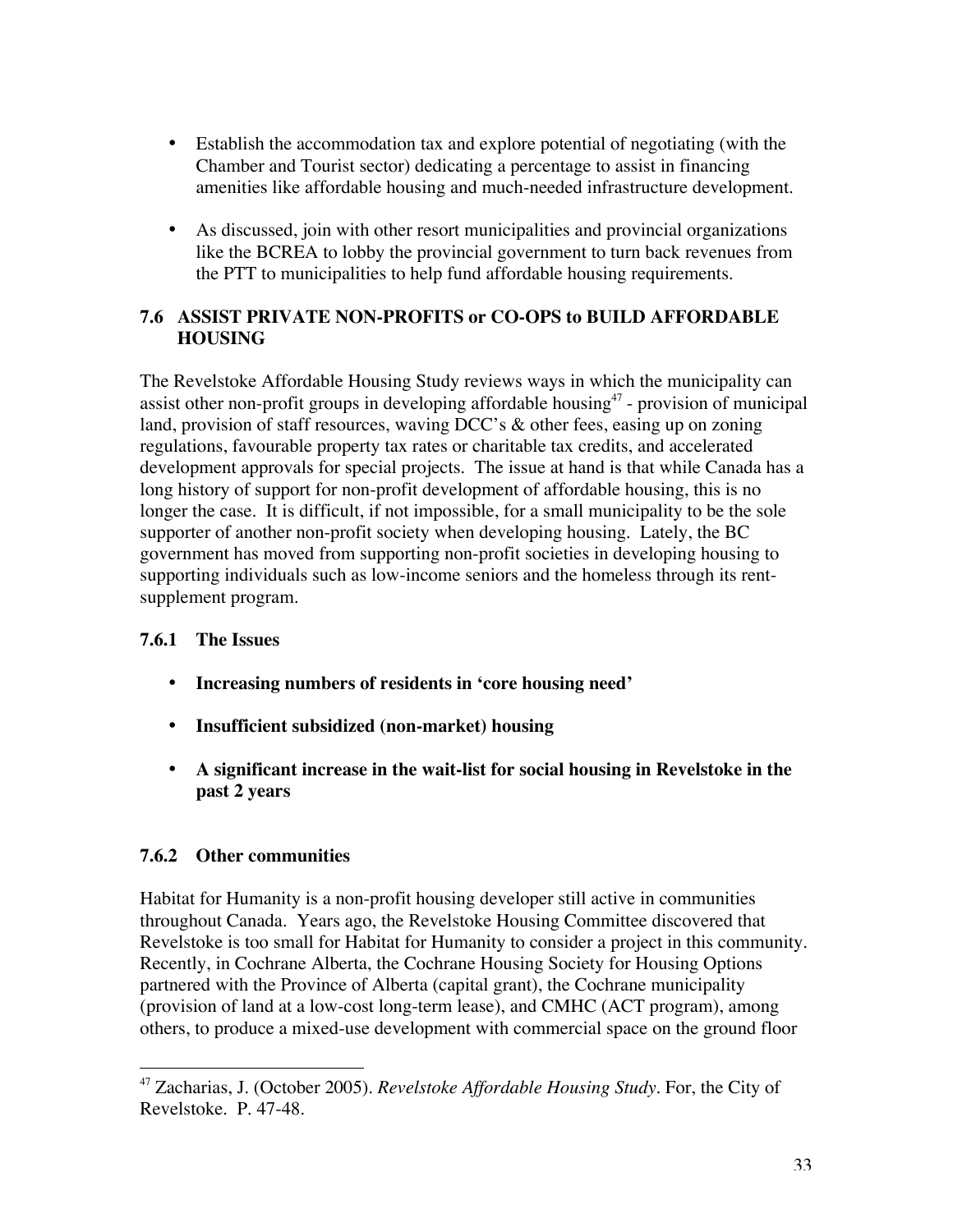- Establish the accommodation tax and explore potential of negotiating (with the Chamber and Tourist sector) dedicating a percentage to assist in financing amenities like affordable housing and much-needed infrastructure development.

- As discussed, join with other resort municipalities and provincial organizations like the BCREA to lobby the provincial government to turn back revenues from the PTT to municipalities to help fund affordable housing requirements.

### 7.6 ASSIST PRIVATE NON-PROFITS or CO-OPS to BUILD AFFORDABLE HOUSING

The Revelstoke Affordable Housing Study reviews ways in which the municipality can assist other non-profit groups in developing affordable housing[47] - provision of municipal land, provision of staff resources, waving DCC's & other fees, easing up on zoning regulations, favourable property tax rates or charitable tax credits, and accelerated development approvals for special projects. The issue at hand is that while Canada has a long history of support for non-profit development of affordable housing, this is no longer the case. It is difficult, if not impossible, for a small municipality to be the sole supporter of another non-profit society when developing housing. Lately, the BC government has moved from supporting non-profit societies in developing housing to supporting individuals such as low-income seniors and the homeless through its rent-supplement program.

#### 7.6.1 The Issues

- **Increasing numbers of residents in 'core housing need'**

- **Insufficient subsidized (non-market) housing**

- **A significant increase in the wait-list for social housing in Revelstoke in the past 2 years**

#### 7.6.2 Other communities

Habitat for Humanity is a non-profit housing developer still active in communities throughout Canada. Years ago, the Revelstoke Housing Committee discovered that Revelstoke is too small for Habitat for Humanity to consider a project in this community. Recently, in Cochrane Alberta, the Cochrane Housing Society for Housing Options partnered with the Province of Alberta (capital grant), the Cochrane municipality (provision of land at a low-cost long-term lease), and CMHC (ACT program), among others, to produce a mixed-use development with commercial space on the ground floor

---

[47] Zacharias, J. (October 2005). *Revelstoke Affordable Housing Study*. For, the City of Revelstoke. P. 47-48.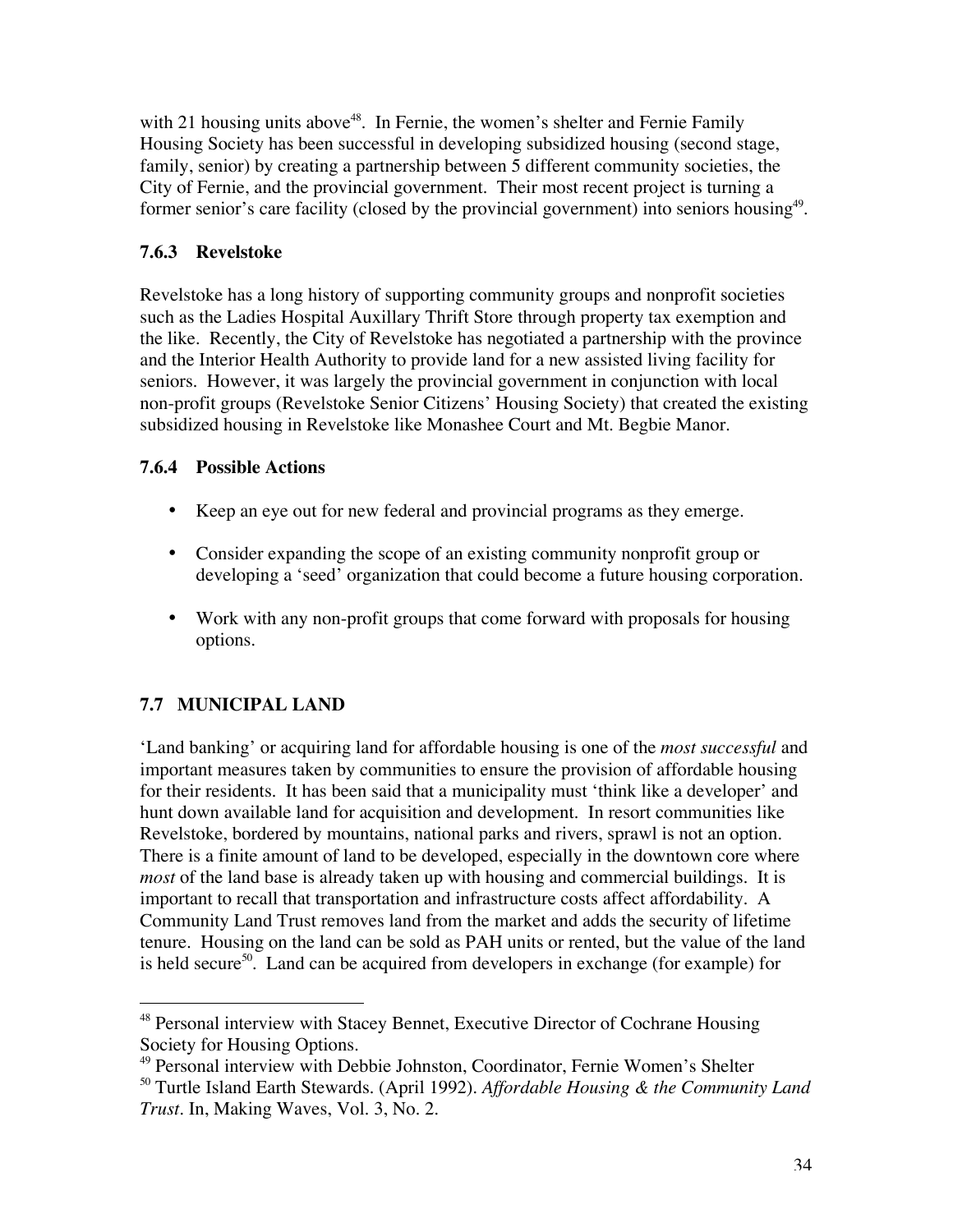with 21 housing units above[48]. In Fernie, the women's shelter and Fernie Family Housing Society has been successful in developing subsidized housing (second stage, family, senior) by creating a partnership between 5 different community societies, the City of Fernie, and the provincial government. Their most recent project is turning a former senior's care facility (closed by the provincial government) into seniors housing[49].

### 7.6.3 Revelstoke

Revelstoke has a long history of supporting community groups and nonprofit societies such as the Ladies Hospital Auxillary Thrift Store through property tax exemption and the like. Recently, the City of Revelstoke has negotiated a partnership with the province and the Interior Health Authority to provide land for a new assisted living facility for seniors. However, it was largely the provincial government in conjunction with local non-profit groups (Revelstoke Senior Citizens' Housing Society) that created the existing subsidized housing in Revelstoke like Monashee Court and Mt. Begbie Manor.

### 7.6.4 Possible Actions

- Keep an eye out for new federal and provincial programs as they emerge.
- Consider expanding the scope of an existing community nonprofit group or developing a 'seed' organization that could become a future housing corporation.
- Work with any non-profit groups that come forward with proposals for housing options.

## 7.7 MUNICIPAL LAND

'Land banking' or acquiring land for affordable housing is one of the *most successful* and important measures taken by communities to ensure the provision of affordable housing for their residents. It has been said that a municipality must 'think like a developer' and hunt down available land for acquisition and development. In resort communities like Revelstoke, bordered by mountains, national parks and rivers, sprawl is not an option. There is a finite amount of land to be developed, especially in the downtown core where *most* of the land base is already taken up with housing and commercial buildings. It is important to recall that transportation and infrastructure costs affect affordability. A Community Land Trust removes land from the market and adds the security of lifetime tenure. Housing on the land can be sold as PAH units or rented, but the value of the land is held secure[50]. Land can be acquired from developers in exchange (for example) for

---

[48] Personal interview with Stacey Bennet, Executive Director of Cochrane Housing Society for Housing Options.

[49] Personal interview with Debbie Johnston, Coordinator, Fernie Women's Shelter

[50] Turtle Island Earth Stewards. (April 1992). *Affordable Housing & the Community Land Trust*. In, Making Waves, Vol. 3, No. 2.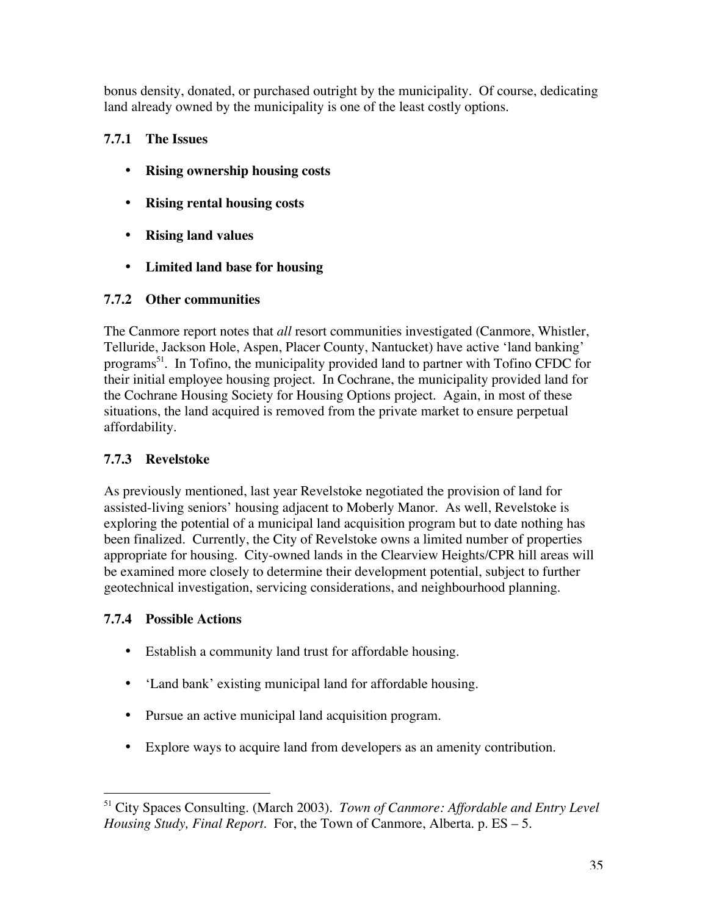bonus density, donated, or purchased outright by the municipality. Of course, dedicating land already owned by the municipality is one of the least costly options.

### 7.7.1 The Issues

- **Rising ownership housing costs**
- **Rising rental housing costs**
- **Rising land values**
- **Limited land base for housing**

### 7.7.2 Other communities

The Canmore report notes that *all* resort communities investigated (Canmore, Whistler, Telluride, Jackson Hole, Aspen, Placer County, Nantucket) have active 'land banking' programs[51]. In Tofino, the municipality provided land to partner with Tofino CFDC for their initial employee housing project. In Cochrane, the municipality provided land for the Cochrane Housing Society for Housing Options project. Again, in most of these situations, the land acquired is removed from the private market to ensure perpetual affordability.

### 7.7.3 Revelstoke

As previously mentioned, last year Revelstoke negotiated the provision of land for assisted-living seniors' housing adjacent to Moberly Manor. As well, Revelstoke is exploring the potential of a municipal land acquisition program but to date nothing has been finalized. Currently, the City of Revelstoke owns a limited number of properties appropriate for housing. City-owned lands in the Clearview Heights/CPR hill areas will be examined more closely to determine their development potential, subject to further geotechnical investigation, servicing considerations, and neighbourhood planning.

### 7.7.4 Possible Actions

- Establish a community land trust for affordable housing.
- 'Land bank' existing municipal land for affordable housing.
- Pursue an active municipal land acquisition program.
- Explore ways to acquire land from developers as an amenity contribution.

---

[51] City Spaces Consulting. (March 2003). *Town of Canmore: Affordable and Entry Level Housing Study, Final Report*. For, the Town of Canmore, Alberta. p. ES – 5.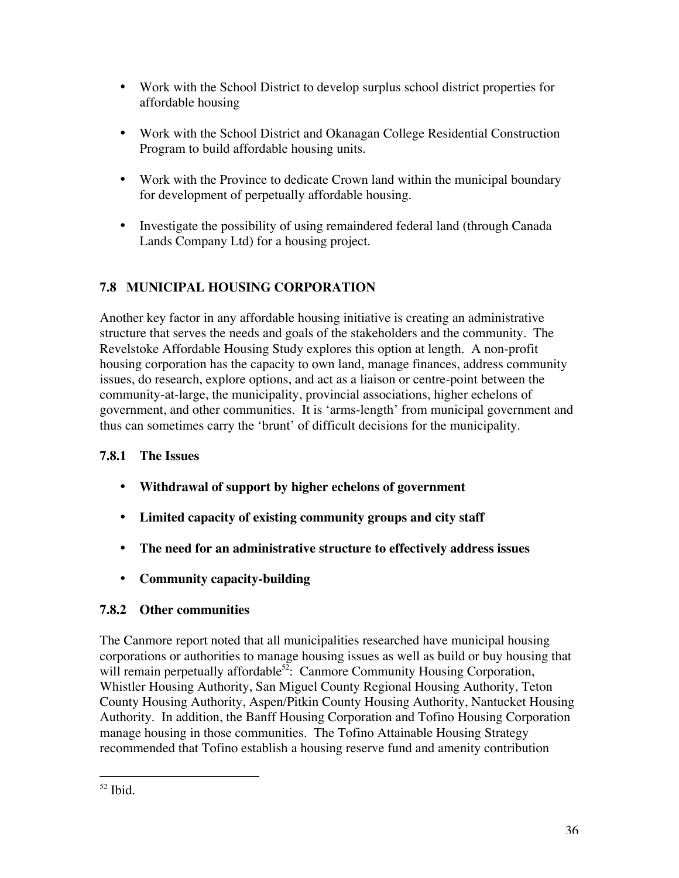- Work with the School District to develop surplus school district properties for affordable housing
- Work with the School District and Okanagan College Residential Construction Program to build affordable housing units.
- Work with the Province to dedicate Crown land within the municipal boundary for development of perpetually affordable housing.
- Investigate the possibility of using remaindered federal land (through Canada Lands Company Ltd) for a housing project.

## 7.8 MUNICIPAL HOUSING CORPORATION

Another key factor in any affordable housing initiative is creating an administrative structure that serves the needs and goals of the stakeholders and the community. The Revelstoke Affordable Housing Study explores this option at length. A non-profit housing corporation has the capacity to own land, manage finances, address community issues, do research, explore options, and act as a liaison or centre-point between the community-at-large, the municipality, provincial associations, higher echelons of government, and other communities. It is 'arms-length' from municipal government and thus can sometimes carry the 'brunt' of difficult decisions for the municipality.

### 7.8.1 The Issues

- **Withdrawal of support by higher echelons of government**
- **Limited capacity of existing community groups and city staff**
- **The need for an administrative structure to effectively address issues**
- **Community capacity-building**

### 7.8.2 Other communities

The Canmore report noted that all municipalities researched have municipal housing corporations or authorities to manage housing issues as well as build or buy housing that will remain perpetually affordable[52]: Canmore Community Housing Corporation, Whistler Housing Authority, San Miguel County Regional Housing Authority, Teton County Housing Authority, Aspen/Pitkin County Housing Authority, Nantucket Housing Authority. In addition, the Banff Housing Corporation and Tofino Housing Corporation manage housing in those communities. The Tofino Attainable Housing Strategy recommended that Tofino establish a housing reserve fund and amenity contribution

[52] Ibid.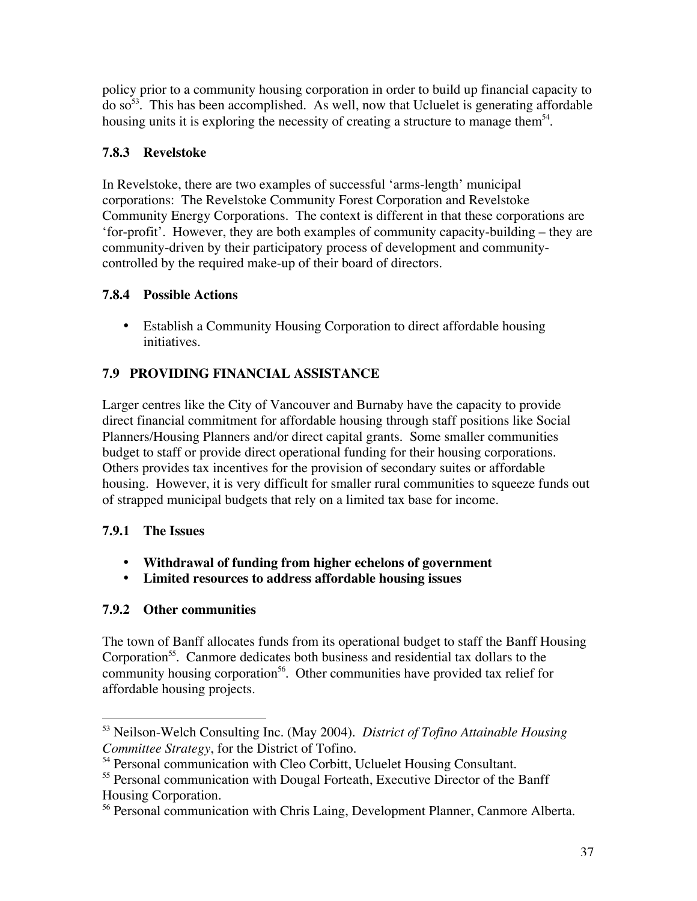policy prior to a community housing corporation in order to build up financial capacity to do so[53]. This has been accomplished. As well, now that Ucluelet is generating affordable housing units it is exploring the necessity of creating a structure to manage them[54].

### 7.8.3 Revelstoke

In Revelstoke, there are two examples of successful 'arms-length' municipal corporations: The Revelstoke Community Forest Corporation and Revelstoke Community Energy Corporations. The context is different in that these corporations are 'for-profit'. However, they are both examples of community capacity-building – they are community-driven by their participatory process of development and community-controlled by the required make-up of their board of directors.

### 7.8.4 Possible Actions

- Establish a Community Housing Corporation to direct affordable housing initiatives.

## 7.9 PROVIDING FINANCIAL ASSISTANCE

Larger centres like the City of Vancouver and Burnaby have the capacity to provide direct financial commitment for affordable housing through staff positions like Social Planners/Housing Planners and/or direct capital grants. Some smaller communities budget to staff or provide direct operational funding for their housing corporations. Others provides tax incentives for the provision of secondary suites or affordable housing. However, it is very difficult for smaller rural communities to squeeze funds out of strapped municipal budgets that rely on a limited tax base for income.

### 7.9.1 The Issues

- **Withdrawal of funding from higher echelons of government**
- **Limited resources to address affordable housing issues**

### 7.9.2 Other communities

The town of Banff allocates funds from its operational budget to staff the Banff Housing Corporation[55]. Canmore dedicates both business and residential tax dollars to the community housing corporation[56]. Other communities have provided tax relief for affordable housing projects.

---

[53] Neilson-Welch Consulting Inc. (May 2004). *District of Tofino Attainable Housing Committee Strategy*, for the District of Tofino.

[54] Personal communication with Cleo Corbitt, Ucluelet Housing Consultant.

[55] Personal communication with Dougal Forteath, Executive Director of the Banff Housing Corporation.

[56] Personal communication with Chris Laing, Development Planner, Canmore Alberta.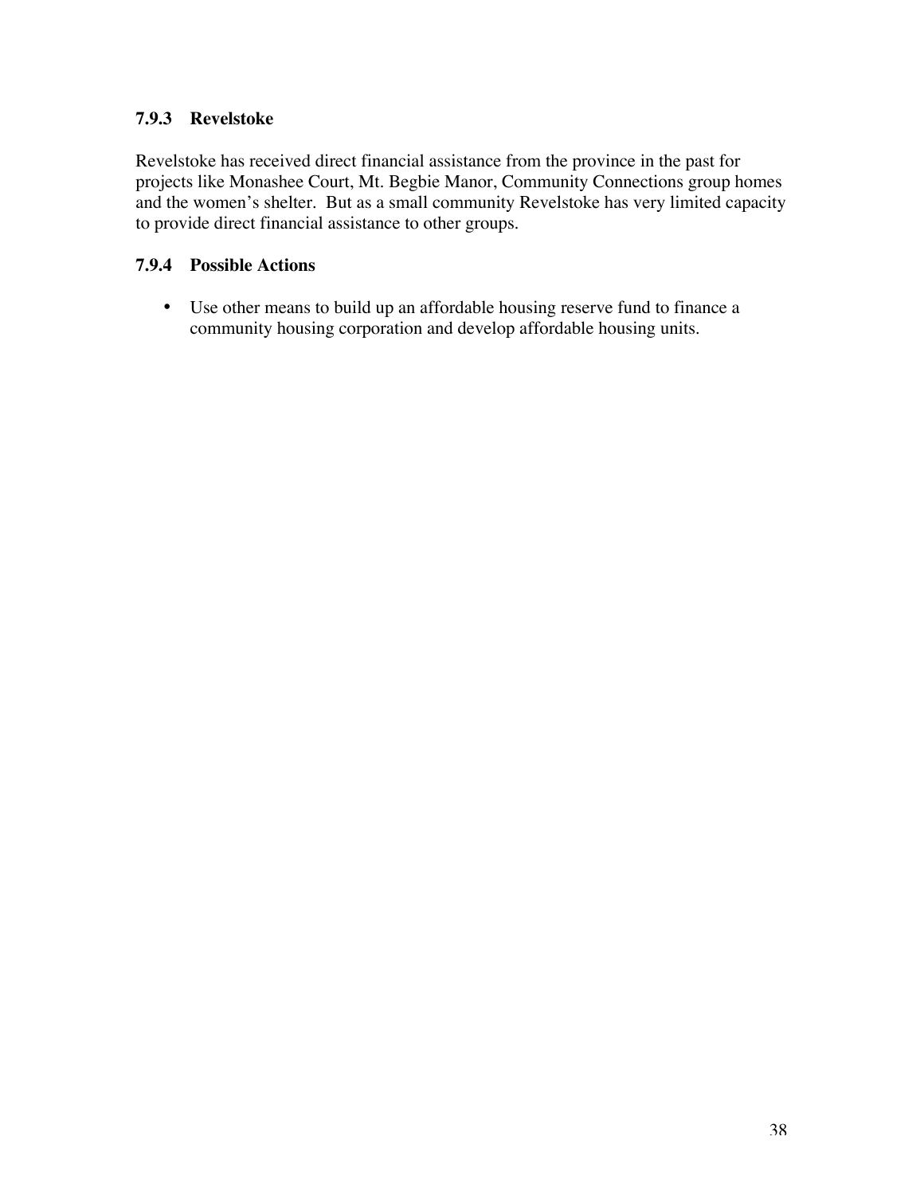### 7.9.3 Revelstoke

Revelstoke has received direct financial assistance from the province in the past for projects like Monashee Court, Mt. Begbie Manor, Community Connections group homes and the women's shelter. But as a small community Revelstoke has very limited capacity to provide direct financial assistance to other groups.

### 7.9.4 Possible Actions

- Use other means to build up an affordable housing reserve fund to finance a community housing corporation and develop affordable housing units.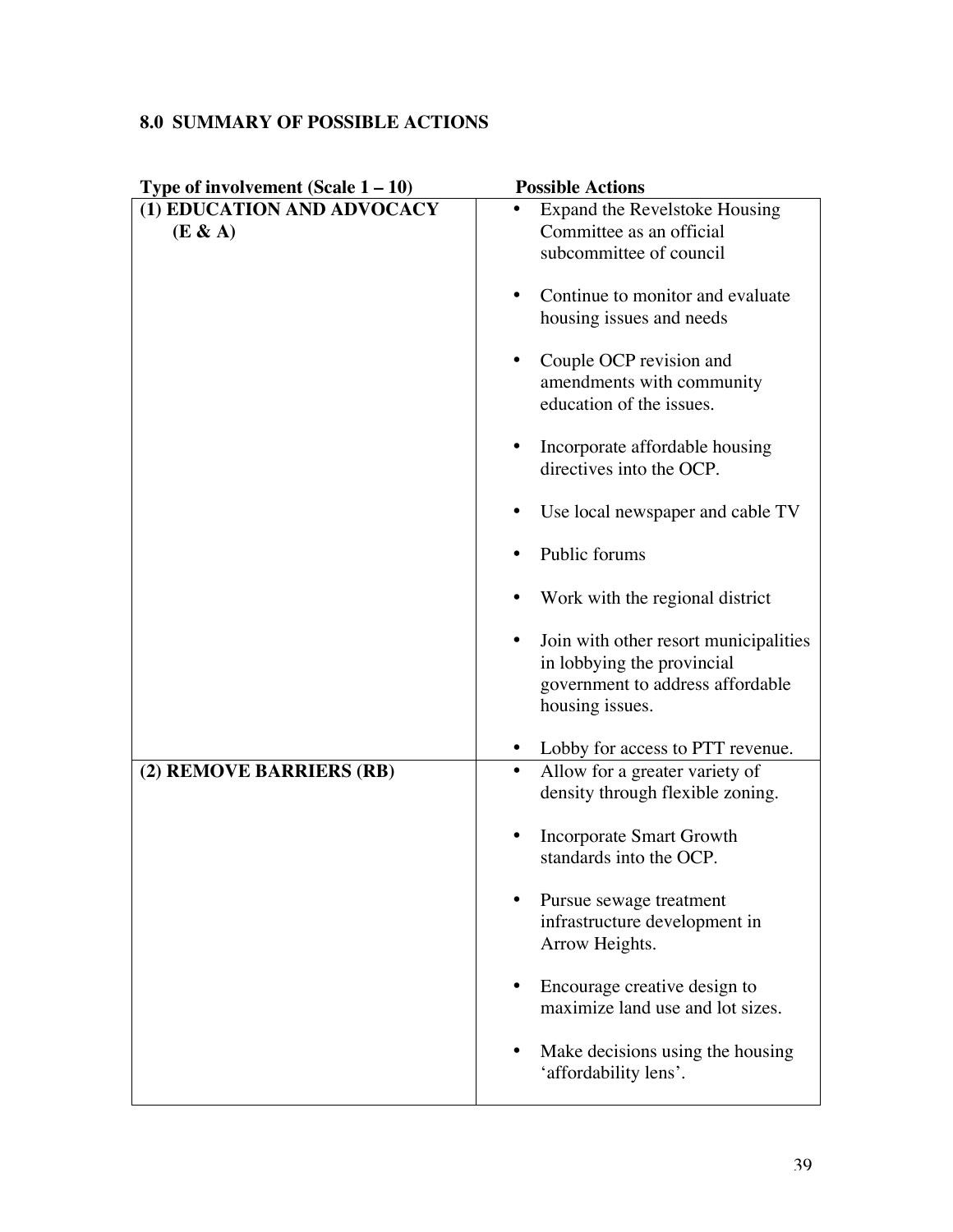## 8.0 SUMMARY OF POSSIBLE ACTIONS

| Type of involvement (Scale 1 – 10) | Possible Actions |
|---|---|
| **(1) EDUCATION AND ADVOCACY (E & A)** | • Expand the Revelstoke Housing Committee as an official subcommittee of council<br><br>• Continue to monitor and evaluate housing issues and needs<br><br>• Couple OCP revision and amendments with community education of the issues.<br><br>• Incorporate affordable housing directives into the OCP.<br><br>• Use local newspaper and cable TV<br><br>• Public forums<br><br>• Work with the regional district<br><br>• Join with other resort municipalities in lobbying the provincial government to address affordable housing issues.<br><br>• Lobby for access to PTT revenue. |
| **(2) REMOVE BARRIERS (RB)** | • Allow for a greater variety of density through flexible zoning.<br><br>• Incorporate Smart Growth standards into the OCP.<br><br>• Pursue sewage treatment infrastructure development in Arrow Heights.<br><br>• Encourage creative design to maximize land use and lot sizes.<br><br>• Make decisions using the housing 'affordability lens'. |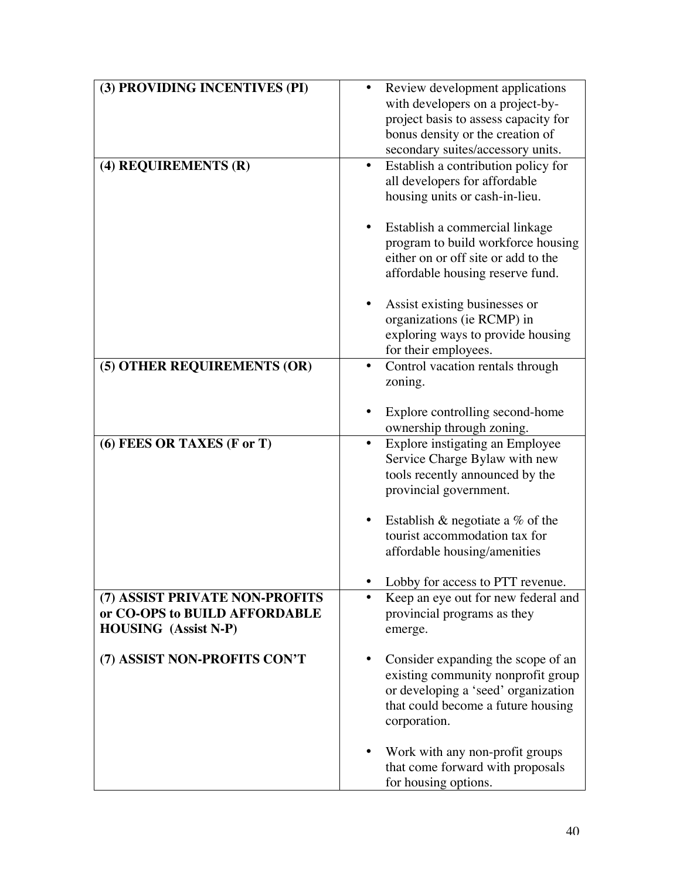| | |
|---|---|
| **(3) PROVIDING INCENTIVES (PI)** | • Review development applications with developers on a project-by-project basis to assess capacity for bonus density or the creation of secondary suites/accessory units. |
| **(4) REQUIREMENTS (R)** | • Establish a contribution policy for all developers for affordable housing units or cash-in-lieu.<br><br>• Establish a commercial linkage program to build workforce housing either on or off site or add to the affordable housing reserve fund.<br><br>• Assist existing businesses or organizations (ie RCMP) in exploring ways to provide housing for their employees. |
| **(5) OTHER REQUIREMENTS (OR)** | • Control vacation rentals through zoning.<br><br>• Explore controlling second-home ownership through zoning. |
| **(6) FEES OR TAXES (F or T)** | • Explore instigating an Employee Service Charge Bylaw with new tools recently announced by the provincial government.<br><br>• Establish & negotiate a % of the tourist accommodation tax for affordable housing/amenities<br><br>• Lobby for access to PTT revenue. |
| **(7) ASSIST PRIVATE NON-PROFITS or CO-OPS to BUILD AFFORDABLE HOUSING (Assist N-P)**<br><br>**(7) ASSIST NON-PROFITS CON'T** | • Keep an eye out for new federal and provincial programs as they emerge.<br><br>• Consider expanding the scope of an existing community nonprofit group or developing a 'seed' organization that could become a future housing corporation.<br><br>• Work with any non-profit groups that come forward with proposals for housing options. |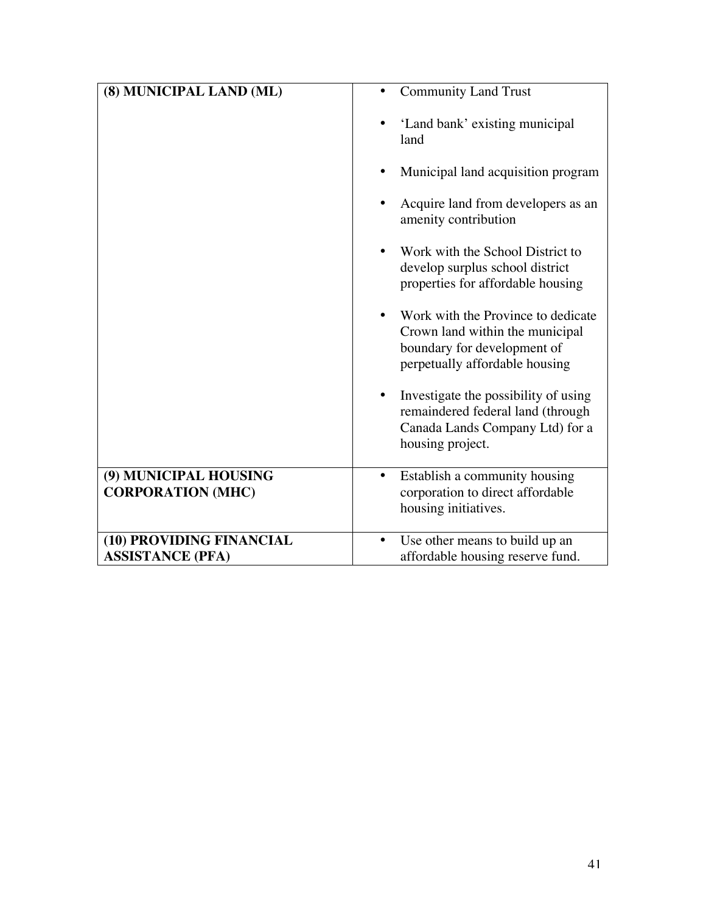| | |
|---|---|
| **(8) MUNICIPAL LAND (ML)** | • Community Land Trust<br><br>• 'Land bank' existing municipal land<br><br>• Municipal land acquisition program<br><br>• Acquire land from developers as an amenity contribution<br><br>• Work with the School District to develop surplus school district properties for affordable housing<br><br>• Work with the Province to dedicate Crown land within the municipal boundary for development of perpetually affordable housing<br><br>• Investigate the possibility of using remaindered federal land (through Canada Lands Company Ltd) for a housing project. |
| **(9) MUNICIPAL HOUSING CORPORATION (MHC)** | • Establish a community housing corporation to direct affordable housing initiatives. |
| **(10) PROVIDING FINANCIAL ASSISTANCE (PFA)** | • Use other means to build up an affordable housing reserve fund. |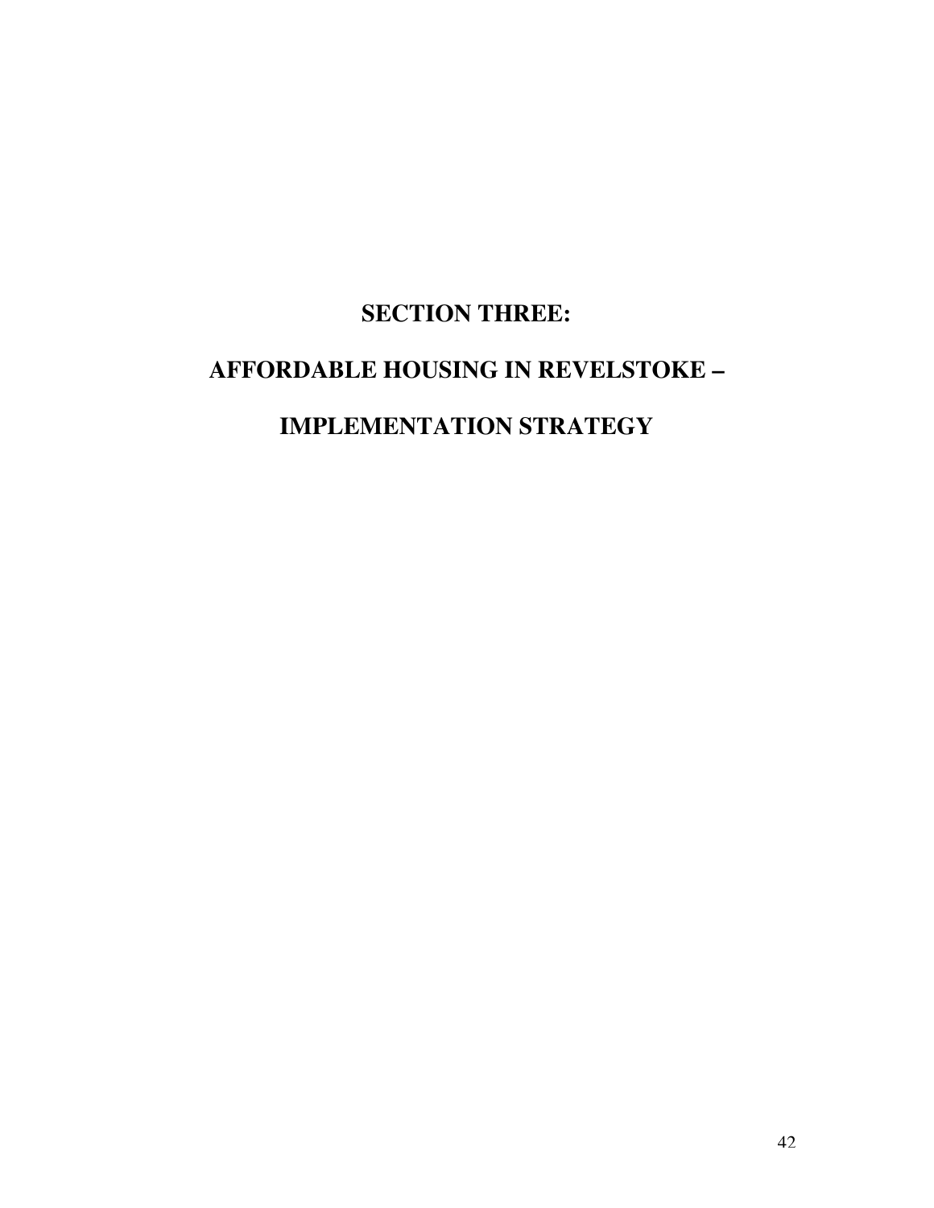# SECTION THREE:

# AFFORDABLE HOUSING IN REVELSTOKE –

# IMPLEMENTATION STRATEGY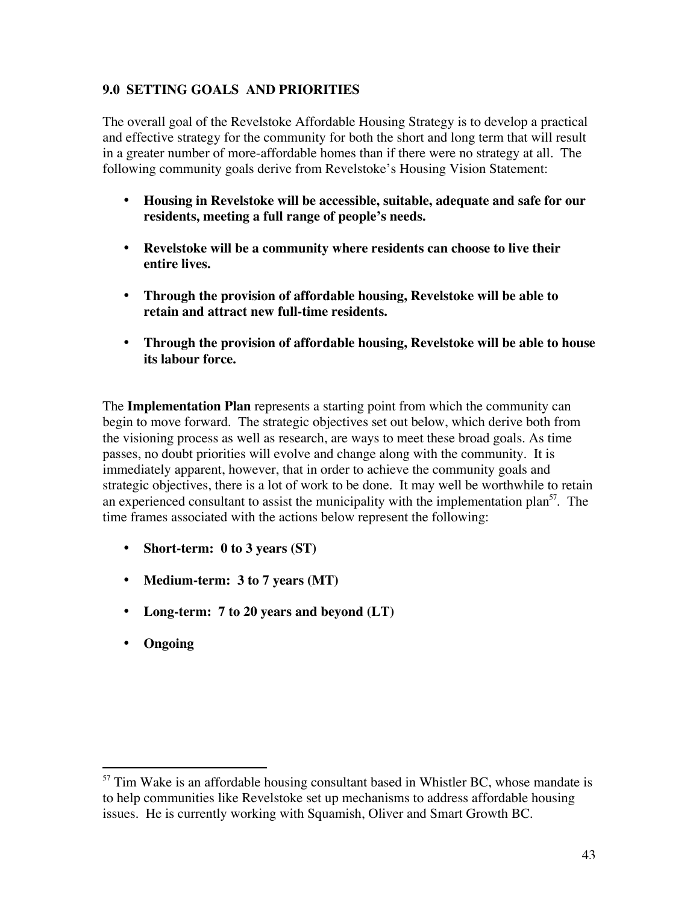## 9.0 SETTING GOALS AND PRIORITIES

The overall goal of the Revelstoke Affordable Housing Strategy is to develop a practical and effective strategy for the community for both the short and long term that will result in a greater number of more-affordable homes than if there were no strategy at all. The following community goals derive from Revelstoke's Housing Vision Statement:

- **Housing in Revelstoke will be accessible, suitable, adequate and safe for our residents, meeting a full range of people's needs.**
- **Revelstoke will be a community where residents can choose to live their entire lives.**
- **Through the provision of affordable housing, Revelstoke will be able to retain and attract new full-time residents.**
- **Through the provision of affordable housing, Revelstoke will be able to house its labour force.**

The **Implementation Plan** represents a starting point from which the community can begin to move forward. The strategic objectives set out below, which derive both from the visioning process as well as research, are ways to meet these broad goals. As time passes, no doubt priorities will evolve and change along with the community. It is immediately apparent, however, that in order to achieve the community goals and strategic objectives, there is a lot of work to be done. It may well be worthwhile to retain an experienced consultant to assist the municipality with the implementation plan[57]. The time frames associated with the actions below represent the following:

- **Short-term: 0 to 3 years (ST)**
- **Medium-term: 3 to 7 years (MT)**
- **Long-term: 7 to 20 years and beyond (LT)**
- **Ongoing**

---

[57] Tim Wake is an affordable housing consultant based in Whistler BC, whose mandate is to help communities like Revelstoke set up mechanisms to address affordable housing issues. He is currently working with Squamish, Oliver and Smart Growth BC.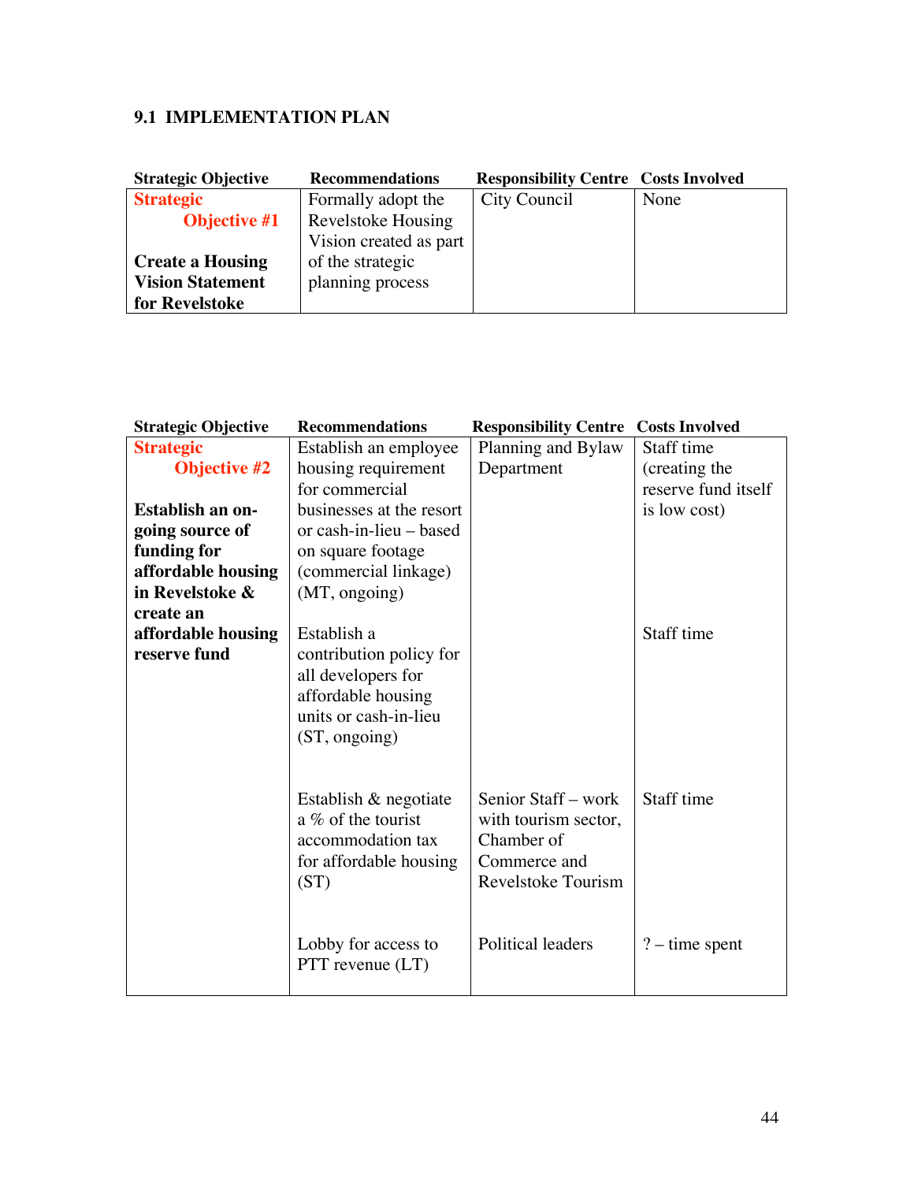## 9.1 IMPLEMENTATION PLAN

| Strategic Objective | Recommendations | Responsibility Centre | Costs Involved |
|---|---|---|---|
| **Strategic Objective #1**<br><br>**Create a Housing Vision Statement for Revelstoke** | Formally adopt the Revelstoke Housing Vision created as part of the strategic planning process | City Council | None |

| Strategic Objective | Recommendations | Responsibility Centre | Costs Involved |
|---|---|---|---|
| **Strategic Objective #2**<br><br>**Establish an on-going source of funding for affordable housing in Revelstoke & create an affordable housing reserve fund** | Establish an employee housing requirement for commercial businesses at the resort or cash-in-lieu – based on square footage (commercial linkage) (MT, ongoing) | Planning and Bylaw Department | Staff time (creating the reserve fund itself is low cost) |
| | Establish a contribution policy for all developers for affordable housing units or cash-in-lieu (ST, ongoing) | | Staff time |
| | Establish & negotiate a % of the tourist accommodation tax for affordable housing (ST) | Senior Staff – work with tourism sector, Chamber of Commerce and Revelstoke Tourism | Staff time |
| | Lobby for access to PTT revenue (LT) | Political leaders | ? – time spent |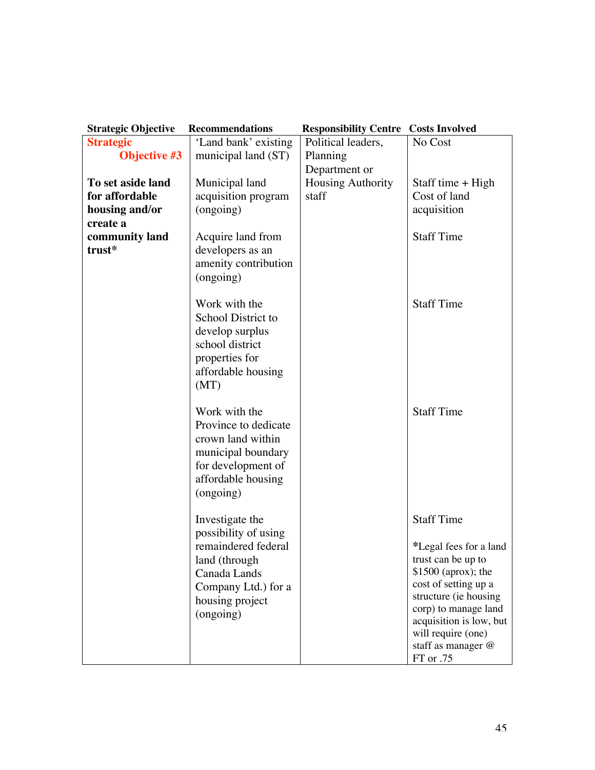| Strategic Objective | Recommendations | Responsibility Centre | Costs Involved |
|---|---|---|---|
| **Strategic Objective #3**<br><br>**To set aside land for affordable housing and/or create a community land trust*** | 'Land bank' existing municipal land (ST) | Political leaders, Planning Department or Housing Authority staff | No Cost |
| | Municipal land acquisition program (ongoing) | | Staff time + High Cost of land acquisition |
| | Acquire land from developers as an amenity contribution (ongoing) | | Staff Time |
| | Work with the School District to develop surplus school district properties for affordable housing (MT) | | Staff Time |
| | Work with the Province to dedicate crown land within municipal boundary for development of affordable housing (ongoing) | | Staff Time |
| | Investigate the possibility of using remaindered federal land (through Canada Lands Company Ltd.) for a housing project (ongoing) | | Staff Time<br><br>*Legal fees for a land trust can be up to $1500 (aprox); the cost of setting up a structure (ie housing corp) to manage land acquisition is low, but will require (one) staff as manager @ FT or .75 |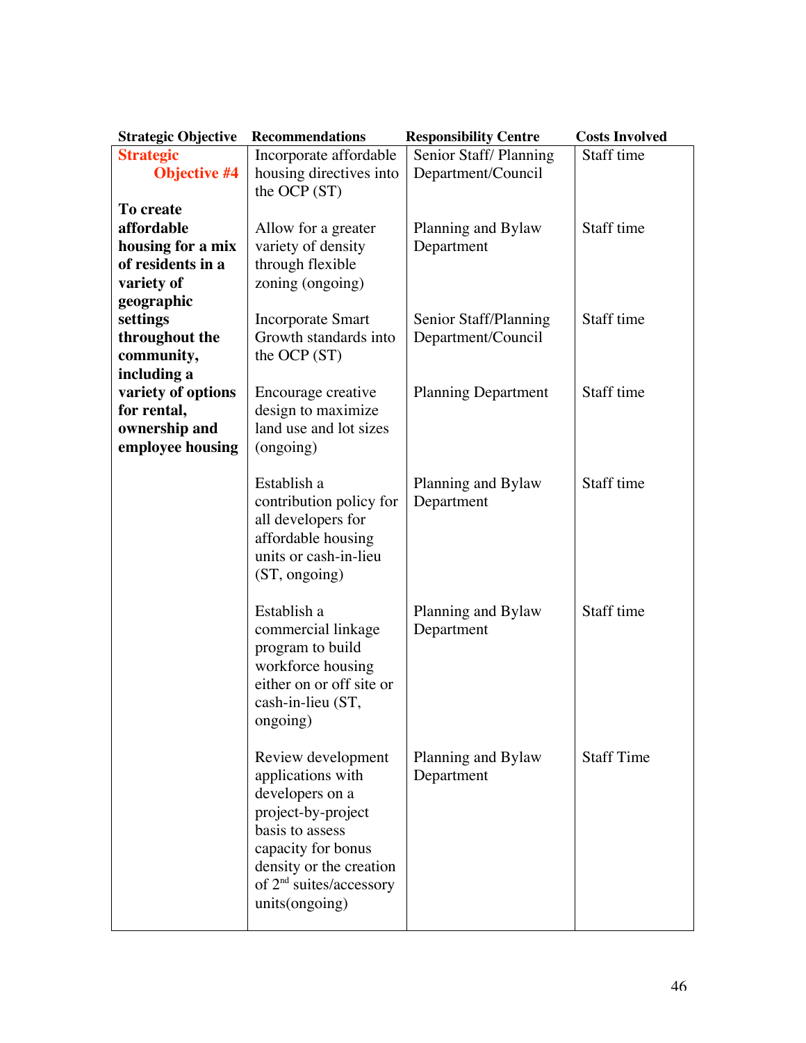| Strategic Objective | Recommendations | Responsibility Centre | Costs Involved |
|---|---|---|---|
| **Strategic Objective #4**<br><br>**To create affordable housing for a mix of residents in a variety of geographic settings throughout the community, including a variety of options for rental, ownership and employee housing** | Incorporate affordable housing directives into the OCP (ST) | Senior Staff/ Planning Department/Council | Staff time |
| | Allow for a greater variety of density through flexible zoning (ongoing) | Planning and Bylaw Department | Staff time |
| | Incorporate Smart Growth standards into the OCP (ST) | Senior Staff/Planning Department/Council | Staff time |
| | Encourage creative design to maximize land use and lot sizes (ongoing) | Planning Department | Staff time |
| | Establish a contribution policy for all developers for affordable housing units or cash-in-lieu (ST, ongoing) | Planning and Bylaw Department | Staff time |
| | Establish a commercial linkage program to build workforce housing either on or off site or cash-in-lieu (ST, ongoing) | Planning and Bylaw Department | Staff time |
| | Review development applications with developers on a project-by-project basis to assess capacity for bonus density or the creation of 2nd suites/accessory units(ongoing) | Planning and Bylaw Department | Staff Time |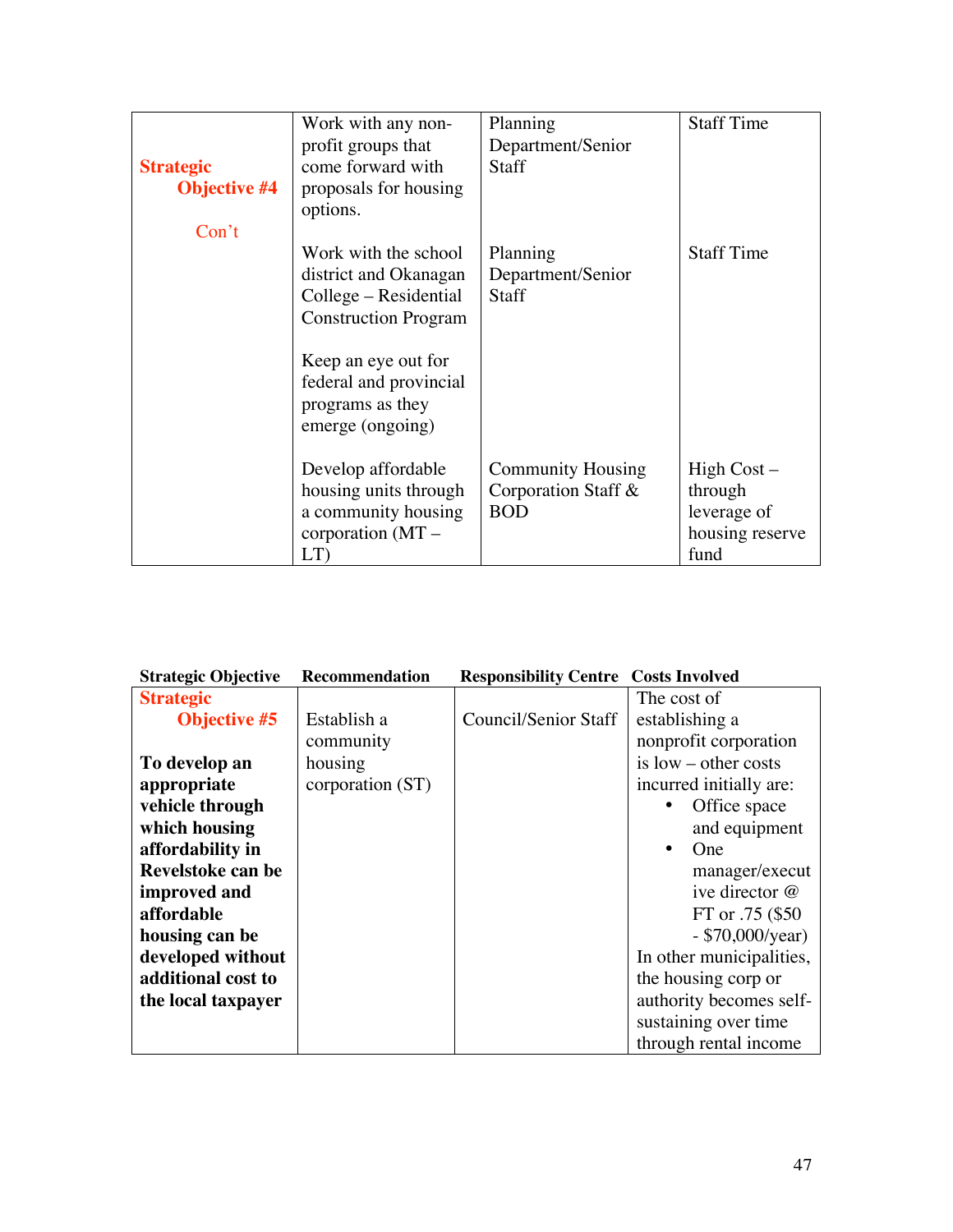| Strategic Objective | Recommendation | Responsibility Centre | Costs Involved |
|---|---|---|---|
| **Strategic Objective #4** Con't | Work with any non-profit groups that come forward with proposals for housing options. | Planning Department/Senior Staff | Staff Time |
| | Work with the school district and Okanagan College – Residential Construction Program | Planning Department/Senior Staff | Staff Time |
| | Keep an eye out for federal and provincial programs as they emerge (ongoing) | | |
| | Develop affordable housing units through a community housing corporation (MT – LT) | Community Housing Corporation Staff & BOD | High Cost – through leverage of housing reserve fund |

| Strategic Objective | Recommendation | Responsibility Centre | Costs Involved |
|---|---|---|---|
| **Strategic Objective #5** **To develop an appropriate vehicle through which housing affordability in Revelstoke can be improved and affordable housing can be developed without additional cost to the local taxpayer** | Establish a community housing corporation (ST) | Council/Senior Staff | The cost of establishing a nonprofit corporation is low – other costs incurred initially are: • Office space and equipment • One manager/executive director @ FT or .75 ($50 - $70,000/year) In other municipalities, the housing corp or authority becomes self-sustaining over time through rental income |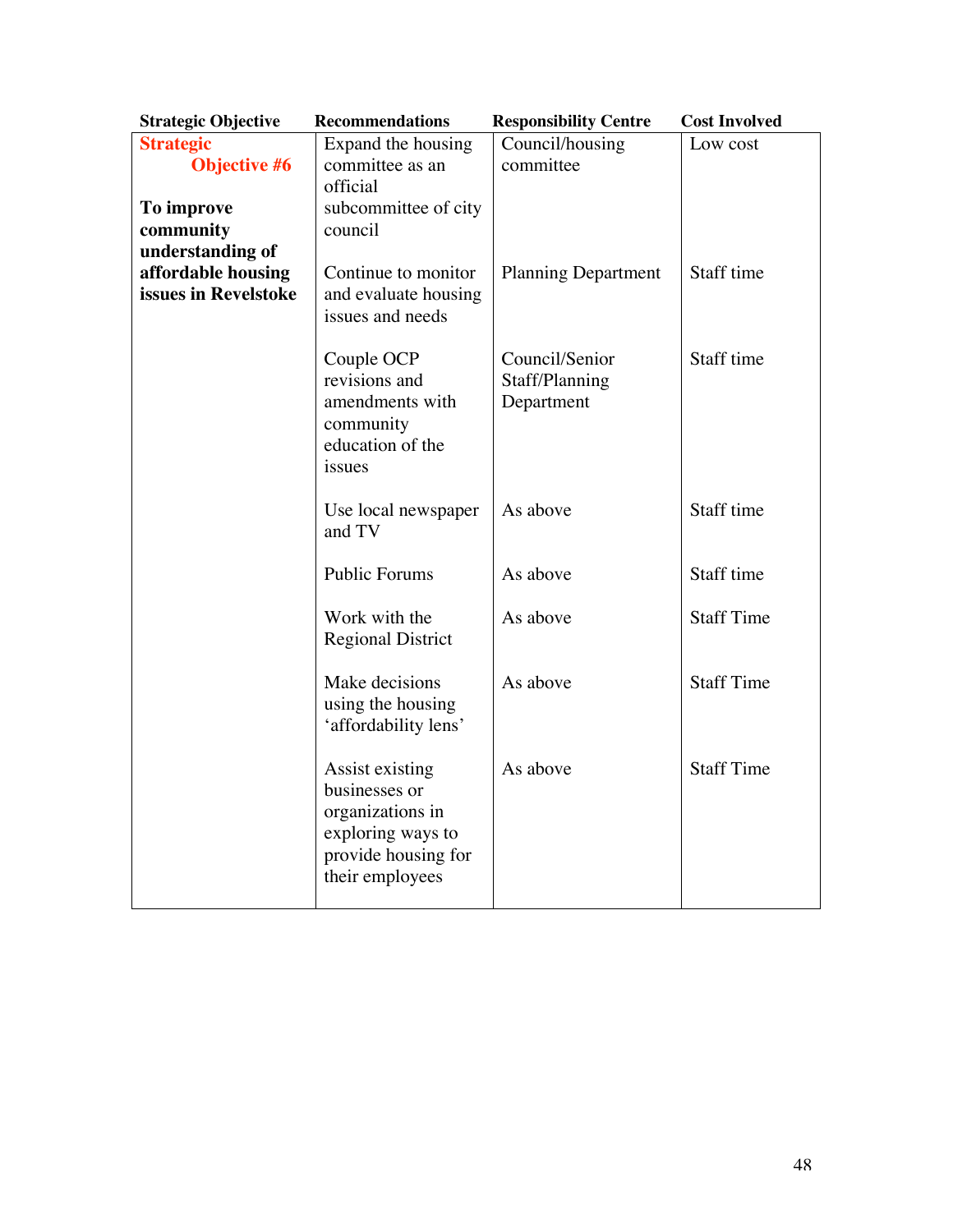| Strategic Objective | Recommendations | Responsibility Centre | Cost Involved |
|---|---|---|---|
| **Strategic Objective #6**<br><br>**To improve community understanding of affordable housing issues in Revelstoke** | Expand the housing committee as an official subcommittee of city council | Council/housing committee | Low cost |
| | Continue to monitor and evaluate housing issues and needs | Planning Department | Staff time |
| | Couple OCP revisions and amendments with community education of the issues | Council/Senior Staff/Planning Department | Staff time |
| | Use local newspaper and TV | As above | Staff time |
| | Public Forums | As above | Staff time |
| | Work with the Regional District | As above | Staff Time |
| | Make decisions using the housing 'affordability lens' | As above | Staff Time |
| | Assist existing businesses or organizations in exploring ways to provide housing for their employees | As above | Staff Time |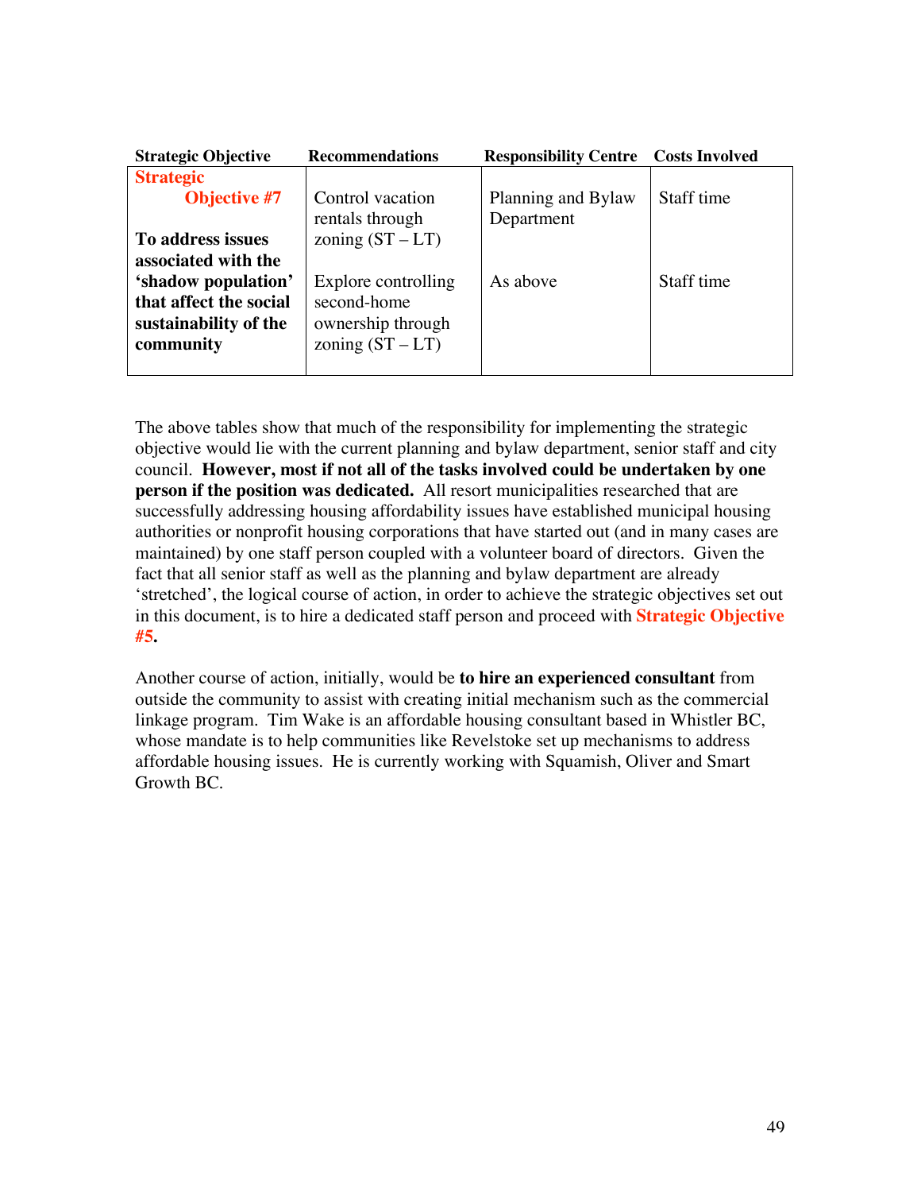| Strategic Objective | Recommendations | Responsibility Centre | Costs Involved |
|---|---|---|---|
| **Strategic Objective #7**<br><br>**To address issues associated with the 'shadow population' that affect the social sustainability of the community** | Control vacation rentals through zoning (ST – LT) | Planning and Bylaw Department | Staff time |
| | Explore controlling second-home ownership through zoning (ST – LT) | As above | Staff time |

The above tables show that much of the responsibility for implementing the strategic objective would lie with the current planning and bylaw department, senior staff and city council. **However, most if not all of the tasks involved could be undertaken by one person if the position was dedicated.** All resort municipalities researched that are successfully addressing housing affordability issues have established municipal housing authorities or nonprofit housing corporations that have started out (and in many cases are maintained) by one staff person coupled with a volunteer board of directors. Given the fact that all senior staff as well as the planning and bylaw department are already 'stretched', the logical course of action, in order to achieve the strategic objectives set out in this document, is to hire a dedicated staff person and proceed with **Strategic Objective #5.**

Another course of action, initially, would be **to hire an experienced consultant** from outside the community to assist with creating initial mechanism such as the commercial linkage program. Tim Wake is an affordable housing consultant based in Whistler BC, whose mandate is to help communities like Revelstoke set up mechanisms to address affordable housing issues. He is currently working with Squamish, Oliver and Smart Growth BC.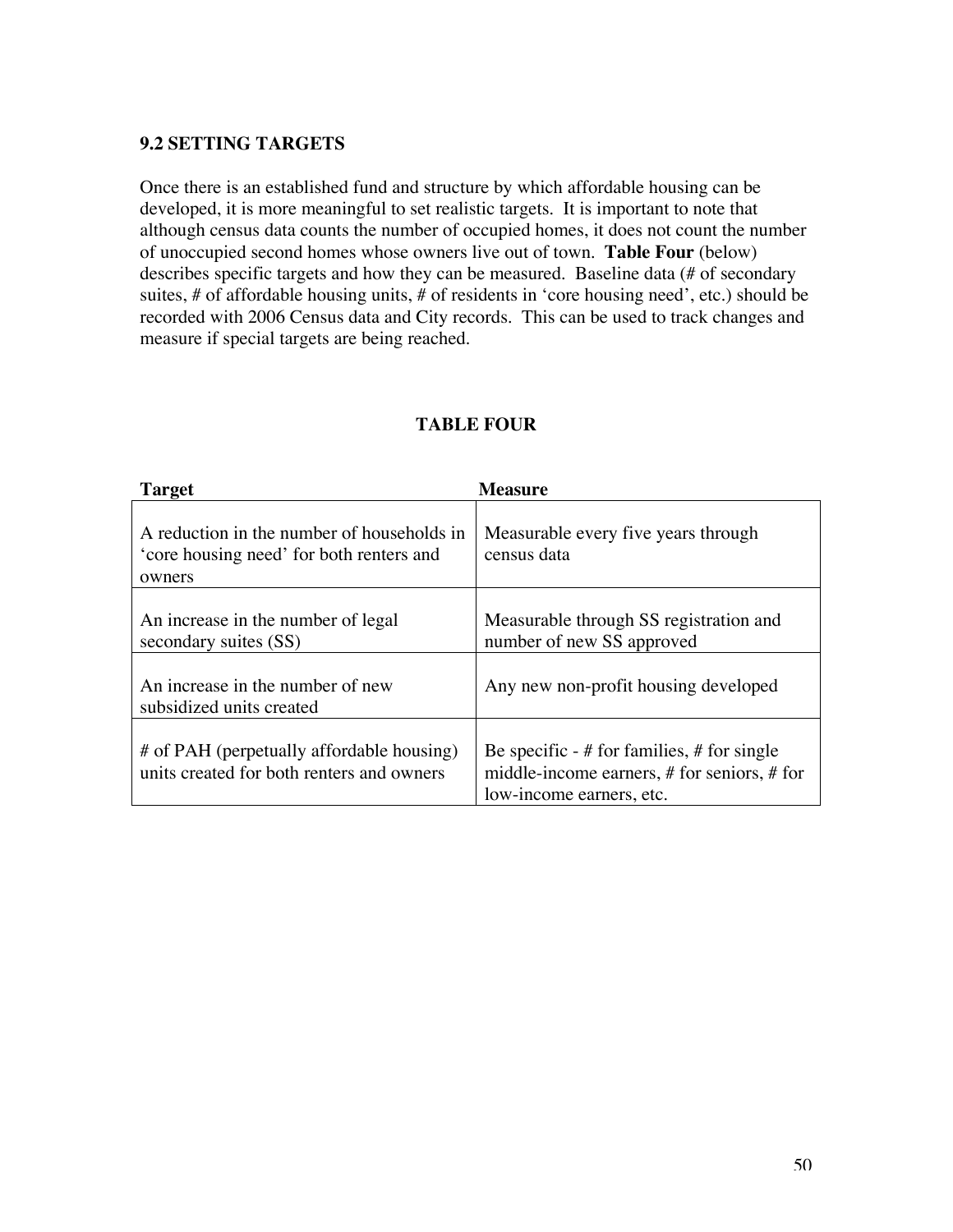### 9.2 SETTING TARGETS

Once there is an established fund and structure by which affordable housing can be developed, it is more meaningful to set realistic targets. It is important to note that although census data counts the number of occupied homes, it does not count the number of unoccupied second homes whose owners live out of town. **Table Four** (below) describes specific targets and how they can be measured. Baseline data (# of secondary suites, # of affordable housing units, # of residents in 'core housing need', etc.) should be recorded with 2006 Census data and City records. This can be used to track changes and measure if special targets are being reached.

**TABLE FOUR**

| Target | Measure |
|---|---|
| A reduction in the number of households in 'core housing need' for both renters and owners | Measurable every five years through census data |
| An increase in the number of legal secondary suites (SS) | Measurable through SS registration and number of new SS approved |
| An increase in the number of new subsidized units created | Any new non-profit housing developed |
| # of PAH (perpetually affordable housing) units created for both renters and owners | Be specific - # for families, # for single middle-income earners, # for seniors, # for low-income earners, etc. |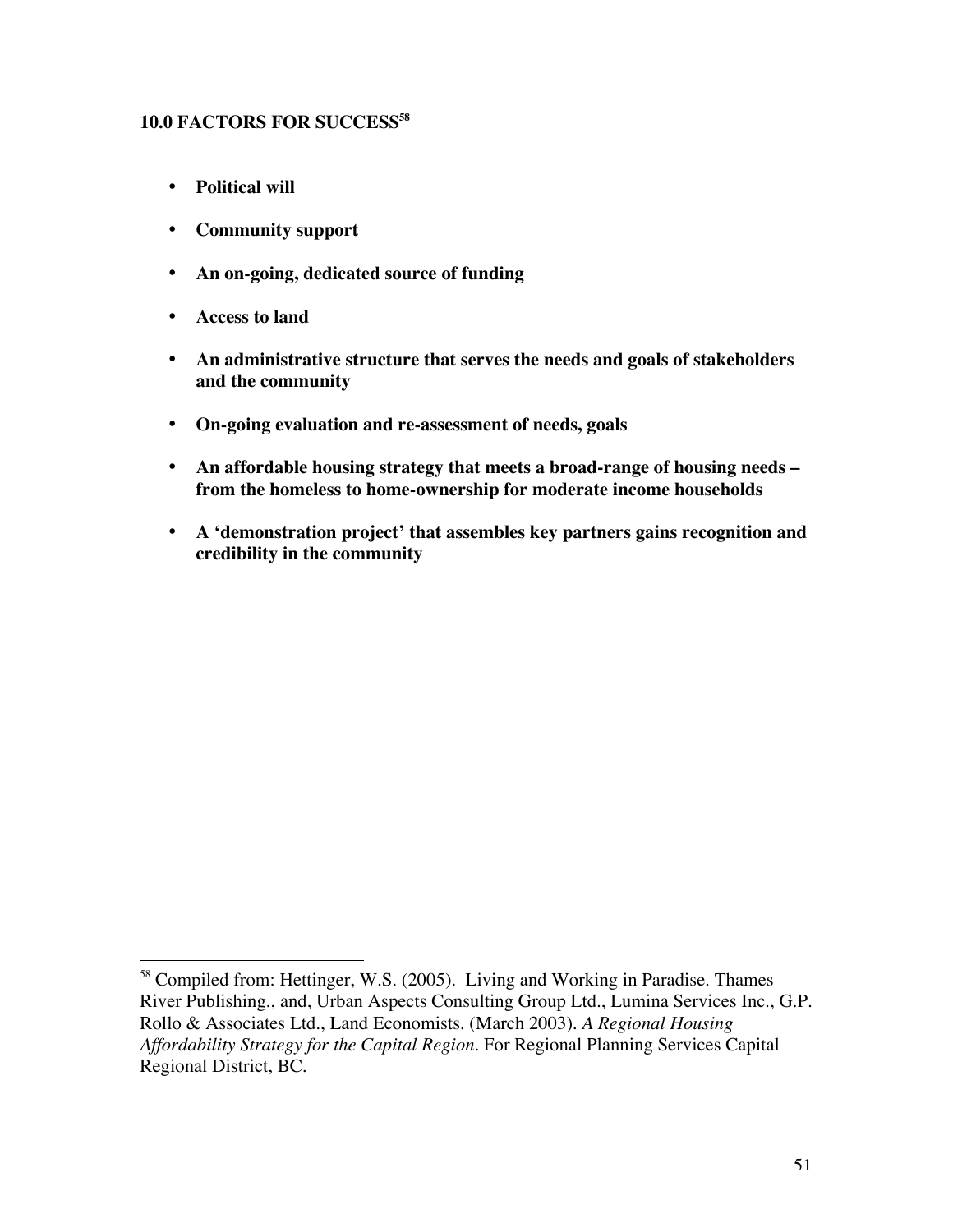## 10.0 FACTORS FOR SUCCESS[58]

- **Political will**
- **Community support**
- **An on-going, dedicated source of funding**
- **Access to land**
- **An administrative structure that serves the needs and goals of stakeholders and the community**
- **On-going evaluation and re-assessment of needs, goals**
- **An affordable housing strategy that meets a broad-range of housing needs – from the homeless to home-ownership for moderate income households**
- **A 'demonstration project' that assembles key partners gains recognition and credibility in the community**

---

[58] Compiled from: Hettinger, W.S. (2005). Living and Working in Paradise. Thames River Publishing., and, Urban Aspects Consulting Group Ltd., Lumina Services Inc., G.P. Rollo & Associates Ltd., Land Economists. (March 2003). *A Regional Housing Affordability Strategy for the Capital Region*. For Regional Planning Services Capital Regional District, BC.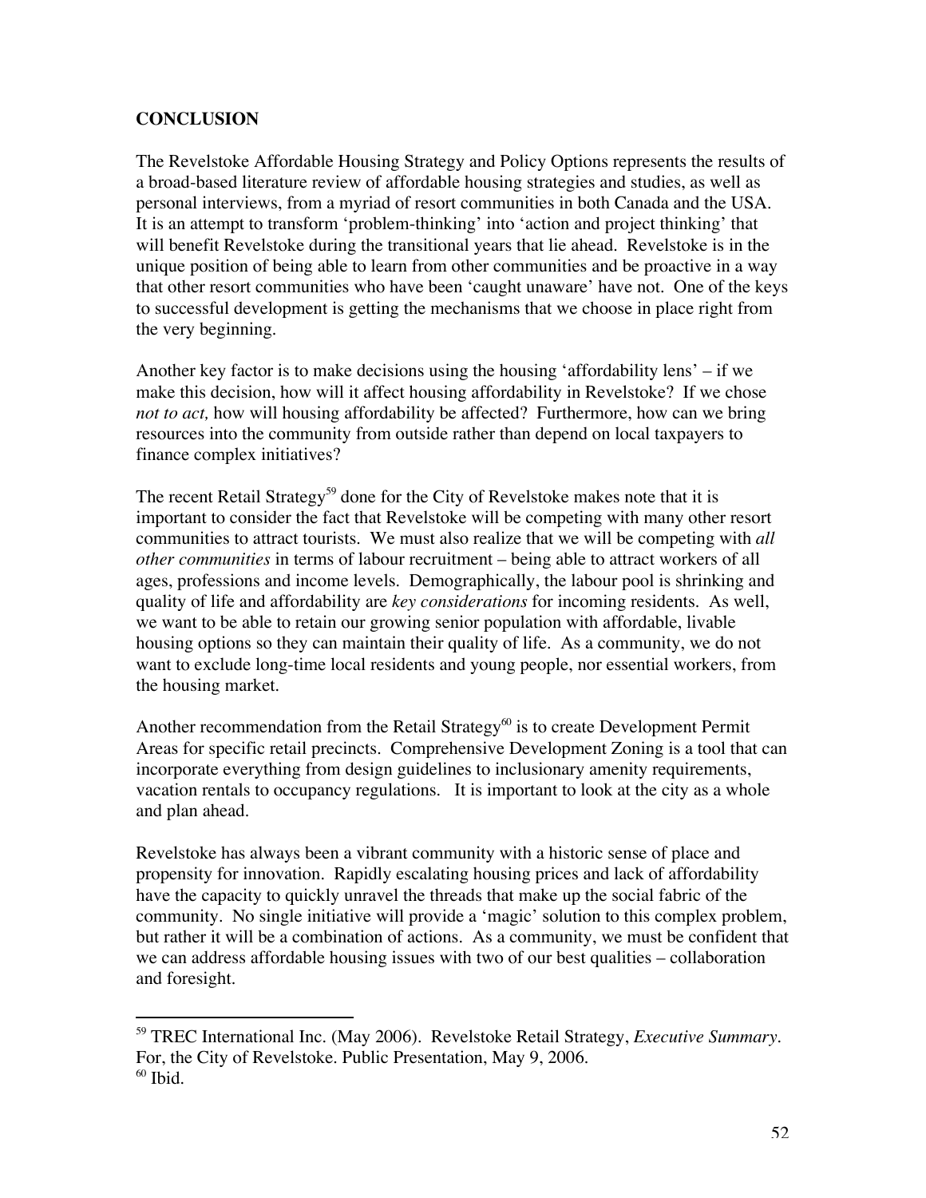## CONCLUSION

The Revelstoke Affordable Housing Strategy and Policy Options represents the results of a broad-based literature review of affordable housing strategies and studies, as well as personal interviews, from a myriad of resort communities in both Canada and the USA. It is an attempt to transform 'problem-thinking' into 'action and project thinking' that will benefit Revelstoke during the transitional years that lie ahead. Revelstoke is in the unique position of being able to learn from other communities and be proactive in a way that other resort communities who have been 'caught unaware' have not. One of the keys to successful development is getting the mechanisms that we choose in place right from the very beginning.

Another key factor is to make decisions using the housing 'affordability lens' – if we make this decision, how will it affect housing affordability in Revelstoke? If we chose *not to act,* how will housing affordability be affected? Furthermore, how can we bring resources into the community from outside rather than depend on local taxpayers to finance complex initiatives?

The recent Retail Strategy[59] done for the City of Revelstoke makes note that it is important to consider the fact that Revelstoke will be competing with many other resort communities to attract tourists. We must also realize that we will be competing with *all other communities* in terms of labour recruitment – being able to attract workers of all ages, professions and income levels. Demographically, the labour pool is shrinking and quality of life and affordability are *key considerations* for incoming residents. As well, we want to be able to retain our growing senior population with affordable, livable housing options so they can maintain their quality of life. As a community, we do not want to exclude long-time local residents and young people, nor essential workers, from the housing market.

Another recommendation from the Retail Strategy[60] is to create Development Permit Areas for specific retail precincts. Comprehensive Development Zoning is a tool that can incorporate everything from design guidelines to inclusionary amenity requirements, vacation rentals to occupancy regulations. It is important to look at the city as a whole and plan ahead.

Revelstoke has always been a vibrant community with a historic sense of place and propensity for innovation. Rapidly escalating housing prices and lack of affordability have the capacity to quickly unravel the threads that make up the social fabric of the community. No single initiative will provide a 'magic' solution to this complex problem, but rather it will be a combination of actions. As a community, we must be confident that we can address affordable housing issues with two of our best qualities – collaboration and foresight.

---

[59] TREC International Inc. (May 2006). Revelstoke Retail Strategy, *Executive Summary*. For, the City of Revelstoke. Public Presentation, May 9, 2006.

[60] Ibid.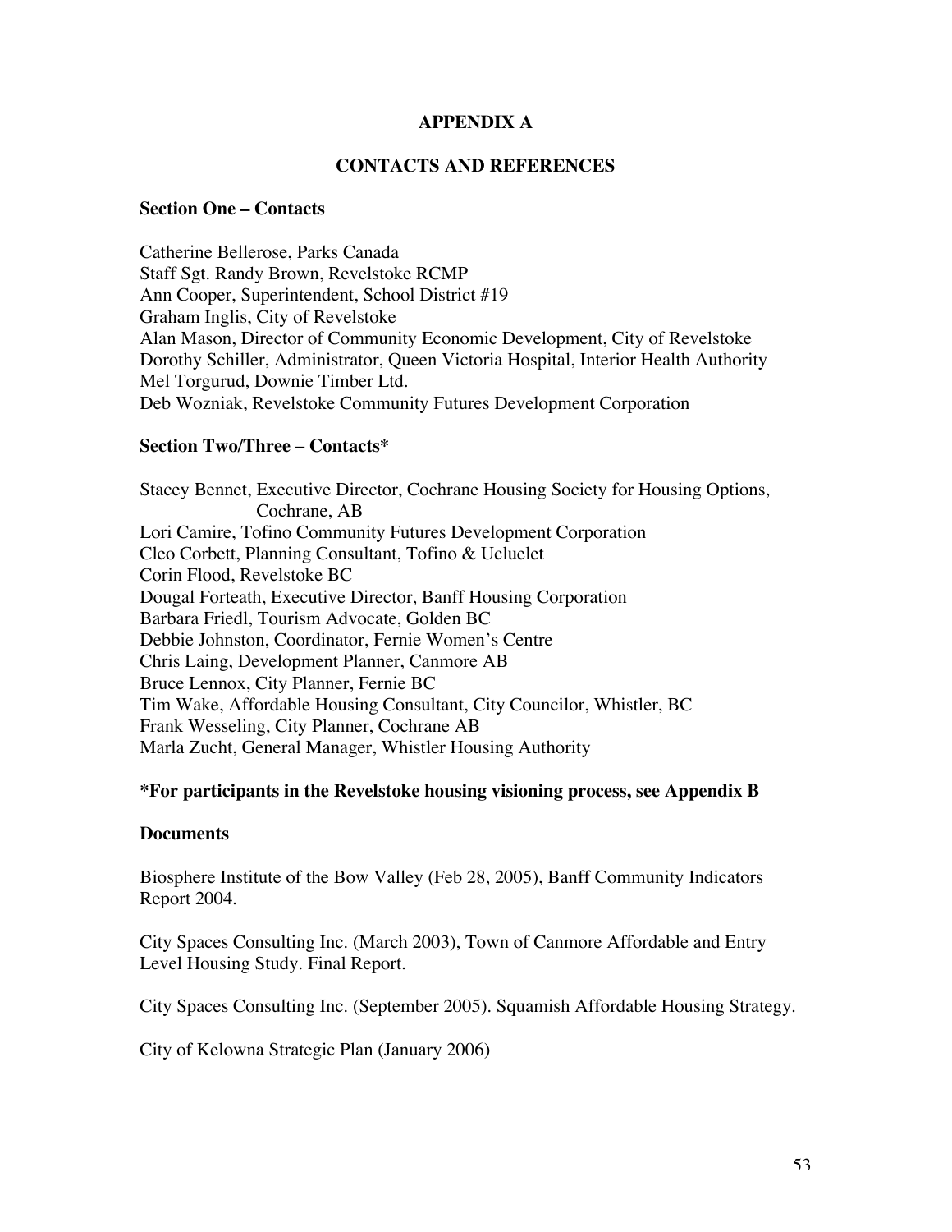# APPENDIX A

## CONTACTS AND REFERENCES

### Section One – Contacts

Catherine Bellerose, Parks Canada
Staff Sgt. Randy Brown, Revelstoke RCMP
Ann Cooper, Superintendent, School District #19
Graham Inglis, City of Revelstoke
Alan Mason, Director of Community Economic Development, City of Revelstoke
Dorothy Schiller, Administrator, Queen Victoria Hospital, Interior Health Authority
Mel Torgurud, Downie Timber Ltd.
Deb Wozniak, Revelstoke Community Futures Development Corporation

### Section Two/Three – Contacts*

Stacey Bennet, Executive Director, Cochrane Housing Society for Housing Options, Cochrane, AB
Lori Camire, Tofino Community Futures Development Corporation
Cleo Corbett, Planning Consultant, Tofino & Ucluelet
Corin Flood, Revelstoke BC
Dougal Forteath, Executive Director, Banff Housing Corporation
Barbara Friedl, Tourism Advocate, Golden BC
Debbie Johnston, Coordinator, Fernie Women's Centre
Chris Laing, Development Planner, Canmore AB
Bruce Lennox, City Planner, Fernie BC
Tim Wake, Affordable Housing Consultant, City Councilor, Whistler, BC
Frank Wesseling, City Planner, Cochrane AB
Marla Zucht, General Manager, Whistler Housing Authority

**\*For participants in the Revelstoke housing visioning process, see Appendix B**

### Documents

Biosphere Institute of the Bow Valley (Feb 28, 2005), Banff Community Indicators Report 2004.

City Spaces Consulting Inc. (March 2003), Town of Canmore Affordable and Entry Level Housing Study. Final Report.

City Spaces Consulting Inc. (September 2005). Squamish Affordable Housing Strategy.

City of Kelowna Strategic Plan (January 2006)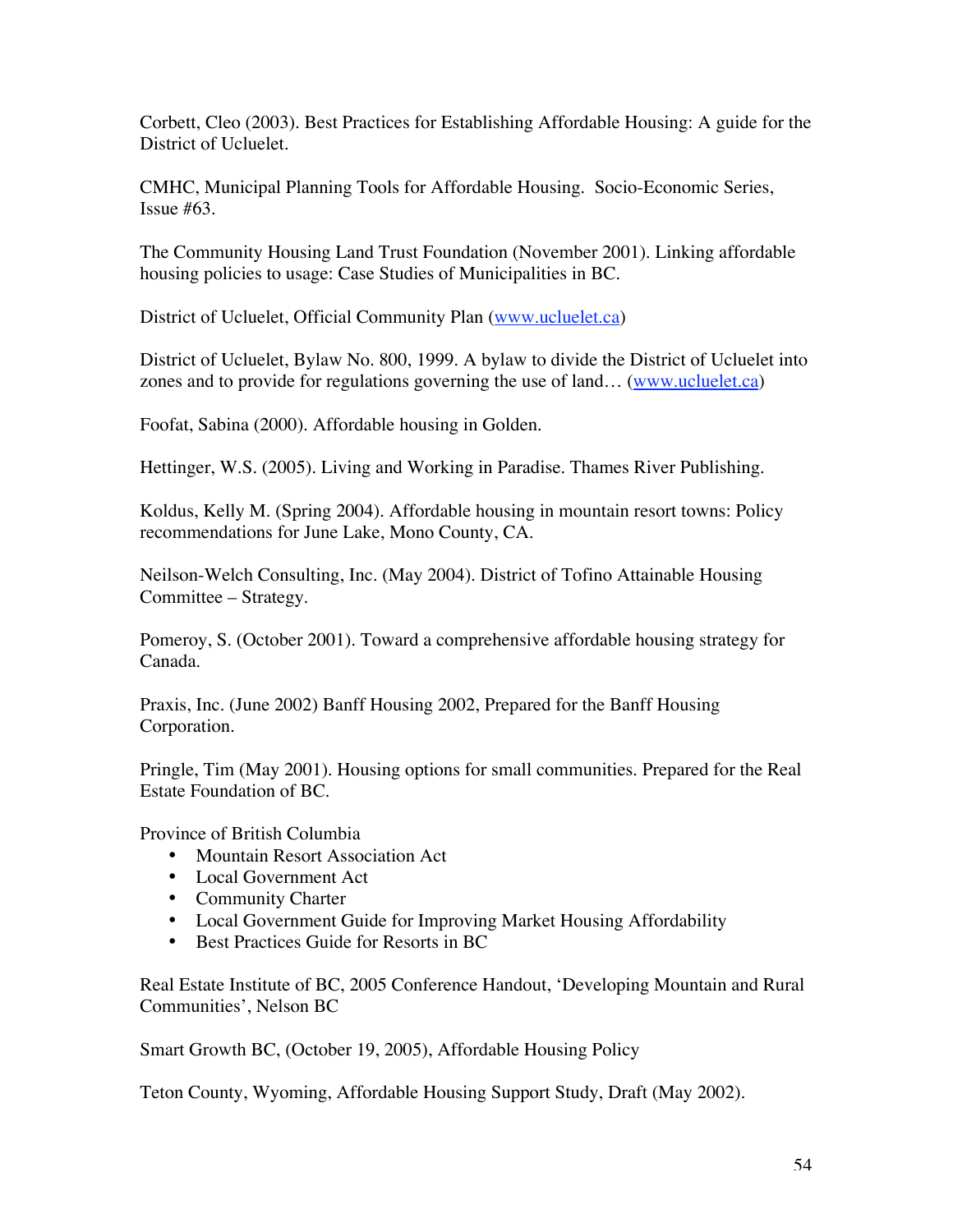Corbett, Cleo (2003). Best Practices for Establishing Affordable Housing: A guide for the District of Ucluelet.

CMHC, Municipal Planning Tools for Affordable Housing. Socio-Economic Series, Issue #63.

The Community Housing Land Trust Foundation (November 2001). Linking affordable housing policies to usage: Case Studies of Municipalities in BC.

District of Ucluelet, Official Community Plan ([www.ucluelet.ca](www.ucluelet.ca))

District of Ucluelet, Bylaw No. 800, 1999. A bylaw to divide the District of Ucluelet into zones and to provide for regulations governing the use of land… ([www.ucluelet.ca](www.ucluelet.ca))

Foofat, Sabina (2000). Affordable housing in Golden.

Hettinger, W.S. (2005). Living and Working in Paradise. Thames River Publishing.

Koldus, Kelly M. (Spring 2004). Affordable housing in mountain resort towns: Policy recommendations for June Lake, Mono County, CA.

Neilson-Welch Consulting, Inc. (May 2004). District of Tofino Attainable Housing Committee – Strategy.

Pomeroy, S. (October 2001). Toward a comprehensive affordable housing strategy for Canada.

Praxis, Inc. (June 2002) Banff Housing 2002, Prepared for the Banff Housing Corporation.

Pringle, Tim (May 2001). Housing options for small communities. Prepared for the Real Estate Foundation of BC.

Province of British Columbia

- Mountain Resort Association Act
- Local Government Act
- Community Charter
- Local Government Guide for Improving Market Housing Affordability
- Best Practices Guide for Resorts in BC

Real Estate Institute of BC, 2005 Conference Handout, 'Developing Mountain and Rural Communities', Nelson BC

Smart Growth BC, (October 19, 2005), Affordable Housing Policy

Teton County, Wyoming, Affordable Housing Support Study, Draft (May 2002).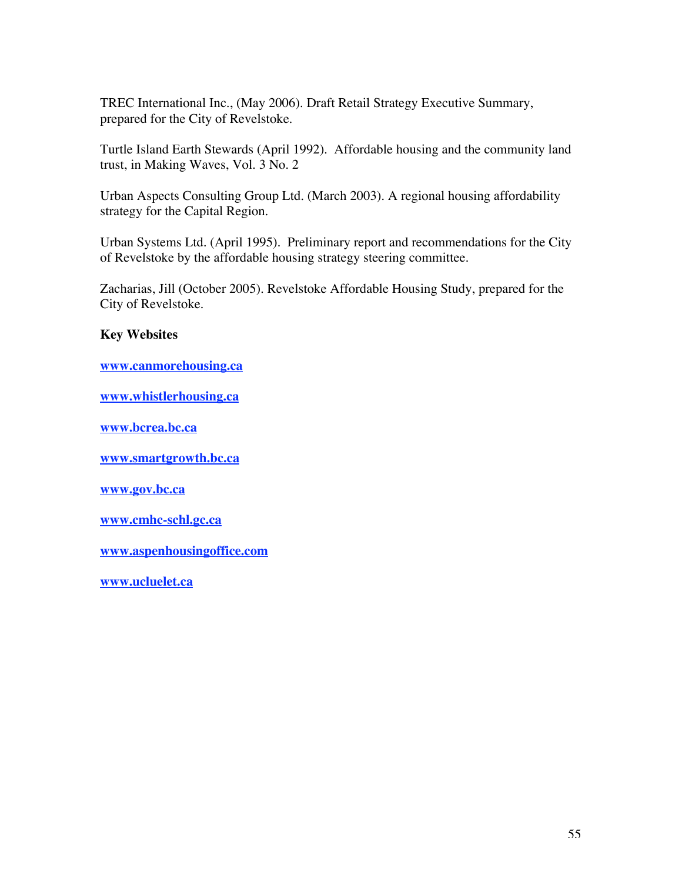TREC International Inc., (May 2006). Draft Retail Strategy Executive Summary, prepared for the City of Revelstoke.

Turtle Island Earth Stewards (April 1992). Affordable housing and the community land trust, in Making Waves, Vol. 3 No. 2

Urban Aspects Consulting Group Ltd. (March 2003). A regional housing affordability strategy for the Capital Region.

Urban Systems Ltd. (April 1995). Preliminary report and recommendations for the City of Revelstoke by the affordable housing strategy steering committee.

Zacharias, Jill (October 2005). Revelstoke Affordable Housing Study, prepared for the City of Revelstoke.

**Key Websites**

**www.canmorehousing.ca**

**www.whistlerhousing.ca**

**www.bcrea.bc.ca**

**www.smartgrowth.bc.ca**

**www.gov.bc.ca**

**www.cmhc-schl.gc.ca**

**www.aspenhousingoffice.com**

**www.ucluelet.ca**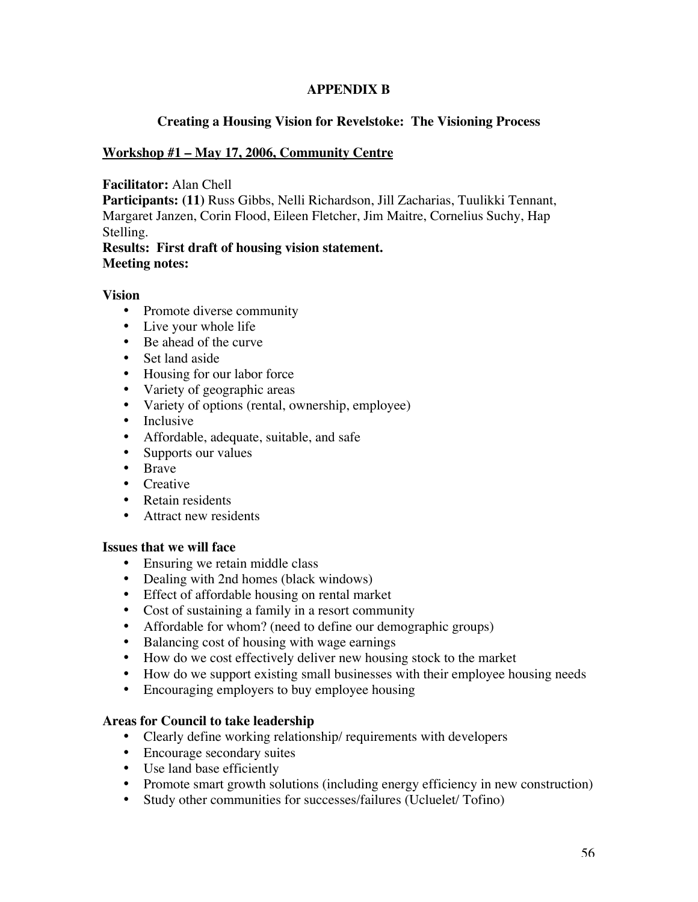# APPENDIX B

## Creating a Housing Vision for Revelstoke: The Visioning Process

### Workshop #1 – May 17, 2006, Community Centre

**Facilitator:** Alan Chell
**Participants: (11)** Russ Gibbs, Nelli Richardson, Jill Zacharias, Tuulikki Tennant, Margaret Janzen, Corin Flood, Eileen Fletcher, Jim Maitre, Cornelius Suchy, Hap Stelling.
**Results: First draft of housing vision statement.**
**Meeting notes:**

**Vision**

- Promote diverse community
- Live your whole life
- Be ahead of the curve
- Set land aside
- Housing for our labor force
- Variety of geographic areas
- Variety of options (rental, ownership, employee)
- Inclusive
- Affordable, adequate, suitable, and safe
- Supports our values
- Brave
- Creative
- Retain residents
- Attract new residents

**Issues that we will face**

- Ensuring we retain middle class
- Dealing with 2nd homes (black windows)
- Effect of affordable housing on rental market
- Cost of sustaining a family in a resort community
- Affordable for whom? (need to define our demographic groups)
- Balancing cost of housing with wage earnings
- How do we cost effectively deliver new housing stock to the market
- How do we support existing small businesses with their employee housing needs
- Encouraging employers to buy employee housing

**Areas for Council to take leadership**

- Clearly define working relationship/ requirements with developers
- Encourage secondary suites
- Use land base efficiently
- Promote smart growth solutions (including energy efficiency in new construction)
- Study other communities for successes/failures (Ucluelet/ Tofino)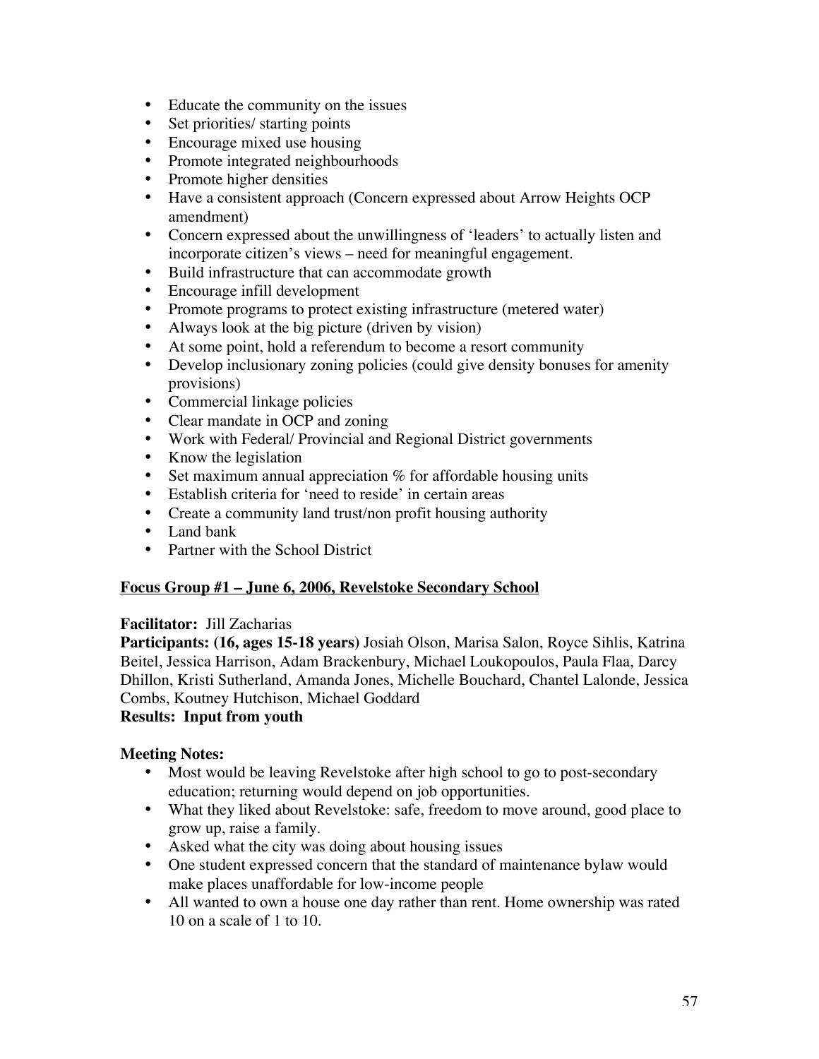- Educate the community on the issues
- Set priorities/ starting points
- Encourage mixed use housing
- Promote integrated neighbourhoods
- Promote higher densities
- Have a consistent approach (Concern expressed about Arrow Heights OCP amendment)
- Concern expressed about the unwillingness of 'leaders' to actually listen and incorporate citizen's views – need for meaningful engagement.
- Build infrastructure that can accommodate growth
- Encourage infill development
- Promote programs to protect existing infrastructure (metered water)
- Always look at the big picture (driven by vision)
- At some point, hold a referendum to become a resort community
- Develop inclusionary zoning policies (could give density bonuses for amenity provisions)
- Commercial linkage policies
- Clear mandate in OCP and zoning
- Work with Federal/ Provincial and Regional District governments
- Know the legislation
- Set maximum annual appreciation % for affordable housing units
- Establish criteria for 'need to reside' in certain areas
- Create a community land trust/non profit housing authority
- Land bank
- Partner with the School District

**<u>Focus Group #1 – June 6, 2006, Revelstoke Secondary School</u>**

**Facilitator:** Jill Zacharias
**Participants: (16, ages 15-18 years)** Josiah Olson, Marisa Salon, Royce Sihlis, Katrina Beitel, Jessica Harrison, Adam Brackenbury, Michael Loukopoulos, Paula Flaa, Darcy Dhillon, Kristi Sutherland, Amanda Jones, Michelle Bouchard, Chantel Lalonde, Jessica Combs, Koutney Hutchison, Michael Goddard
**Results: Input from youth**

**Meeting Notes:**

- Most would be leaving Revelstoke after high school to go to post-secondary education; returning would depend on job opportunities.
- What they liked about Revelstoke: safe, freedom to move around, good place to grow up, raise a family.
- Asked what the city was doing about housing issues
- One student expressed concern that the standard of maintenance bylaw would make places unaffordable for low-income people
- All wanted to own a house one day rather than rent. Home ownership was rated 10 on a scale of 1 to 10.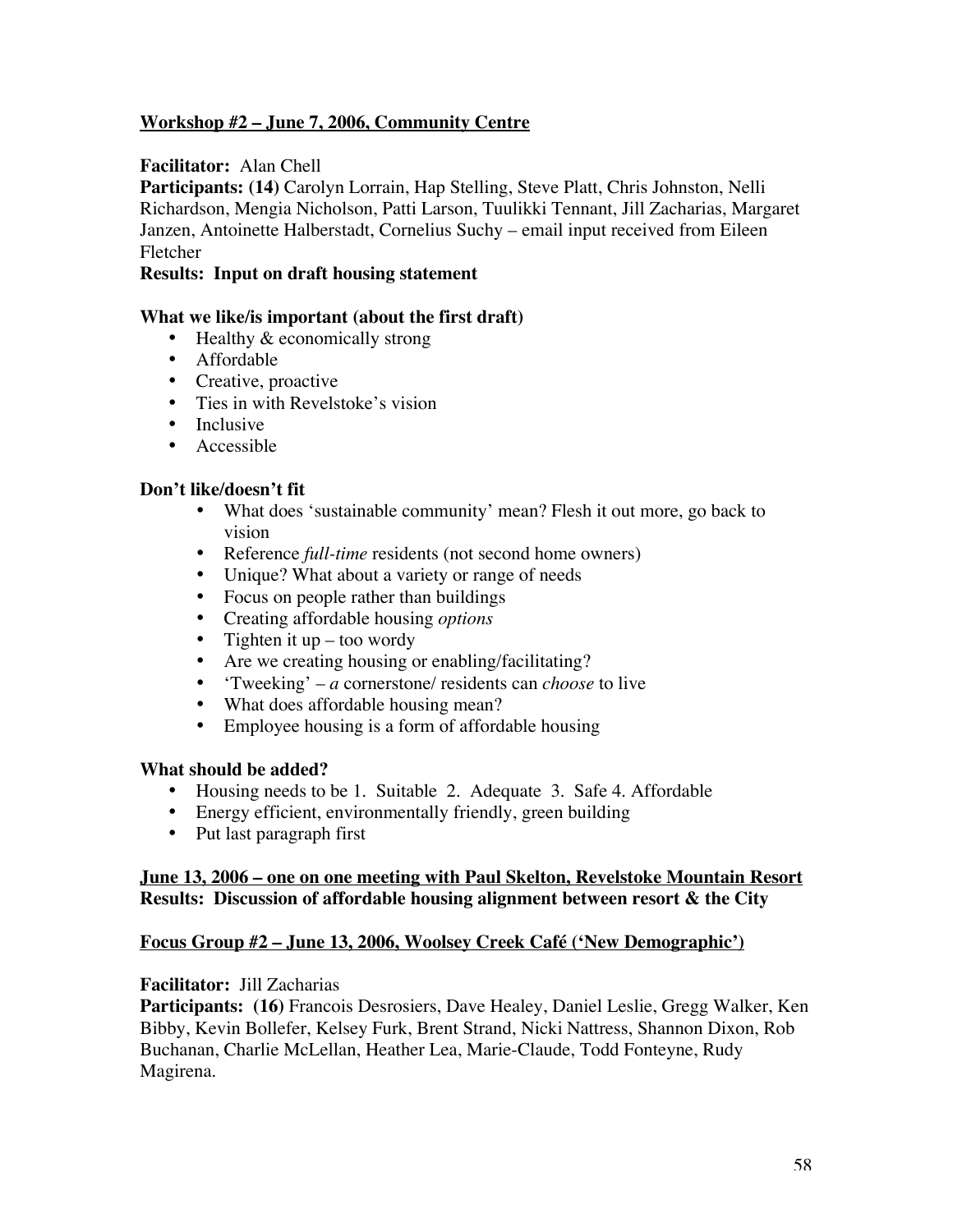**<u>Workshop #2 – June 7, 2006, Community Centre</u>**

**Facilitator:** Alan Chell

**Participants: (14)** Carolyn Lorrain, Hap Stelling, Steve Platt, Chris Johnston, Nelli Richardson, Mengia Nicholson, Patti Larson, Tuulikki Tennant, Jill Zacharias, Margaret Janzen, Antoinette Halberstadt, Cornelius Suchy – email input received from Eileen Fletcher

**Results: Input on draft housing statement**

**What we like/is important (about the first draft)**

- Healthy & economically strong
- Affordable
- Creative, proactive
- Ties in with Revelstoke's vision
- Inclusive
- Accessible

**Don't like/doesn't fit**

- What does 'sustainable community' mean? Flesh it out more, go back to vision
- Reference *full-time* residents (not second home owners)
- Unique? What about a variety or range of needs
- Focus on people rather than buildings
- Creating affordable housing *options*
- Tighten it up – too wordy
- Are we creating housing or enabling/facilitating?
- 'Tweeking' – *a* cornerstone/ residents can *choose* to live
- What does affordable housing mean?
- Employee housing is a form of affordable housing

**What should be added?**

- Housing needs to be 1. Suitable 2. Adequate 3. Safe 4. Affordable
- Energy efficient, environmentally friendly, green building
- Put last paragraph first

**<u>June 13, 2006 – one on one meeting with Paul Skelton, Revelstoke Mountain Resort</u>**
**Results: Discussion of affordable housing alignment between resort & the City**

**<u>Focus Group #2 – June 13, 2006, Woolsey Creek Café ('New Demographic')</u>**

**Facilitator:** Jill Zacharias

**Participants: (16)** Francois Desrosiers, Dave Healey, Daniel Leslie, Gregg Walker, Ken Bibby, Kevin Bollefer, Kelsey Furk, Brent Strand, Nicki Nattress, Shannon Dixon, Rob Buchanan, Charlie McLellan, Heather Lea, Marie-Claude, Todd Fonteyne, Rudy Magirena.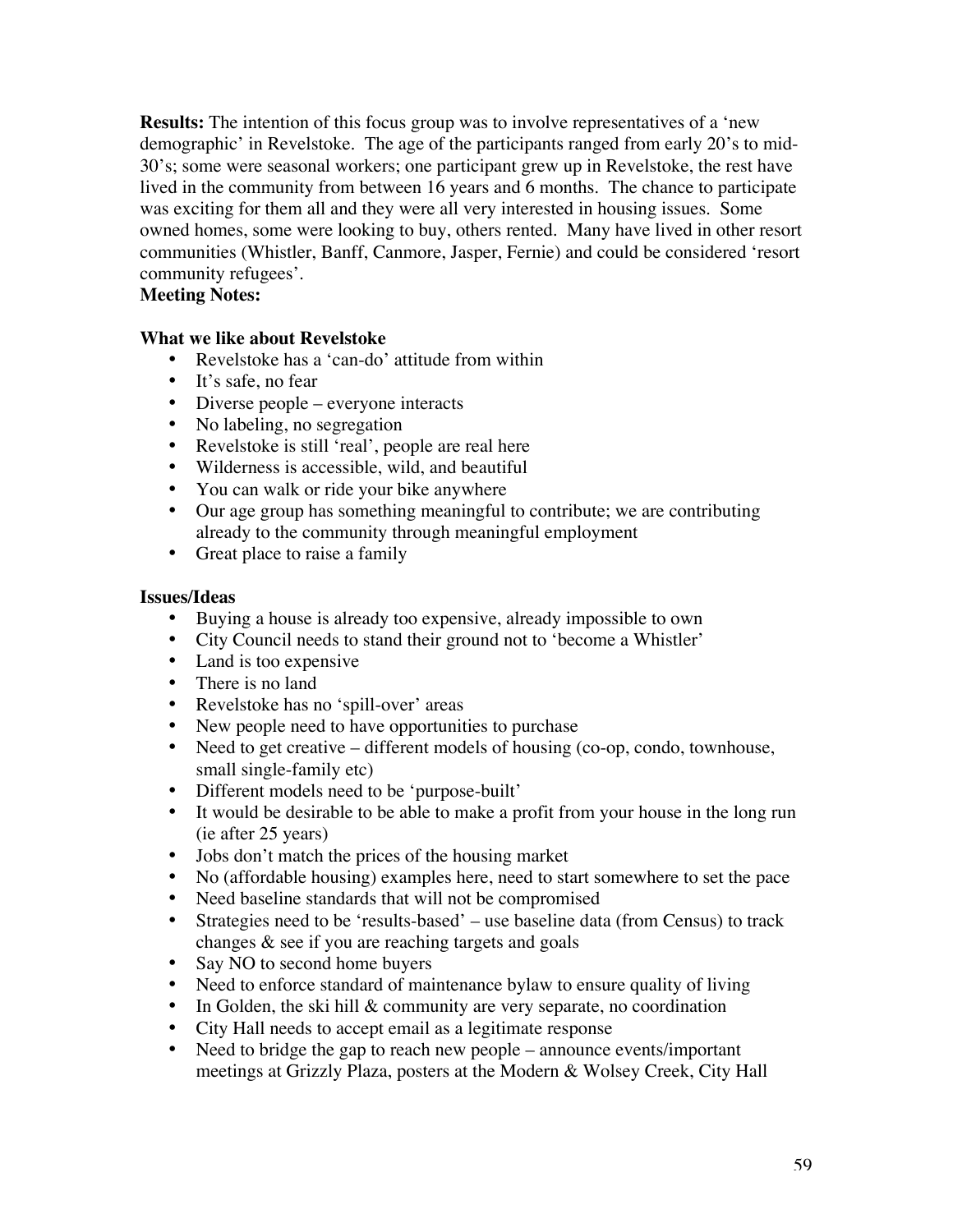**Results:** The intention of this focus group was to involve representatives of a 'new demographic' in Revelstoke. The age of the participants ranged from early 20's to mid-30's; some were seasonal workers; one participant grew up in Revelstoke, the rest have lived in the community from between 16 years and 6 months. The chance to participate was exciting for them all and they were all very interested in housing issues. Some owned homes, some were looking to buy, others rented. Many have lived in other resort communities (Whistler, Banff, Canmore, Jasper, Fernie) and could be considered 'resort community refugees'.

**Meeting Notes:**

**What we like about Revelstoke**

- Revelstoke has a 'can-do' attitude from within
- It's safe, no fear
- Diverse people – everyone interacts
- No labeling, no segregation
- Revelstoke is still 'real', people are real here
- Wilderness is accessible, wild, and beautiful
- You can walk or ride your bike anywhere
- Our age group has something meaningful to contribute; we are contributing already to the community through meaningful employment
- Great place to raise a family

**Issues/Ideas**

- Buying a house is already too expensive, already impossible to own
- City Council needs to stand their ground not to 'become a Whistler'
- Land is too expensive
- There is no land
- Revelstoke has no 'spill-over' areas
- New people need to have opportunities to purchase
- Need to get creative – different models of housing (co-op, condo, townhouse, small single-family etc)
- Different models need to be 'purpose-built'
- It would be desirable to be able to make a profit from your house in the long run (ie after 25 years)
- Jobs don't match the prices of the housing market
- No (affordable housing) examples here, need to start somewhere to set the pace
- Need baseline standards that will not be compromised
- Strategies need to be 'results-based' – use baseline data (from Census) to track changes & see if you are reaching targets and goals
- Say NO to second home buyers
- Need to enforce standard of maintenance bylaw to ensure quality of living
- In Golden, the ski hill & community are very separate, no coordination
- City Hall needs to accept email as a legitimate response
- Need to bridge the gap to reach new people – announce events/important meetings at Grizzly Plaza, posters at the Modern & Wolsey Creek, City Hall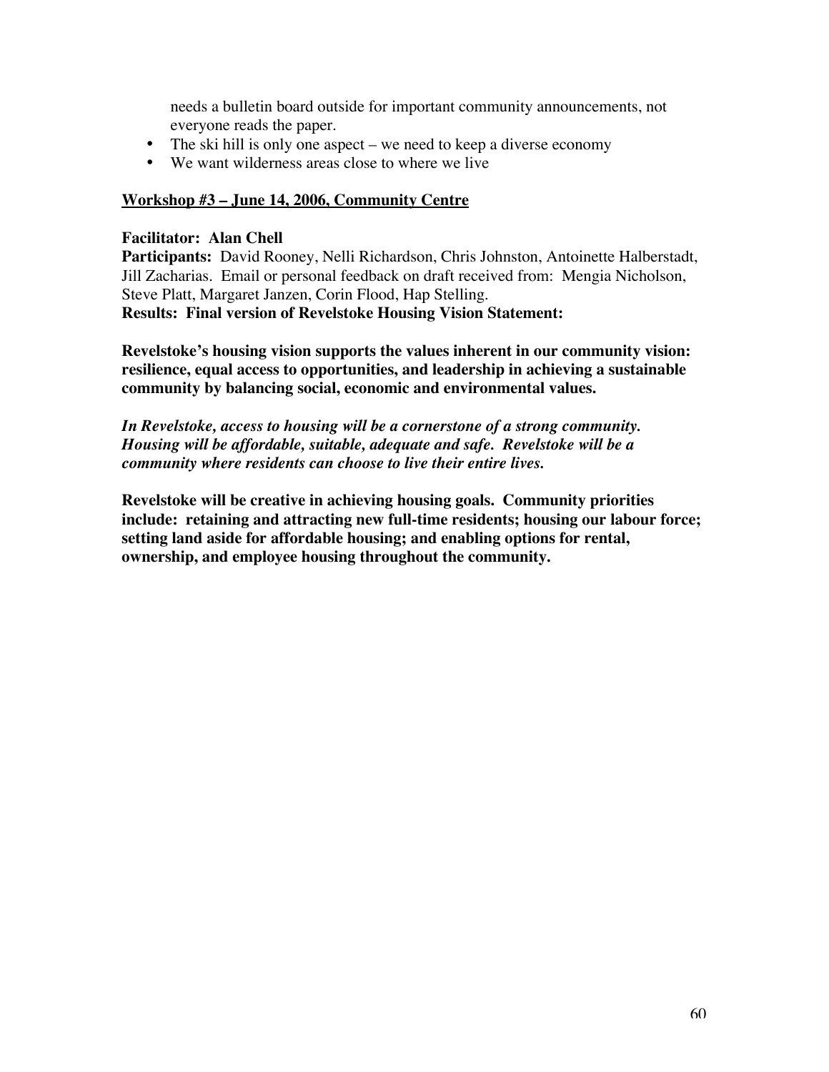needs a bulletin board outside for important community announcements, not everyone reads the paper.

- The ski hill is only one aspect – we need to keep a diverse economy
- We want wilderness areas close to where we live

**<u>Workshop #3 – June 14, 2006, Community Centre</u>**

**Facilitator: Alan Chell**
**Participants:** David Rooney, Nelli Richardson, Chris Johnston, Antoinette Halberstadt, Jill Zacharias. Email or personal feedback on draft received from: Mengia Nicholson, Steve Platt, Margaret Janzen, Corin Flood, Hap Stelling.
**Results: Final version of Revelstoke Housing Vision Statement:**

**Revelstoke's housing vision supports the values inherent in our community vision: resilience, equal access to opportunities, and leadership in achieving a sustainable community by balancing social, economic and environmental values.**

***In Revelstoke, access to housing will be a cornerstone of a strong community. Housing will be affordable, suitable, adequate and safe. Revelstoke will be a community where residents can choose to live their entire lives.***

**Revelstoke will be creative in achieving housing goals. Community priorities include: retaining and attracting new full-time residents; housing our labour force; setting land aside for affordable housing; and enabling options for rental, ownership, and employee housing throughout the community.**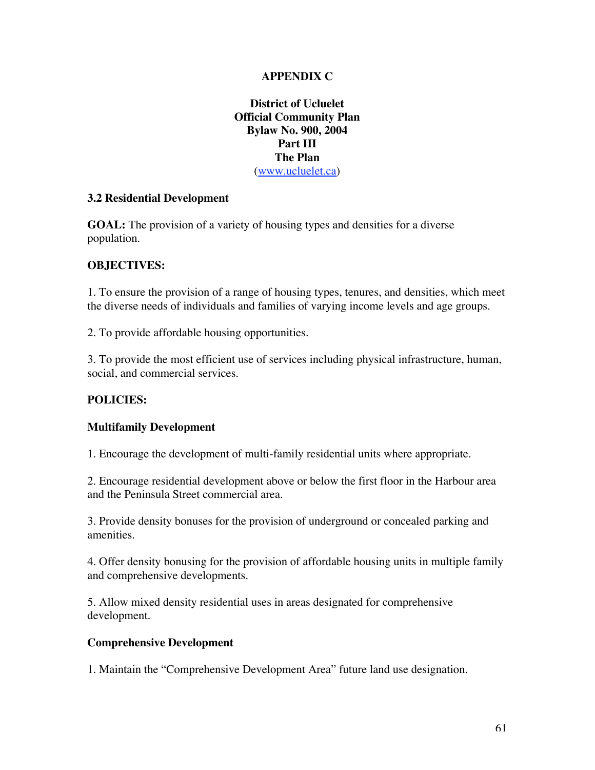# APPENDIX C

**District of Ucluelet**
**Official Community Plan**
**Bylaw No. 900, 2004**
**Part III**
**The Plan**
([www.ucluelet.ca](www.ucluelet.ca))

## 3.2 Residential Development

**GOAL:** The provision of a variety of housing types and densities for a diverse population.

**OBJECTIVES:**

1. To ensure the provision of a range of housing types, tenures, and densities, which meet the diverse needs of individuals and families of varying income levels and age groups.

2. To provide affordable housing opportunities.

3. To provide the most efficient use of services including physical infrastructure, human, social, and commercial services.

**POLICIES:**

**Multifamily Development**

1. Encourage the development of multi-family residential units where appropriate.

2. Encourage residential development above or below the first floor in the Harbour area and the Peninsula Street commercial area.

3. Provide density bonuses for the provision of underground or concealed parking and amenities.

4. Offer density bonusing for the provision of affordable housing units in multiple family and comprehensive developments.

5. Allow mixed density residential uses in areas designated for comprehensive development.

**Comprehensive Development**

1. Maintain the "Comprehensive Development Area" future land use designation.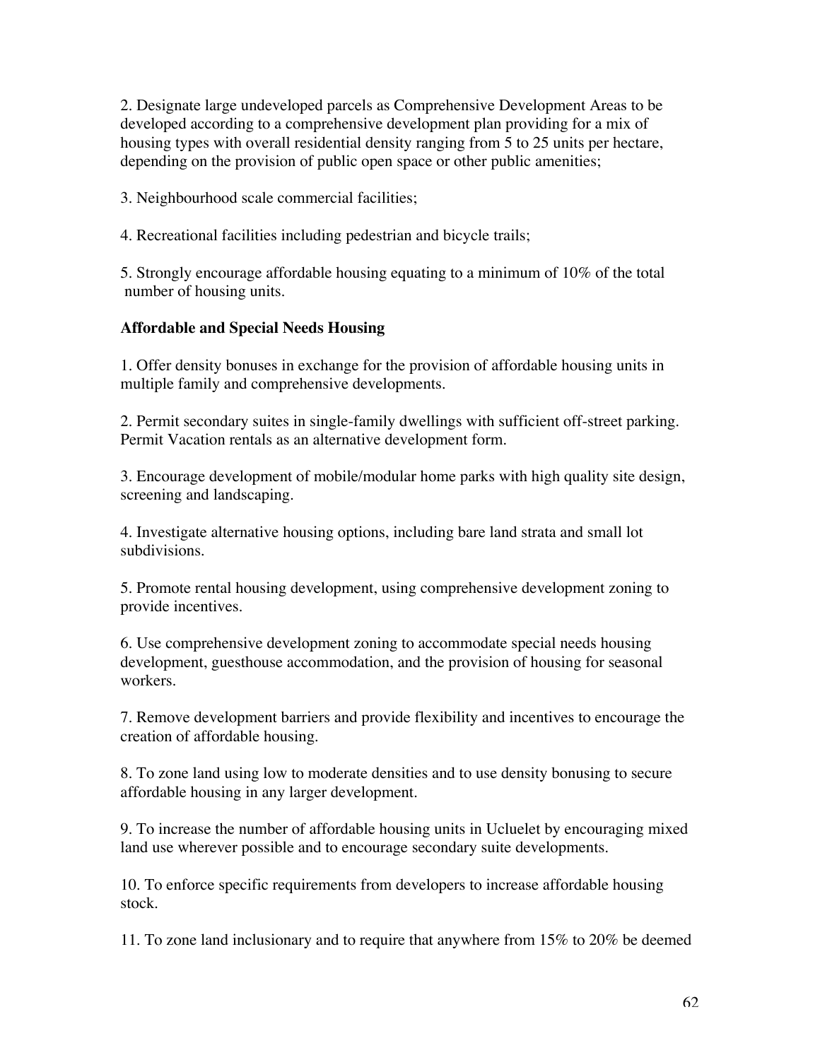2. Designate large undeveloped parcels as Comprehensive Development Areas to be developed according to a comprehensive development plan providing for a mix of housing types with overall residential density ranging from 5 to 25 units per hectare, depending on the provision of public open space or other public amenities;

3. Neighbourhood scale commercial facilities;

4. Recreational facilities including pedestrian and bicycle trails;

5. Strongly encourage affordable housing equating to a minimum of 10% of the total number of housing units.

**Affordable and Special Needs Housing**

1. Offer density bonuses in exchange for the provision of affordable housing units in multiple family and comprehensive developments.

2. Permit secondary suites in single-family dwellings with sufficient off-street parking. Permit Vacation rentals as an alternative development form.

3. Encourage development of mobile/modular home parks with high quality site design, screening and landscaping.

4. Investigate alternative housing options, including bare land strata and small lot subdivisions.

5. Promote rental housing development, using comprehensive development zoning to provide incentives.

6. Use comprehensive development zoning to accommodate special needs housing development, guesthouse accommodation, and the provision of housing for seasonal workers.

7. Remove development barriers and provide flexibility and incentives to encourage the creation of affordable housing.

8. To zone land using low to moderate densities and to use density bonusing to secure affordable housing in any larger development.

9. To increase the number of affordable housing units in Ucluelet by encouraging mixed land use wherever possible and to encourage secondary suite developments.

10. To enforce specific requirements from developers to increase affordable housing stock.

11. To zone land inclusionary and to require that anywhere from 15% to 20% be deemed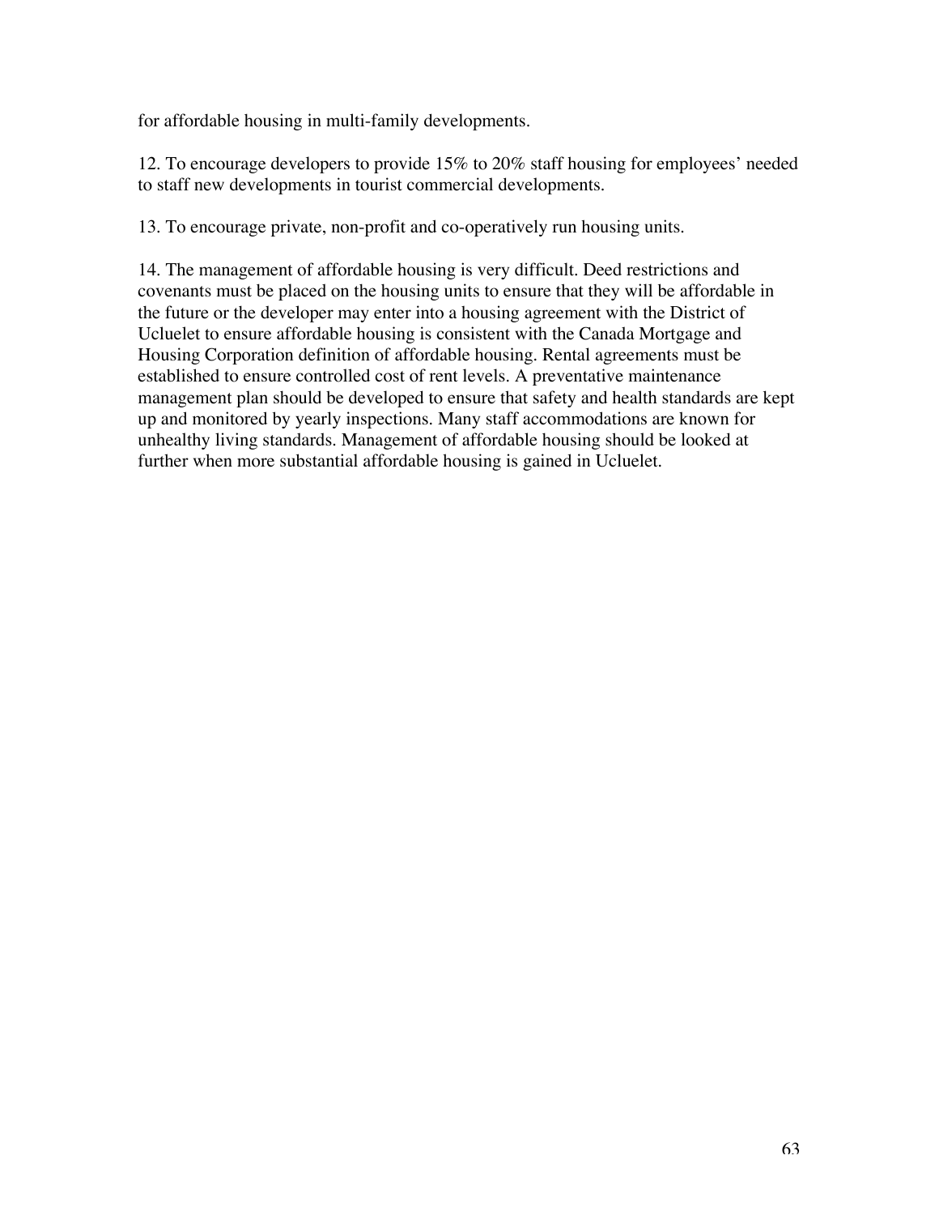for affordable housing in multi-family developments.

12. To encourage developers to provide 15% to 20% staff housing for employees' needed to staff new developments in tourist commercial developments.

13. To encourage private, non-profit and co-operatively run housing units.

14. The management of affordable housing is very difficult. Deed restrictions and covenants must be placed on the housing units to ensure that they will be affordable in the future or the developer may enter into a housing agreement with the District of Ucluelet to ensure affordable housing is consistent with the Canada Mortgage and Housing Corporation definition of affordable housing. Rental agreements must be established to ensure controlled cost of rent levels. A preventative maintenance management plan should be developed to ensure that safety and health standards are kept up and monitored by yearly inspections. Many staff accommodations are known for unhealthy living standards. Management of affordable housing should be looked at further when more substantial affordable housing is gained in Ucluelet.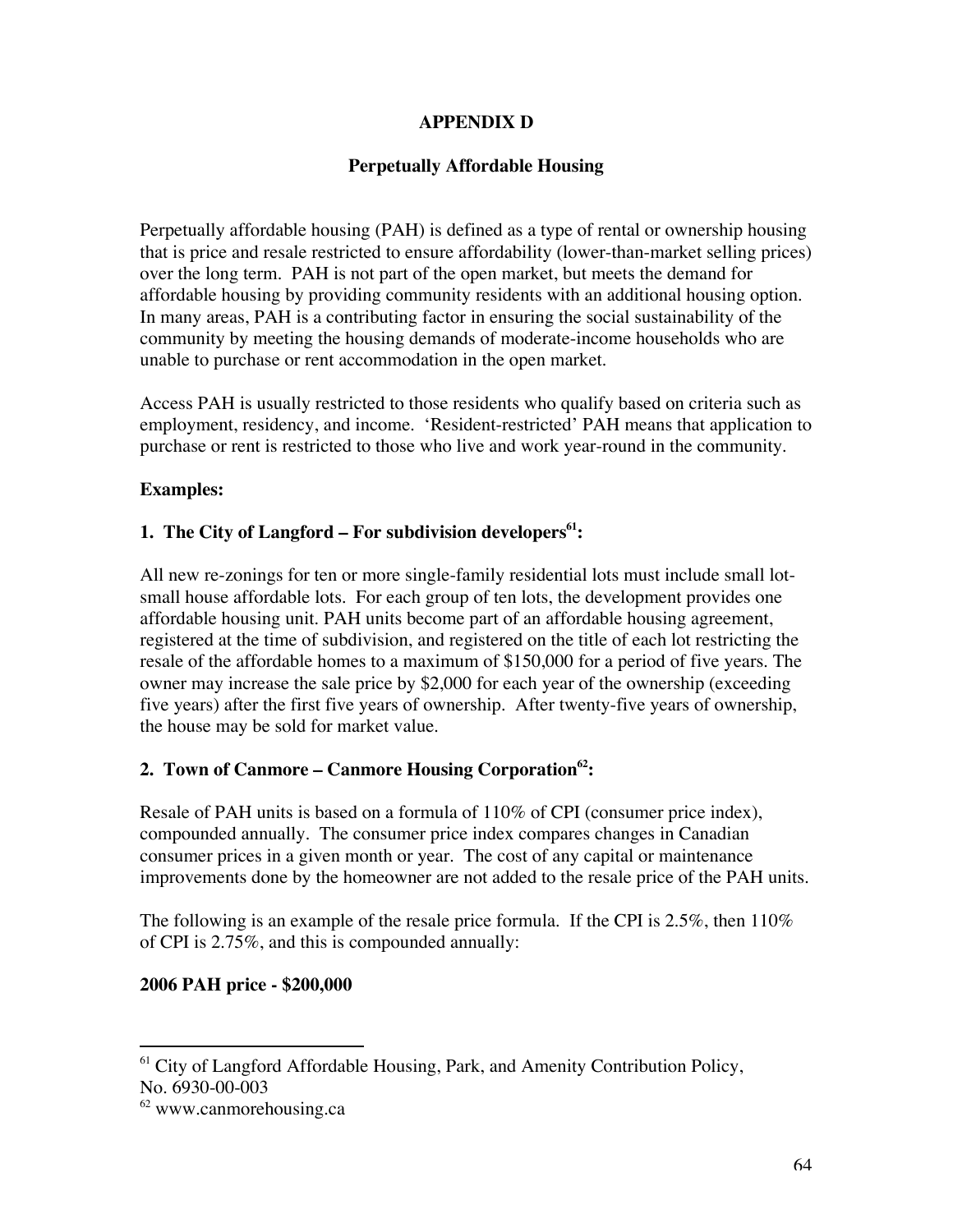# APPENDIX D

## Perpetually Affordable Housing

Perpetually affordable housing (PAH) is defined as a type of rental or ownership housing that is price and resale restricted to ensure affordability (lower-than-market selling prices) over the long term. PAH is not part of the open market, but meets the demand for affordable housing by providing community residents with an additional housing option. In many areas, PAH is a contributing factor in ensuring the social sustainability of the community by meeting the housing demands of moderate-income households who are unable to purchase or rent accommodation in the open market.

Access PAH is usually restricted to those residents who qualify based on criteria such as employment, residency, and income. 'Resident-restricted' PAH means that application to purchase or rent is restricted to those who live and work year-round in the community.

**Examples:**

**1. The City of Langford – For subdivision developers[61]:**

All new re-zonings for ten or more single-family residential lots must include small lot-small house affordable lots. For each group of ten lots, the development provides one affordable housing unit. PAH units become part of an affordable housing agreement, registered at the time of subdivision, and registered on the title of each lot restricting the resale of the affordable homes to a maximum of $150,000 for a period of five years. The owner may increase the sale price by $2,000 for each year of the ownership (exceeding five years) after the first five years of ownership. After twenty-five years of ownership, the house may be sold for market value.

**2. Town of Canmore – Canmore Housing Corporation[62]:**

Resale of PAH units is based on a formula of 110% of CPI (consumer price index), compounded annually. The consumer price index compares changes in Canadian consumer prices in a given month or year. The cost of any capital or maintenance improvements done by the homeowner are not added to the resale price of the PAH units.

The following is an example of the resale price formula. If the CPI is 2.5%, then 110% of CPI is 2.75%, and this is compounded annually:

**2006 PAH price - $200,000**

---

[61] City of Langford Affordable Housing, Park, and Amenity Contribution Policy, No. 6930-00-003

[62] www.canmorehousing.ca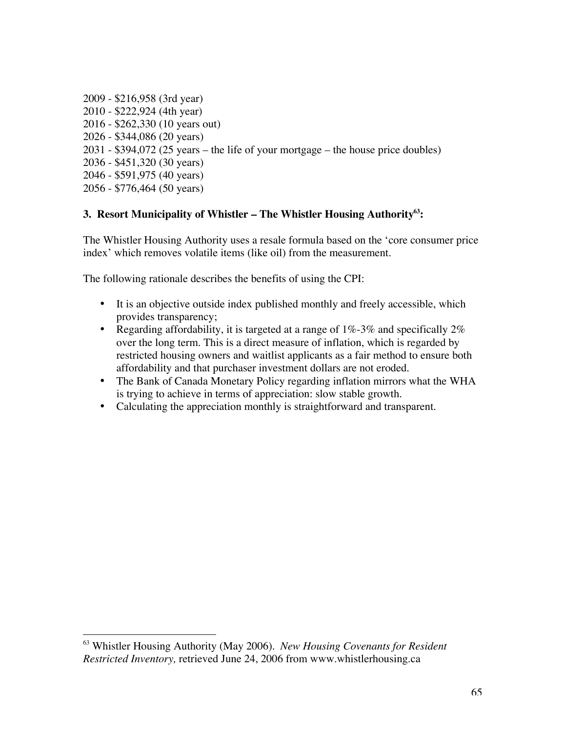2009 - $216,958 (3rd year)
2010 - $222,924 (4th year)
2016 - $262,330 (10 years out)
2026 - $344,086 (20 years)
2031 - $394,072 (25 years – the life of your mortgage – the house price doubles)
2036 - $451,320 (30 years)
2046 - $591,975 (40 years)
2056 - $776,464 (50 years)

### 3. Resort Municipality of Whistler – The Whistler Housing Authority[63]:

The Whistler Housing Authority uses a resale formula based on the 'core consumer price index' which removes volatile items (like oil) from the measurement.

The following rationale describes the benefits of using the CPI:

- It is an objective outside index published monthly and freely accessible, which provides transparency;
- Regarding affordability, it is targeted at a range of 1%-3% and specifically 2% over the long term. This is a direct measure of inflation, which is regarded by restricted housing owners and waitlist applicants as a fair method to ensure both affordability and that purchaser investment dollars are not eroded.
- The Bank of Canada Monetary Policy regarding inflation mirrors what the WHA is trying to achieve in terms of appreciation: slow stable growth.
- Calculating the appreciation monthly is straightforward and transparent.

---

[63] Whistler Housing Authority (May 2006). *New Housing Covenants for Resident Restricted Inventory,* retrieved June 24, 2006 from www.whistlerhousing.ca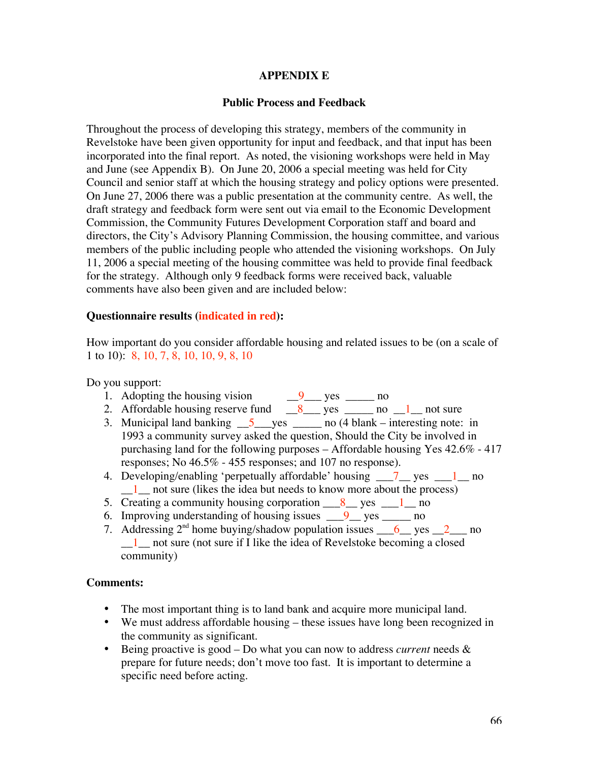# APPENDIX E

## Public Process and Feedback

Throughout the process of developing this strategy, members of the community in Revelstoke have been given opportunity for input and feedback, and that input has been incorporated into the final report. As noted, the visioning workshops were held in May and June (see Appendix B). On June 20, 2006 a special meeting was held for City Council and senior staff at which the housing strategy and policy options were presented. On June 27, 2006 there was a public presentation at the community centre. As well, the draft strategy and feedback form were sent out via email to the Economic Development Commission, the Community Futures Development Corporation staff and board and directors, the City's Advisory Planning Commission, the housing committee, and various members of the public including people who attended the visioning workshops. On July 11, 2006 a special meeting of the housing committee was held to provide final feedback for the strategy. Although only 9 feedback forms were received back, valuable comments have also been given and are included below:

**Questionnaire results (indicated in red):**

How important do you consider affordable housing and related issues to be (on a scale of 1 to 10): 8, 10, 7, 8, 10, 10, 9, 8, 10

Do you support:

1. Adopting the housing vision __9___ yes _____ no
2. Affordable housing reserve fund __8___ yes _____ no __1__ not sure
3. Municipal land banking __5___yes _____ no (4 blank – interesting note: in 1993 a community survey asked the question, Should the City be involved in purchasing land for the following purposes – Affordable housing Yes 42.6% - 417 responses; No 46.5% - 455 responses; and 107 no response).
4. Developing/enabling 'perpetually affordable' housing ___7__ yes ___1__ no __1__ not sure (likes the idea but needs to know more about the process)
5. Creating a community housing corporation ___8__ yes ___1__ no
6. Improving understanding of housing issues ___9__ yes _____ no
7. Addressing 2nd home buying/shadow population issues ___6__ yes __2___ no __1__ not sure (not sure if I like the idea of Revelstoke becoming a closed community)

**Comments:**

- The most important thing is to land bank and acquire more municipal land.
- We must address affordable housing – these issues have long been recognized in the community as significant.
- Being proactive is good – Do what you can now to address *current* needs & prepare for future needs; don't move too fast. It is important to determine a specific need before acting.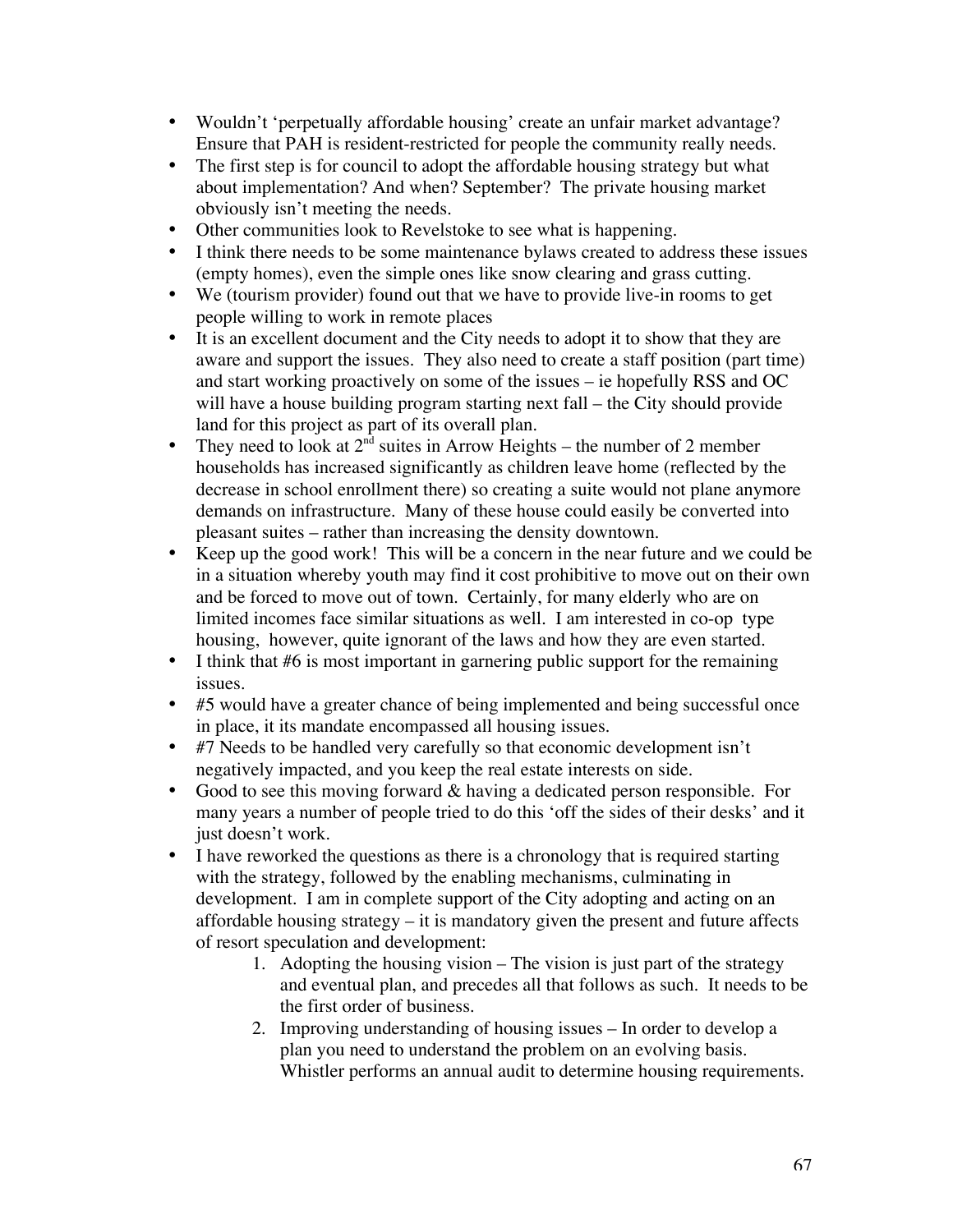- Wouldn't 'perpetually affordable housing' create an unfair market advantage? Ensure that PAH is resident-restricted for people the community really needs.
- The first step is for council to adopt the affordable housing strategy but what about implementation? And when? September? The private housing market obviously isn't meeting the needs.
- Other communities look to Revelstoke to see what is happening.
- I think there needs to be some maintenance bylaws created to address these issues (empty homes), even the simple ones like snow clearing and grass cutting.
- We (tourism provider) found out that we have to provide live-in rooms to get people willing to work in remote places
- It is an excellent document and the City needs to adopt it to show that they are aware and support the issues. They also need to create a staff position (part time) and start working proactively on some of the issues – ie hopefully RSS and OC will have a house building program starting next fall – the City should provide land for this project as part of its overall plan.
- They need to look at 2nd suites in Arrow Heights – the number of 2 member households has increased significantly as children leave home (reflected by the decrease in school enrollment there) so creating a suite would not plane anymore demands on infrastructure. Many of these house could easily be converted into pleasant suites – rather than increasing the density downtown.
- Keep up the good work! This will be a concern in the near future and we could be in a situation whereby youth may find it cost prohibitive to move out on their own and be forced to move out of town. Certainly, for many elderly who are on limited incomes face similar situations as well. I am interested in co-op type housing, however, quite ignorant of the laws and how they are even started.
- I think that #6 is most important in garnering public support for the remaining issues.
- #5 would have a greater chance of being implemented and being successful once in place, it its mandate encompassed all housing issues.
- #7 Needs to be handled very carefully so that economic development isn't negatively impacted, and you keep the real estate interests on side.
- Good to see this moving forward & having a dedicated person responsible. For many years a number of people tried to do this 'off the sides of their desks' and it just doesn't work.
- I have reworked the questions as there is a chronology that is required starting with the strategy, followed by the enabling mechanisms, culminating in development. I am in complete support of the City adopting and acting on an affordable housing strategy – it is mandatory given the present and future affects of resort speculation and development:
    1. Adopting the housing vision – The vision is just part of the strategy and eventual plan, and precedes all that follows as such. It needs to be the first order of business.
    2. Improving understanding of housing issues – In order to develop a plan you need to understand the problem on an evolving basis. Whistler performs an annual audit to determine housing requirements.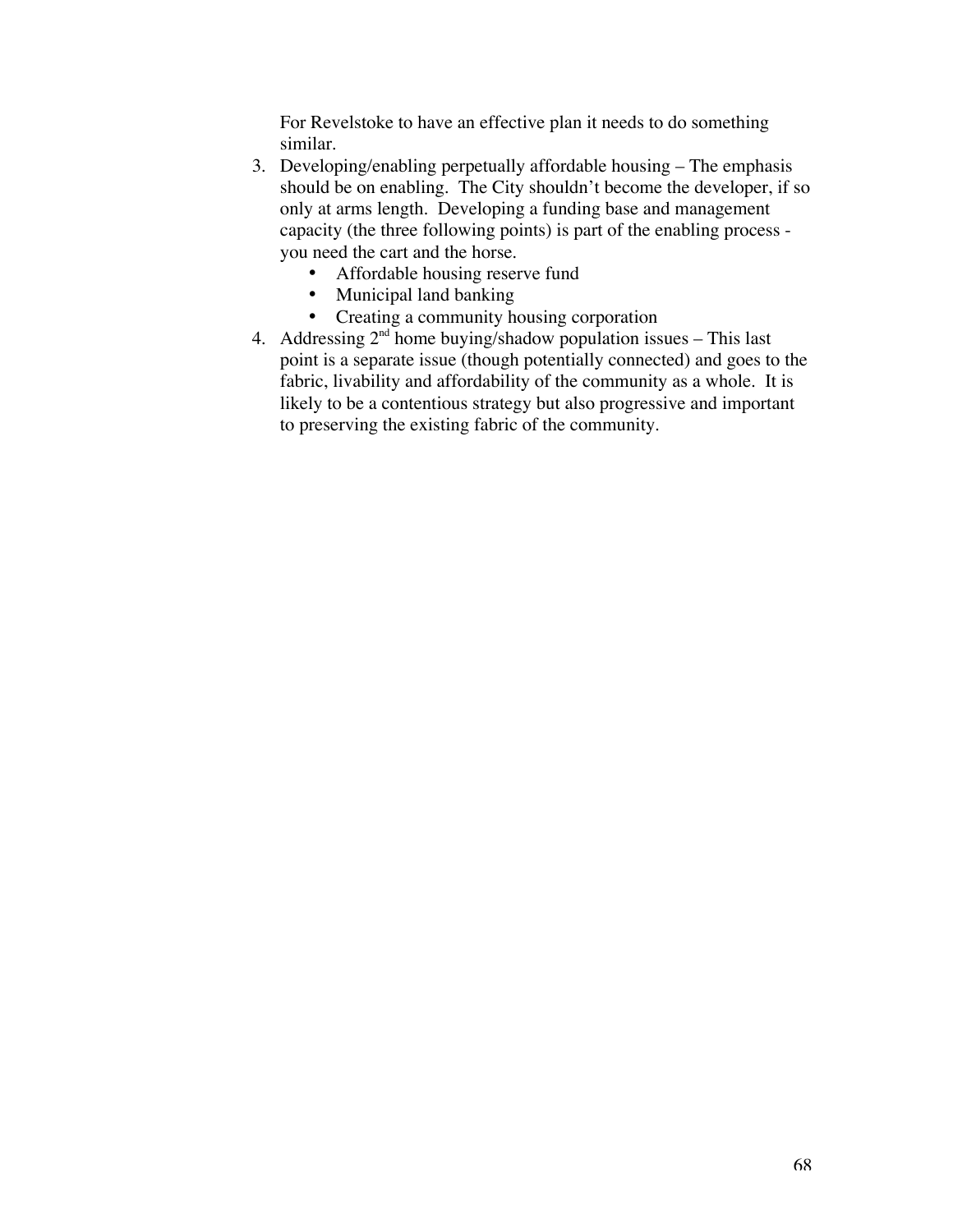For Revelstoke to have an effective plan it needs to do something similar.

3. Developing/enabling perpetually affordable housing – The emphasis should be on enabling. The City shouldn't become the developer, if so only at arms length. Developing a funding base and management capacity (the three following points) is part of the enabling process - you need the cart and the horse.
   - Affordable housing reserve fund
   - Municipal land banking
   - Creating a community housing corporation
4. Addressing 2nd home buying/shadow population issues – This last point is a separate issue (though potentially connected) and goes to the fabric, livability and affordability of the community as a whole. It is likely to be a contentious strategy but also progressive and important to preserving the existing fabric of the community.